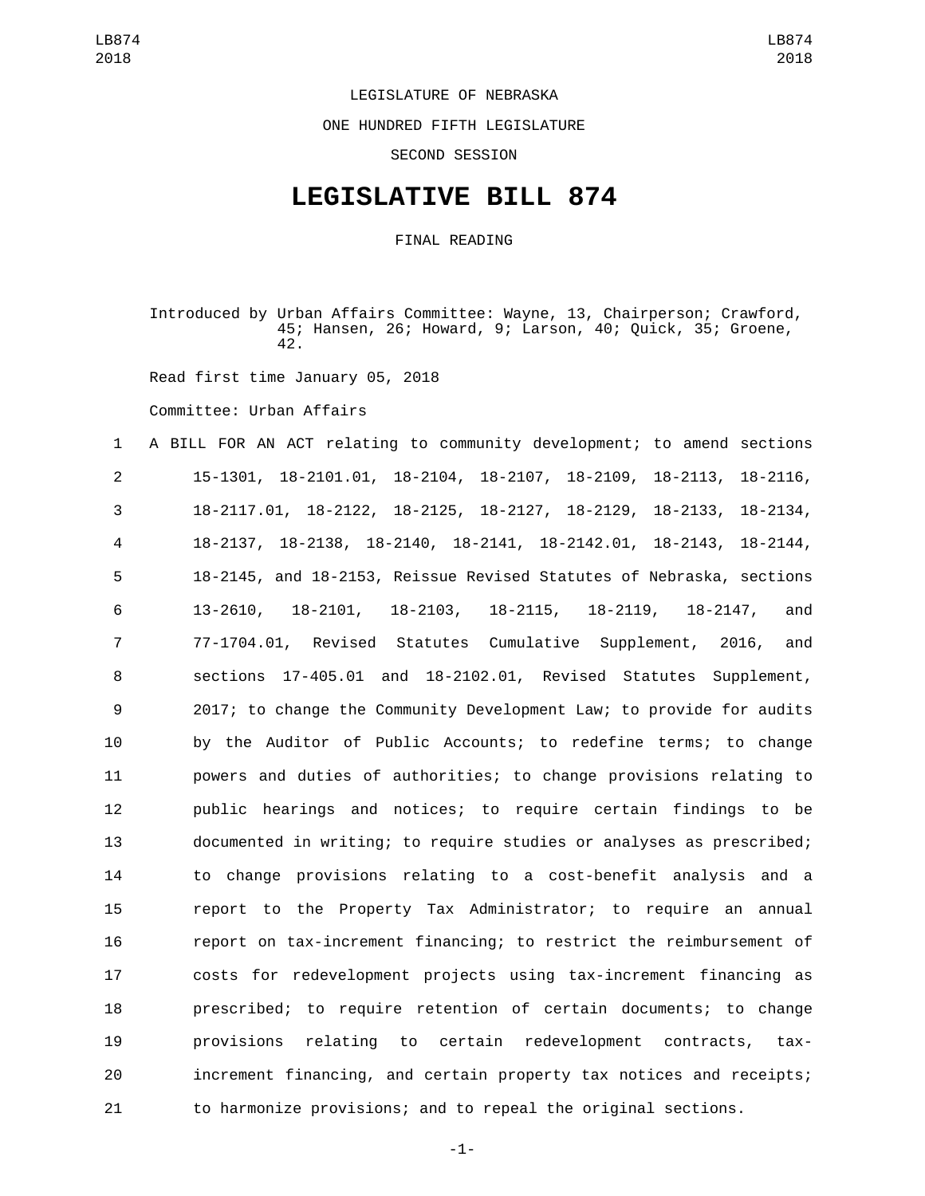LEGISLATURE OF NEBRASKA

ONE HUNDRED FIFTH LEGISLATURE

SECOND SESSION

# LEGISLATIVE BILL 874

FINAL READING

Introduced by Urban Affairs Committee: Wayne, 13, Chairperson; Crawford, 45; Hansen, 26; Howard, 9; Larson, 40; Quick, 35; Groene, 42.

Read first time January 05, 2018

Committee: Urban Affairs

A BILL FOR AN ACT relating to community development; to amend sections 15-1301, 18-2101.01, 18-2104, 18-2107, 18-2109, 18-2113, 18-2116, 18-2117.01, 18-2122, 18-2125, 18-2127, 18-2129, 18-2133, 18-2134, 18-2137, 18-2138, 18-2140, 18-2141, 18-2142.01, 18-2143, 18-2144, 18-2145, and 18-2153, Reissue Revised Statutes of Nebraska, sections 13-2610, 18-2101, 18-2103, 18-2115, 18-2119, 18-2147, and 77-1704.01, Revised Statutes Cumulative Supplement, 2016, and sections 17-405.01 and 18-2102.01, Revised Statutes Supplement, 2017; to change the Community Development Law; to provide for audits by the Auditor of Public Accounts; to redefine terms; to change powers and duties of authorities; to change provisions relating to public hearings and notices; to require certain findings to be documented in writing; to require studies or analyses as prescribed; to change provisions relating to a cost-benefit analysis and a report to the Property Tax Administrator; to require an annual report on tax-increment financing; to restrict the reimbursement of costs for redevelopment projects using tax-increment financing as prescribed; to require retention of certain documents; to change provisions relating to certain redevelopment contracts, tax-increment financing, and certain property tax notices and receipts; to harmonize provisions; and to repeal the original sections.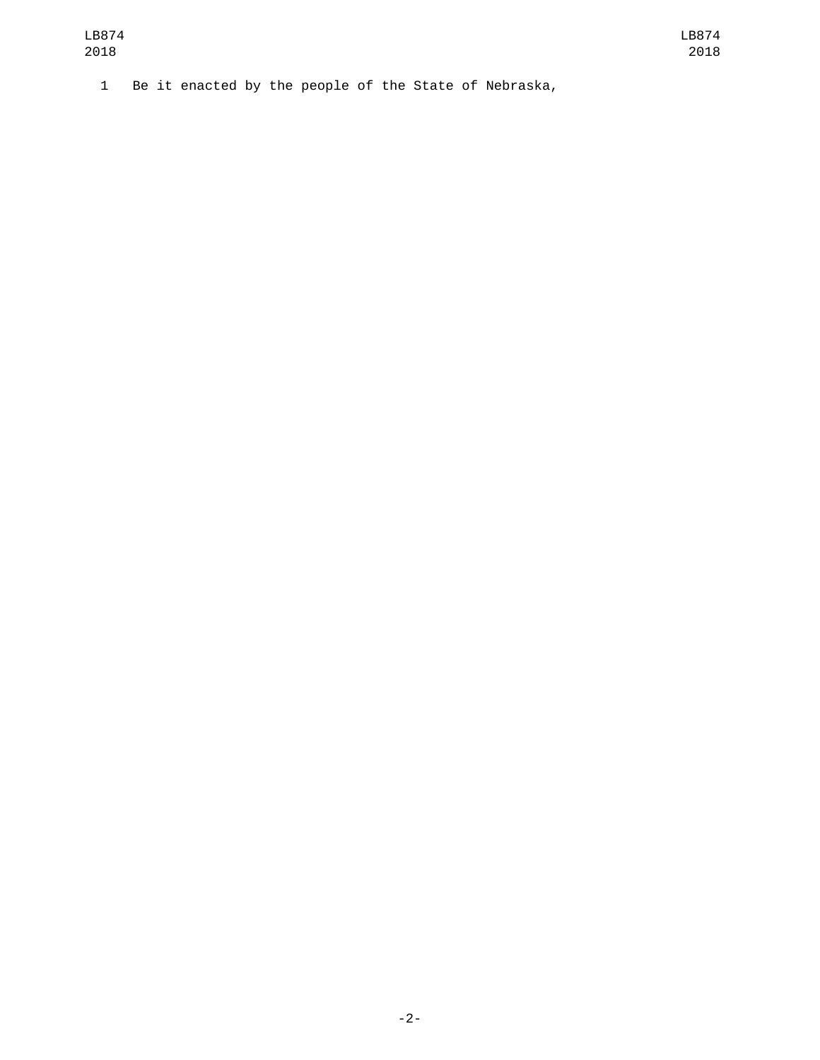Be it enacted by the people of the State of Nebraska,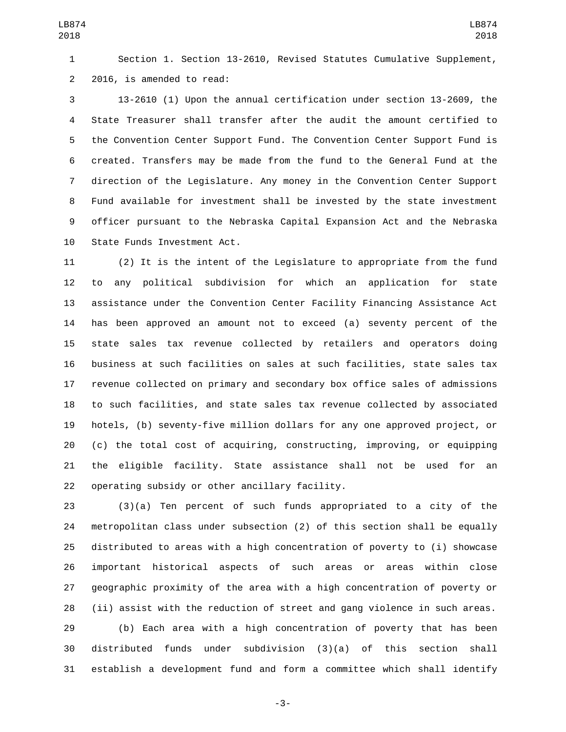Section 1. Section 13-2610, Revised Statutes Cumulative Supplement, 2016, is amended to read:

13-2610 (1) Upon the annual certification under section 13-2609, the State Treasurer shall transfer after the audit the amount certified to the Convention Center Support Fund. The Convention Center Support Fund is created. Transfers may be made from the fund to the General Fund at the direction of the Legislature. Any money in the Convention Center Support Fund available for investment shall be invested by the state investment officer pursuant to the Nebraska Capital Expansion Act and the Nebraska State Funds Investment Act.

(2) It is the intent of the Legislature to appropriate from the fund to any political subdivision for which an application for state assistance under the Convention Center Facility Financing Assistance Act has been approved an amount not to exceed (a) seventy percent of the state sales tax revenue collected by retailers and operators doing business at such facilities on sales at such facilities, state sales tax revenue collected on primary and secondary box office sales of admissions to such facilities, and state sales tax revenue collected by associated hotels, (b) seventy-five million dollars for any one approved project, or (c) the total cost of acquiring, constructing, improving, or equipping the eligible facility. State assistance shall not be used for an operating subsidy or other ancillary facility.

(3)(a) Ten percent of such funds appropriated to a city of the metropolitan class under subsection (2) of this section shall be equally distributed to areas with a high concentration of poverty to (i) showcase important historical aspects of such areas or areas within close geographic proximity of the area with a high concentration of poverty or (ii) assist with the reduction of street and gang violence in such areas.

(b) Each area with a high concentration of poverty that has been distributed funds under subdivision (3)(a) of this section shall establish a development fund and form a committee which shall identify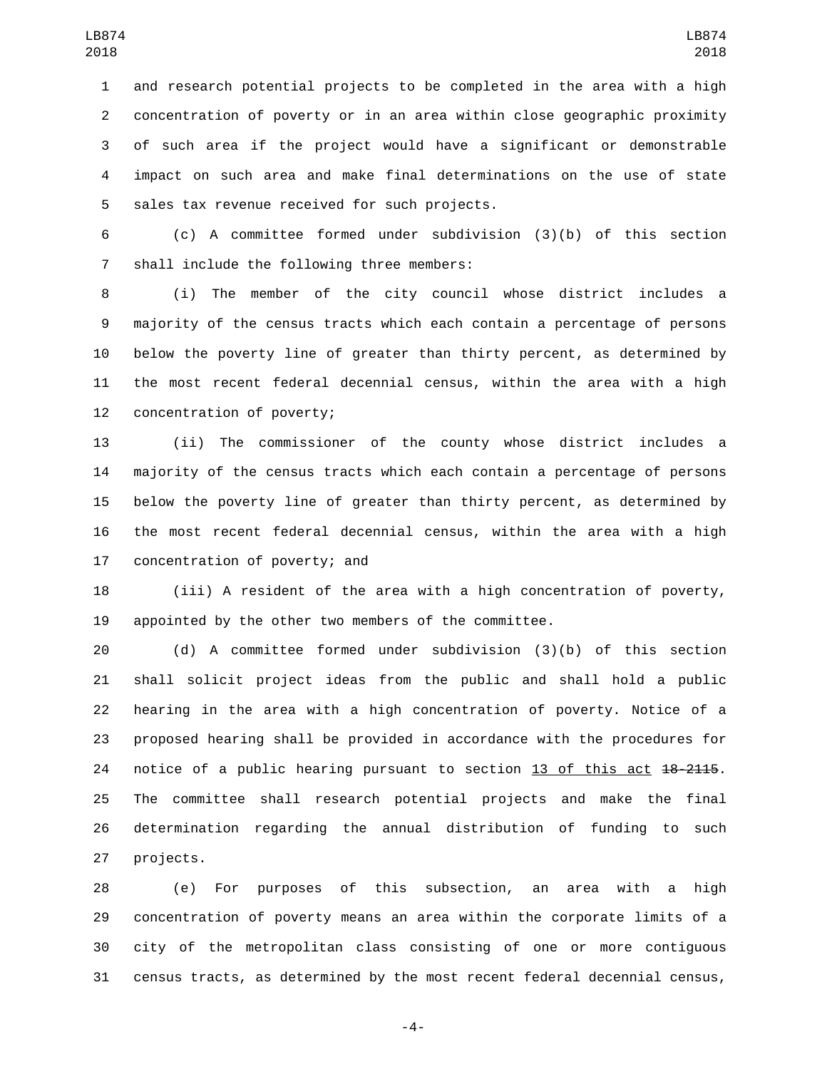and research potential projects to be completed in the area with a high concentration of poverty or in an area within close geographic proximity of such area if the project would have a significant or demonstrable impact on such area and make final determinations on the use of state sales tax revenue received for such projects.

(c) A committee formed under subdivision (3)(b) of this section shall include the following three members:

(i) The member of the city council whose district includes a majority of the census tracts which each contain a percentage of persons below the poverty line of greater than thirty percent, as determined by the most recent federal decennial census, within the area with a high concentration of poverty;

(ii) The commissioner of the county whose district includes a majority of the census tracts which each contain a percentage of persons below the poverty line of greater than thirty percent, as determined by the most recent federal decennial census, within the area with a high concentration of poverty; and

(iii) A resident of the area with a high concentration of poverty, appointed by the other two members of the committee.

(d) A committee formed under subdivision (3)(b) of this section shall solicit project ideas from the public and shall hold a public hearing in the area with a high concentration of poverty. Notice of a proposed hearing shall be provided in accordance with the procedures for notice of a public hearing pursuant to section 13 of this act ~~18-2115~~. The committee shall research potential projects and make the final determination regarding the annual distribution of funding to such projects.

(e) For purposes of this subsection, an area with a high concentration of poverty means an area within the corporate limits of a city of the metropolitan class consisting of one or more contiguous census tracts, as determined by the most recent federal decennial census,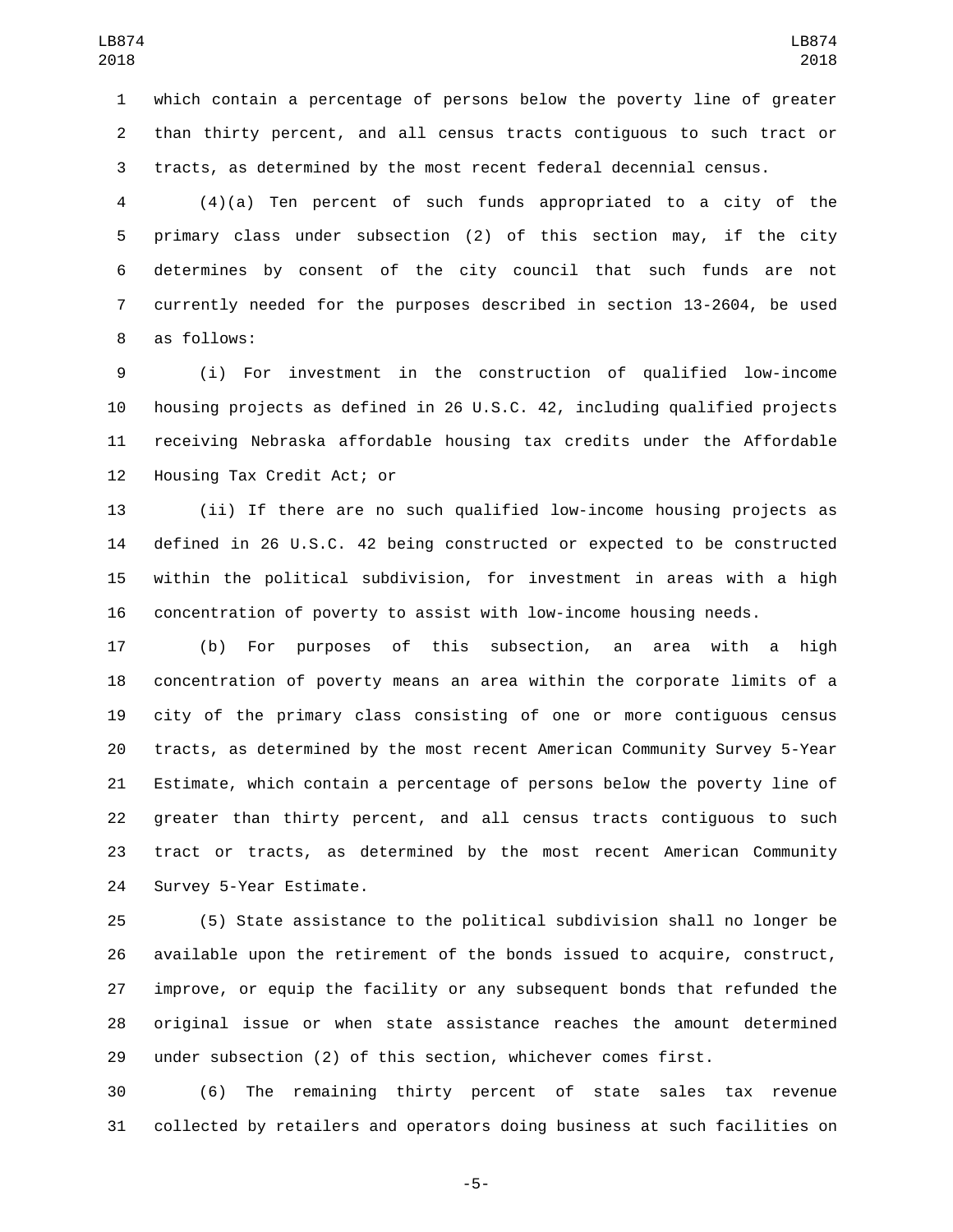which contain a percentage of persons below the poverty line of greater than thirty percent, and all census tracts contiguous to such tract or tracts, as determined by the most recent federal decennial census.

(4)(a) Ten percent of such funds appropriated to a city of the primary class under subsection (2) of this section may, if the city determines by consent of the city council that such funds are not currently needed for the purposes described in section 13-2604, be used as follows:

(i) For investment in the construction of qualified low-income housing projects as defined in 26 U.S.C. 42, including qualified projects receiving Nebraska affordable housing tax credits under the Affordable Housing Tax Credit Act; or

(ii) If there are no such qualified low-income housing projects as defined in 26 U.S.C. 42 being constructed or expected to be constructed within the political subdivision, for investment in areas with a high concentration of poverty to assist with low-income housing needs.

(b) For purposes of this subsection, an area with a high concentration of poverty means an area within the corporate limits of a city of the primary class consisting of one or more contiguous census tracts, as determined by the most recent American Community Survey 5-Year Estimate, which contain a percentage of persons below the poverty line of greater than thirty percent, and all census tracts contiguous to such tract or tracts, as determined by the most recent American Community Survey 5-Year Estimate.

(5) State assistance to the political subdivision shall no longer be available upon the retirement of the bonds issued to acquire, construct, improve, or equip the facility or any subsequent bonds that refunded the original issue or when state assistance reaches the amount determined under subsection (2) of this section, whichever comes first.

(6) The remaining thirty percent of state sales tax revenue collected by retailers and operators doing business at such facilities on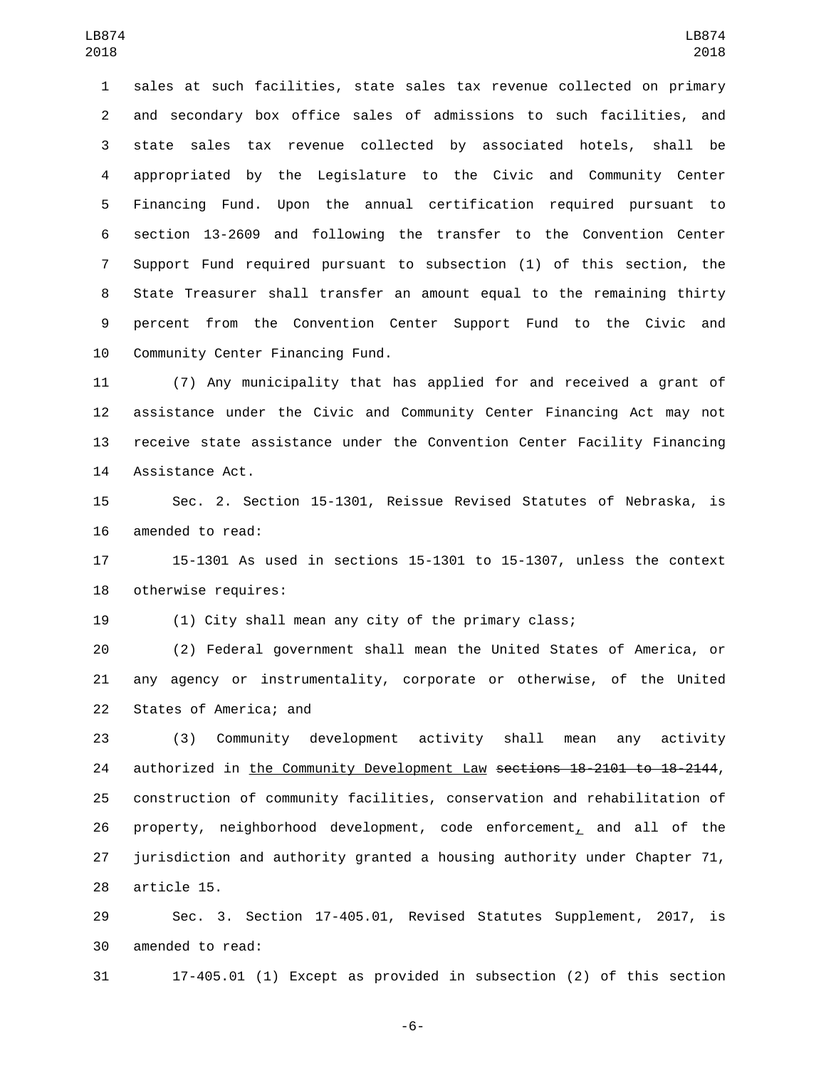sales at such facilities, state sales tax revenue collected on primary and secondary box office sales of admissions to such facilities, and state sales tax revenue collected by associated hotels, shall be appropriated by the Legislature to the Civic and Community Center Financing Fund. Upon the annual certification required pursuant to section 13-2609 and following the transfer to the Convention Center Support Fund required pursuant to subsection (1) of this section, the State Treasurer shall transfer an amount equal to the remaining thirty percent from the Convention Center Support Fund to the Civic and Community Center Financing Fund.

(7) Any municipality that has applied for and received a grant of assistance under the Civic and Community Center Financing Act may not receive state assistance under the Convention Center Facility Financing Assistance Act.

Sec. 2. Section 15-1301, Reissue Revised Statutes of Nebraska, is amended to read:

15-1301 As used in sections 15-1301 to 15-1307, unless the context otherwise requires:

(1) City shall mean any city of the primary class;

(2) Federal government shall mean the United States of America, or any agency or instrumentality, corporate or otherwise, of the United States of America; and

(3) Community development activity shall mean any activity authorized in <u>the Community Development Law</u> ~~sections 18-2101 to 18-2144~~, construction of community facilities, conservation and rehabilitation of property, neighborhood development, code enforcement<u>,</u> and all of the jurisdiction and authority granted a housing authority under Chapter 71, article 15.

Sec. 3. Section 17-405.01, Revised Statutes Supplement, 2017, is amended to read:

17-405.01 (1) Except as provided in subsection (2) of this section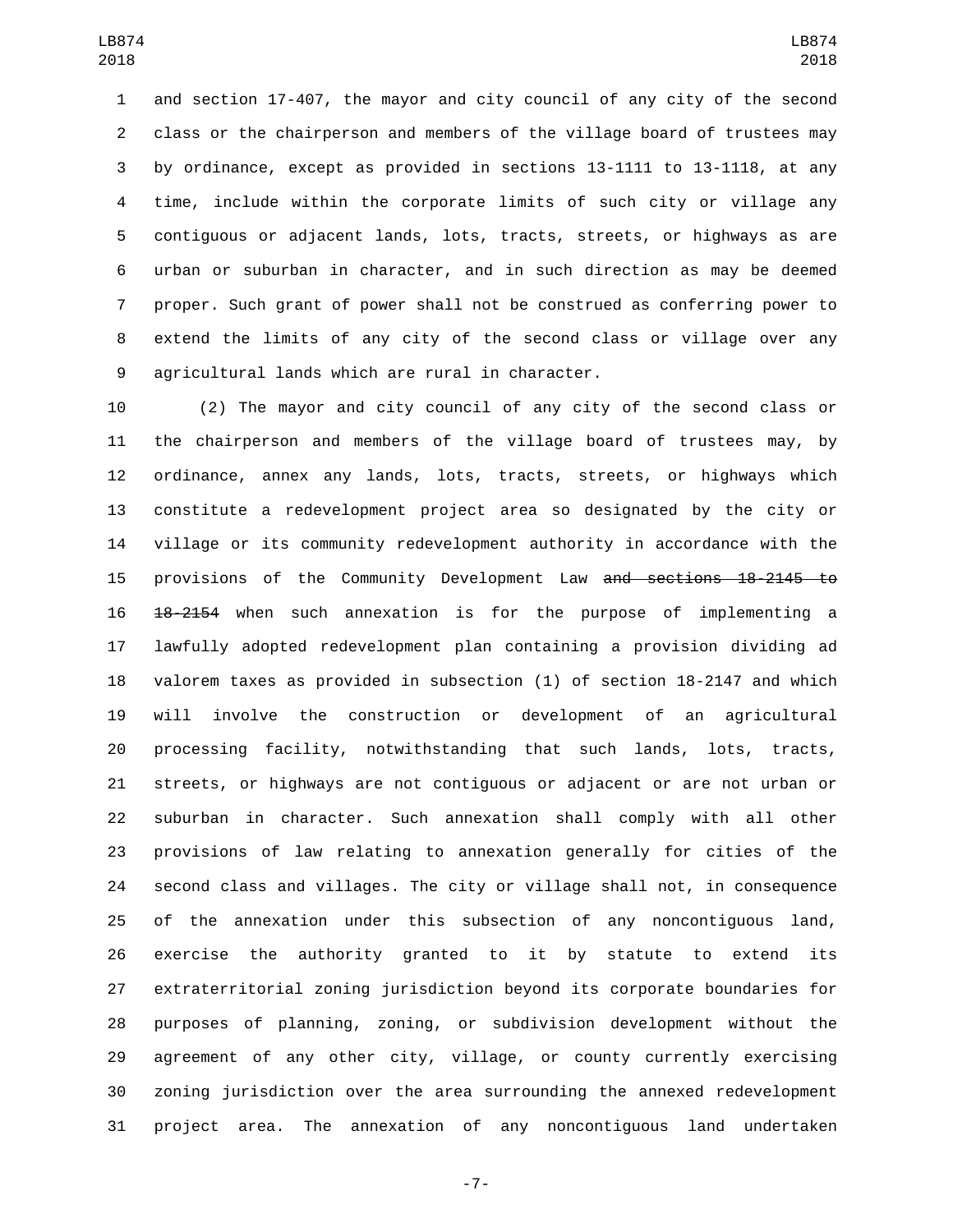and section 17-407, the mayor and city council of any city of the second class or the chairperson and members of the village board of trustees may by ordinance, except as provided in sections 13-1111 to 13-1118, at any time, include within the corporate limits of such city or village any contiguous or adjacent lands, lots, tracts, streets, or highways as are urban or suburban in character, and in such direction as may be deemed proper. Such grant of power shall not be construed as conferring power to extend the limits of any city of the second class or village over any agricultural lands which are rural in character.

(2) The mayor and city council of any city of the second class or the chairperson and members of the village board of trustees may, by ordinance, annex any lands, lots, tracts, streets, or highways which constitute a redevelopment project area so designated by the city or village or its community redevelopment authority in accordance with the provisions of the Community Development Law ~~and sections 18-2145 to 18-2154~~ when such annexation is for the purpose of implementing a lawfully adopted redevelopment plan containing a provision dividing ad valorem taxes as provided in subsection (1) of section 18-2147 and which will involve the construction or development of an agricultural processing facility, notwithstanding that such lands, lots, tracts, streets, or highways are not contiguous or adjacent or are not urban or suburban in character. Such annexation shall comply with all other provisions of law relating to annexation generally for cities of the second class and villages. The city or village shall not, in consequence of the annexation under this subsection of any noncontiguous land, exercise the authority granted to it by statute to extend its extraterritorial zoning jurisdiction beyond its corporate boundaries for purposes of planning, zoning, or subdivision development without the agreement of any other city, village, or county currently exercising zoning jurisdiction over the area surrounding the annexed redevelopment project area. The annexation of any noncontiguous land undertaken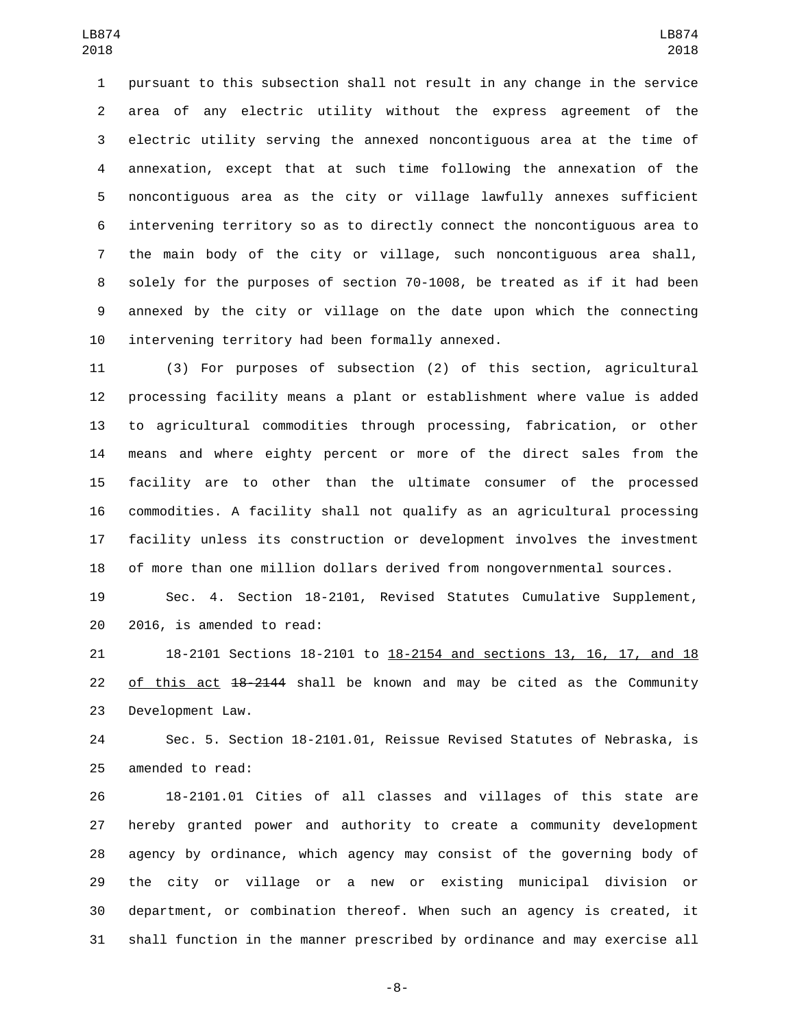pursuant to this subsection shall not result in any change in the service area of any electric utility without the express agreement of the electric utility serving the annexed noncontiguous area at the time of annexation, except that at such time following the annexation of the noncontiguous area as the city or village lawfully annexes sufficient intervening territory so as to directly connect the noncontiguous area to the main body of the city or village, such noncontiguous area shall, solely for the purposes of section 70-1008, be treated as if it had been annexed by the city or village on the date upon which the connecting intervening territory had been formally annexed.

(3) For purposes of subsection (2) of this section, agricultural processing facility means a plant or establishment where value is added to agricultural commodities through processing, fabrication, or other means and where eighty percent or more of the direct sales from the facility are to other than the ultimate consumer of the processed commodities. A facility shall not qualify as an agricultural processing facility unless its construction or development involves the investment of more than one million dollars derived from nongovernmental sources.

Sec. 4. Section 18-2101, Revised Statutes Cumulative Supplement, 2016, is amended to read:

18-2101 Sections 18-2101 to <u>18-2154 and sections 13, 16, 17, and 18 of this act</u> ~~18-2144~~ shall be known and may be cited as the Community Development Law.

Sec. 5. Section 18-2101.01, Reissue Revised Statutes of Nebraska, is amended to read:

18-2101.01 Cities of all classes and villages of this state are hereby granted power and authority to create a community development agency by ordinance, which agency may consist of the governing body of the city or village or a new or existing municipal division or department, or combination thereof. When such an agency is created, it shall function in the manner prescribed by ordinance and may exercise all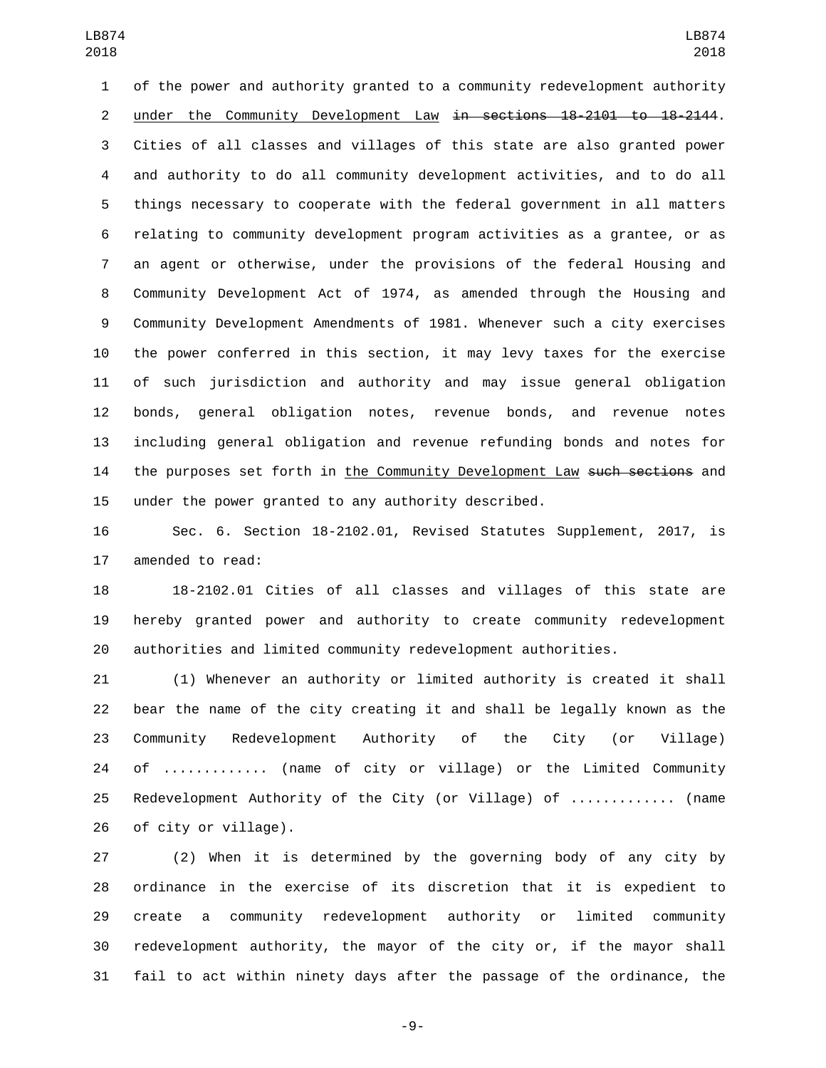of the power and authority granted to a community redevelopment authority under the Community Development Law ~~in sections 18-2101 to 18-2144~~. Cities of all classes and villages of this state are also granted power and authority to do all community development activities, and to do all things necessary to cooperate with the federal government in all matters relating to community development program activities as a grantee, or as an agent or otherwise, under the provisions of the federal Housing and Community Development Act of 1974, as amended through the Housing and Community Development Amendments of 1981. Whenever such a city exercises the power conferred in this section, it may levy taxes for the exercise of such jurisdiction and authority and may issue general obligation bonds, general obligation notes, revenue bonds, and revenue notes including general obligation and revenue refunding bonds and notes for the purposes set forth in the Community Development Law ~~such sections~~ and under the power granted to any authority described.

Sec. 6. Section 18-2102.01, Revised Statutes Supplement, 2017, is amended to read:

18-2102.01 Cities of all classes and villages of this state are hereby granted power and authority to create community redevelopment authorities and limited community redevelopment authorities.

(1) Whenever an authority or limited authority is created it shall bear the name of the city creating it and shall be legally known as the Community Redevelopment Authority of the City (or Village) of ............ (name of city or village) or the Limited Community Redevelopment Authority of the City (or Village) of ............ (name of city or village).

(2) When it is determined by the governing body of any city by ordinance in the exercise of its discretion that it is expedient to create a community redevelopment authority or limited community redevelopment authority, the mayor of the city or, if the mayor shall fail to act within ninety days after the passage of the ordinance, the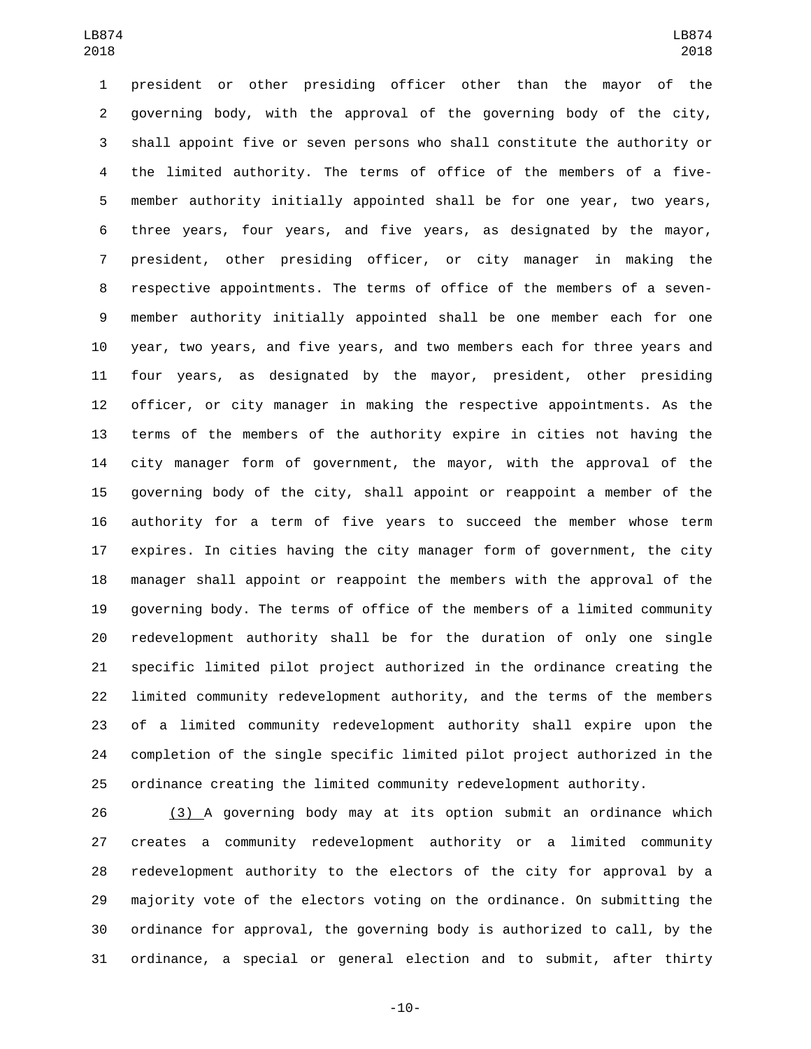president or other presiding officer other than the mayor of the governing body, with the approval of the governing body of the city, shall appoint five or seven persons who shall constitute the authority or the limited authority. The terms of office of the members of a five-member authority initially appointed shall be for one year, two years, three years, four years, and five years, as designated by the mayor, president, other presiding officer, or city manager in making the respective appointments. The terms of office of the members of a seven-member authority initially appointed shall be one member each for one year, two years, and five years, and two members each for three years and four years, as designated by the mayor, president, other presiding officer, or city manager in making the respective appointments. As the terms of the members of the authority expire in cities not having the city manager form of government, the mayor, with the approval of the governing body of the city, shall appoint or reappoint a member of the authority for a term of five years to succeed the member whose term expires. In cities having the city manager form of government, the city manager shall appoint or reappoint the members with the approval of the governing body. The terms of office of the members of a limited community redevelopment authority shall be for the duration of only one single specific limited pilot project authorized in the ordinance creating the limited community redevelopment authority, and the terms of the members of a limited community redevelopment authority shall expire upon the completion of the single specific limited pilot project authorized in the ordinance creating the limited community redevelopment authority.

(3) A governing body may at its option submit an ordinance which creates a community redevelopment authority or a limited community redevelopment authority to the electors of the city for approval by a majority vote of the electors voting on the ordinance. On submitting the ordinance for approval, the governing body is authorized to call, by the ordinance, a special or general election and to submit, after thirty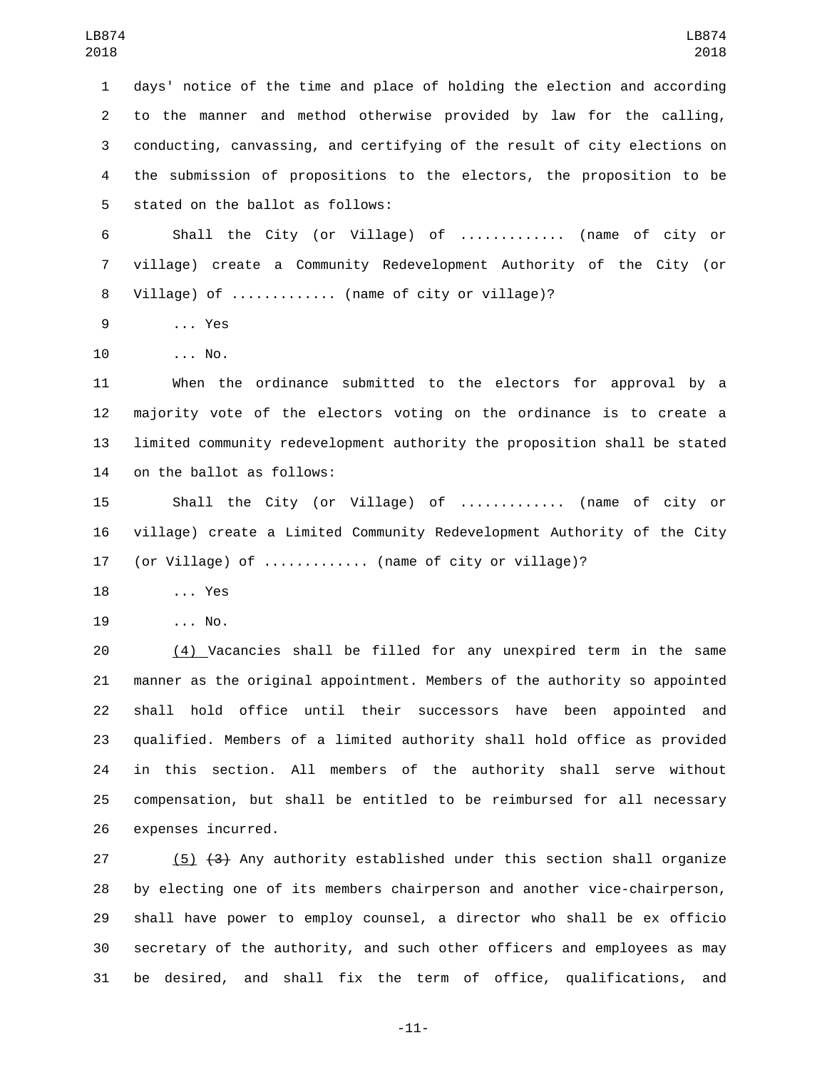days' notice of the time and place of holding the election and according to the manner and method otherwise provided by law for the calling, conducting, canvassing, and certifying of the result of city elections on the submission of propositions to the electors, the proposition to be stated on the ballot as follows:

Shall the City (or Village) of ............ (name of city or village) create a Community Redevelopment Authority of the City (or Village) of ............ (name of city or village)?

... Yes

... No.

When the ordinance submitted to the electors for approval by a majority vote of the electors voting on the ordinance is to create a limited community redevelopment authority the proposition shall be stated on the ballot as follows:

Shall the City (or Village) of ............ (name of city or village) create a Limited Community Redevelopment Authority of the City (or Village) of ............ (name of city or village)?

... Yes

... No.

(4) Vacancies shall be filled for any unexpired term in the same manner as the original appointment. Members of the authority so appointed shall hold office until their successors have been appointed and qualified. Members of a limited authority shall hold office as provided in this section. All members of the authority shall serve without compensation, but shall be entitled to be reimbursed for all necessary expenses incurred.

(5) ~~(3)~~ Any authority established under this section shall organize by electing one of its members chairperson and another vice-chairperson, shall have power to employ counsel, a director who shall be ex officio secretary of the authority, and such other officers and employees as may be desired, and shall fix the term of office, qualifications, and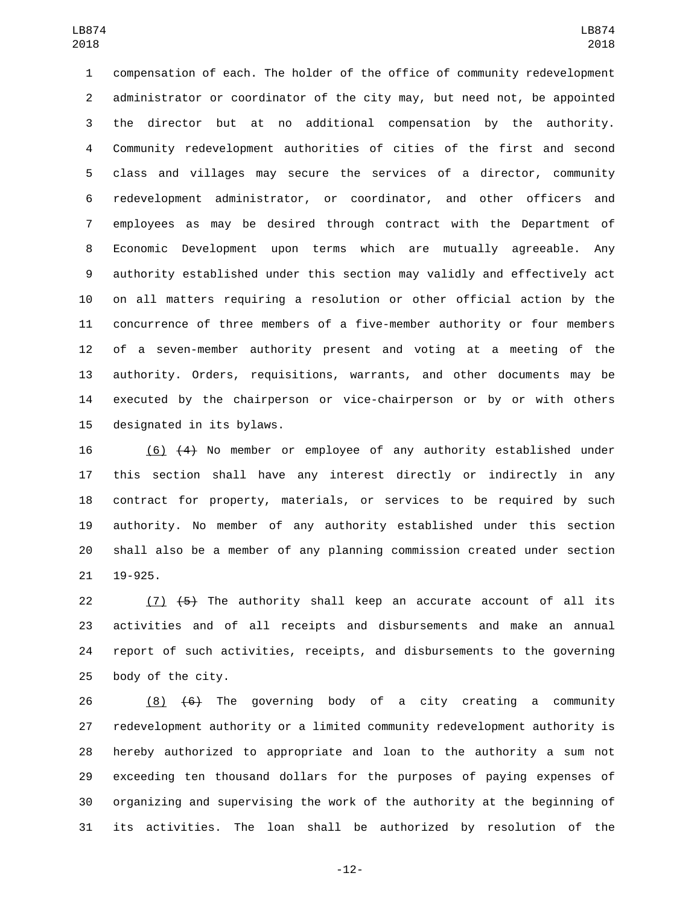compensation of each. The holder of the office of community redevelopment administrator or coordinator of the city may, but need not, be appointed the director but at no additional compensation by the authority. Community redevelopment authorities of cities of the first and second class and villages may secure the services of a director, community redevelopment administrator, or coordinator, and other officers and employees as may be desired through contract with the Department of Economic Development upon terms which are mutually agreeable. Any authority established under this section may validly and effectively act on all matters requiring a resolution or other official action by the concurrence of three members of a five-member authority or four members of a seven-member authority present and voting at a meeting of the authority. Orders, requisitions, warrants, and other documents may be executed by the chairperson or vice-chairperson or by or with others designated in its bylaws.

(6) ~~(4)~~ No member or employee of any authority established under this section shall have any interest directly or indirectly in any contract for property, materials, or services to be required by such authority. No member of any authority established under this section shall also be a member of any planning commission created under section 19-925.

(7) ~~(5)~~ The authority shall keep an accurate account of all its activities and of all receipts and disbursements and make an annual report of such activities, receipts, and disbursements to the governing body of the city.

(8) ~~(6)~~ The governing body of a city creating a community redevelopment authority or a limited community redevelopment authority is hereby authorized to appropriate and loan to the authority a sum not exceeding ten thousand dollars for the purposes of paying expenses of organizing and supervising the work of the authority at the beginning of its activities. The loan shall be authorized by resolution of the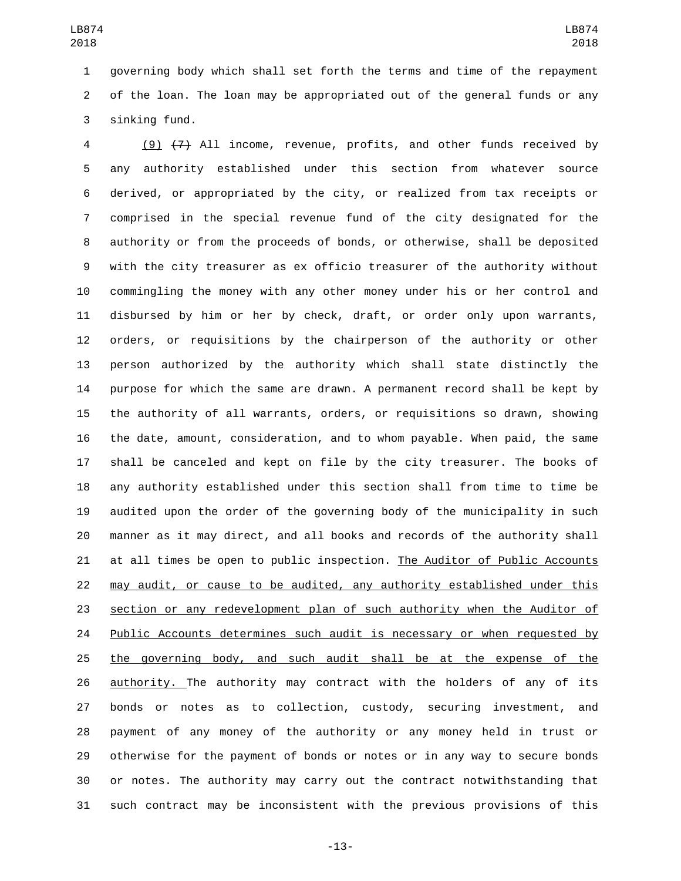governing body which shall set forth the terms and time of the repayment of the loan. The loan may be appropriated out of the general funds or any sinking fund.

(9) ~~(7)~~ All income, revenue, profits, and other funds received by any authority established under this section from whatever source derived, or appropriated by the city, or realized from tax receipts or comprised in the special revenue fund of the city designated for the authority or from the proceeds of bonds, or otherwise, shall be deposited with the city treasurer as ex officio treasurer of the authority without commingling the money with any other money under his or her control and disbursed by him or her by check, draft, or order only upon warrants, orders, or requisitions by the chairperson of the authority or other person authorized by the authority which shall state distinctly the purpose for which the same are drawn. A permanent record shall be kept by the authority of all warrants, orders, or requisitions so drawn, showing the date, amount, consideration, and to whom payable. When paid, the same shall be canceled and kept on file by the city treasurer. The books of any authority established under this section shall from time to time be audited upon the order of the governing body of the municipality in such manner as it may direct, and all books and records of the authority shall at all times be open to public inspection. The Auditor of Public Accounts may audit, or cause to be audited, any authority established under this section or any redevelopment plan of such authority when the Auditor of Public Accounts determines such audit is necessary or when requested by the governing body, and such audit shall be at the expense of the authority. The authority may contract with the holders of any of its bonds or notes as to collection, custody, securing investment, and payment of any money of the authority or any money held in trust or otherwise for the payment of bonds or notes or in any way to secure bonds or notes. The authority may carry out the contract notwithstanding that such contract may be inconsistent with the previous provisions of this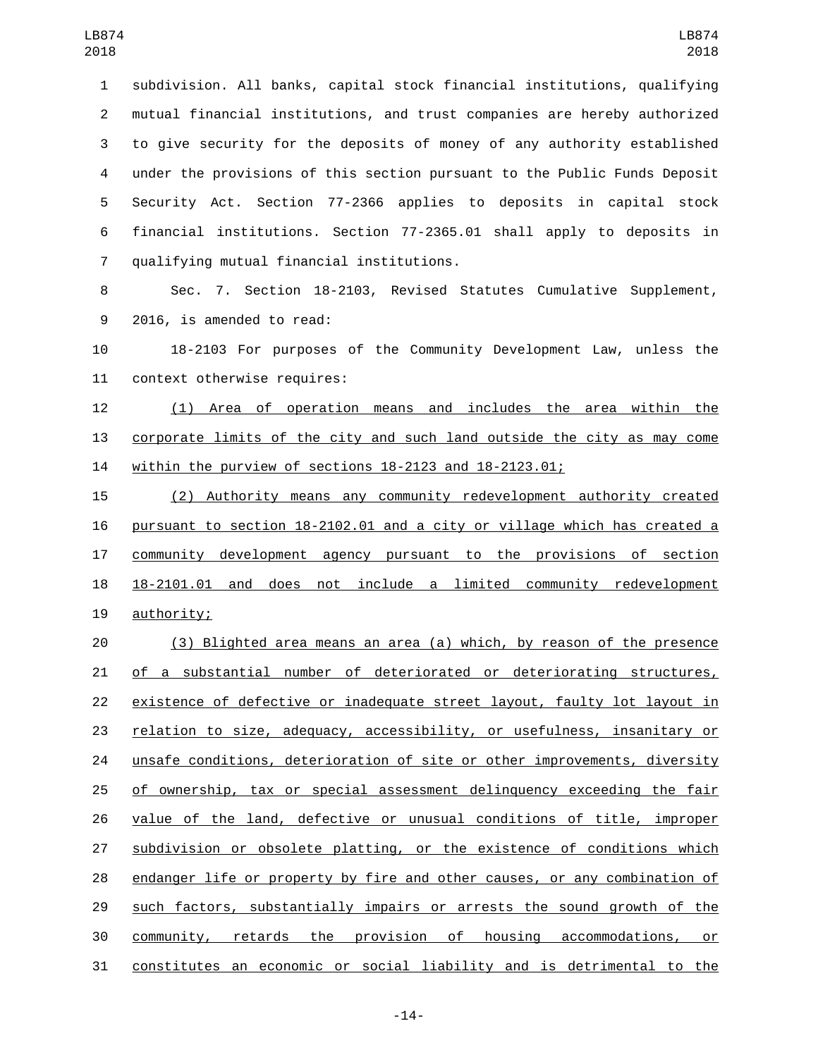subdivision. All banks, capital stock financial institutions, qualifying mutual financial institutions, and trust companies are hereby authorized to give security for the deposits of money of any authority established under the provisions of this section pursuant to the Public Funds Deposit Security Act. Section 77-2366 applies to deposits in capital stock financial institutions. Section 77-2365.01 shall apply to deposits in qualifying mutual financial institutions.

Sec. 7. Section 18-2103, Revised Statutes Cumulative Supplement, 2016, is amended to read:

18-2103 For purposes of the Community Development Law, unless the context otherwise requires:

(1) Area of operation means and includes the area within the corporate limits of the city and such land outside the city as may come within the purview of sections 18-2123 and 18-2123.01;

(2) Authority means any community redevelopment authority created pursuant to section 18-2102.01 and a city or village which has created a community development agency pursuant to the provisions of section 18-2101.01 and does not include a limited community redevelopment authority;

(3) Blighted area means an area (a) which, by reason of the presence of a substantial number of deteriorated or deteriorating structures, existence of defective or inadequate street layout, faulty lot layout in relation to size, adequacy, accessibility, or usefulness, insanitary or unsafe conditions, deterioration of site or other improvements, diversity of ownership, tax or special assessment delinquency exceeding the fair value of the land, defective or unusual conditions of title, improper subdivision or obsolete platting, or the existence of conditions which endanger life or property by fire and other causes, or any combination of such factors, substantially impairs or arrests the sound growth of the community, retards the provision of housing accommodations, or constitutes an economic or social liability and is detrimental to the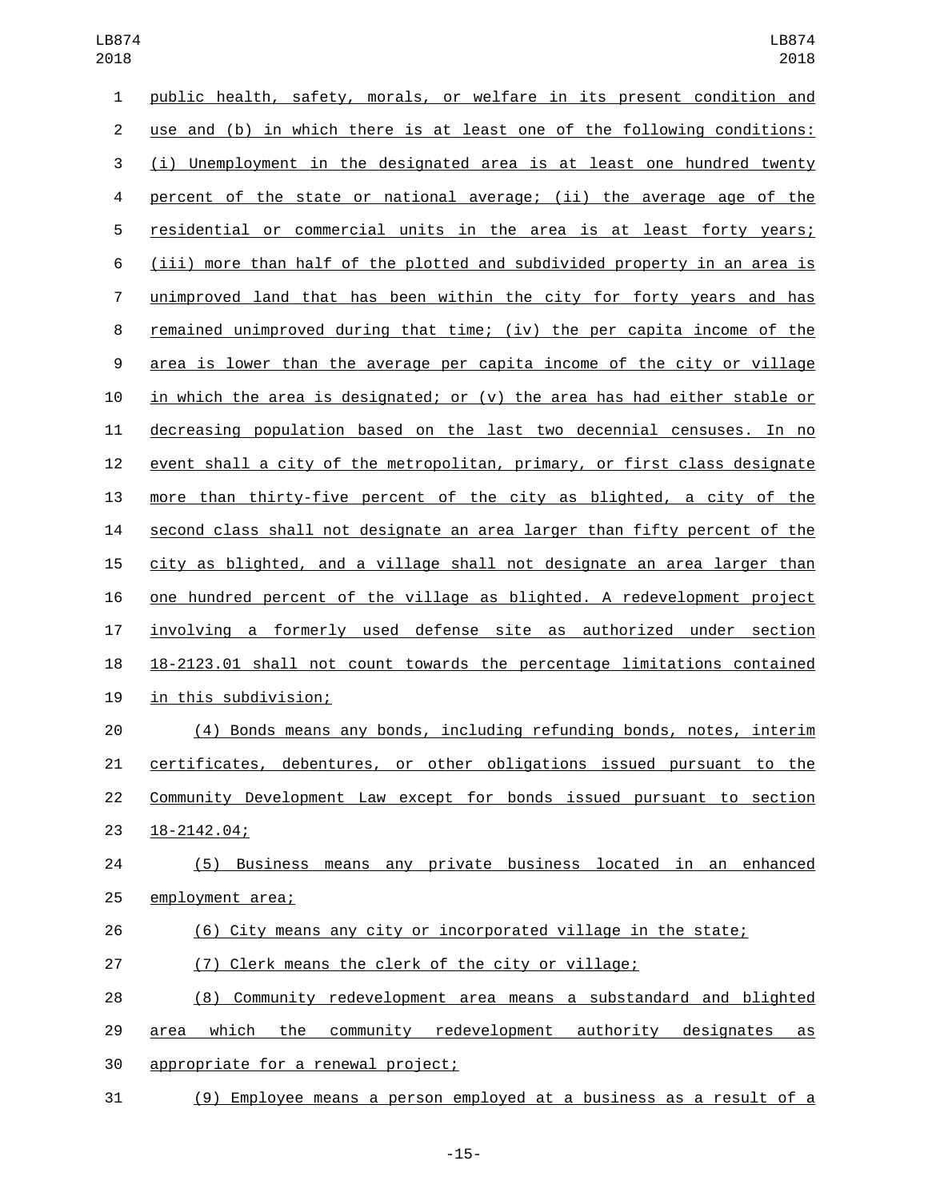public health, safety, morals, or welfare in its present condition and use and (b) in which there is at least one of the following conditions: (i) Unemployment in the designated area is at least one hundred twenty percent of the state or national average; (ii) the average age of the residential or commercial units in the area is at least forty years; (iii) more than half of the plotted and subdivided property in an area is unimproved land that has been within the city for forty years and has remained unimproved during that time; (iv) the per capita income of the area is lower than the average per capita income of the city or village in which the area is designated; or (v) the area has had either stable or decreasing population based on the last two decennial censuses. In no event shall a city of the metropolitan, primary, or first class designate more than thirty-five percent of the city as blighted, a city of the second class shall not designate an area larger than fifty percent of the city as blighted, and a village shall not designate an area larger than one hundred percent of the village as blighted. A redevelopment project involving a formerly used defense site as authorized under section 18-2123.01 shall not count towards the percentage limitations contained in this subdivision;

(4) Bonds means any bonds, including refunding bonds, notes, interim certificates, debentures, or other obligations issued pursuant to the Community Development Law except for bonds issued pursuant to section 18-2142.04;

(5) Business means any private business located in an enhanced employment area;

(6) City means any city or incorporated village in the state;

(7) Clerk means the clerk of the city or village;

(8) Community redevelopment area means a substandard and blighted area which the community redevelopment authority designates as appropriate for a renewal project;

(9) Employee means a person employed at a business as a result of a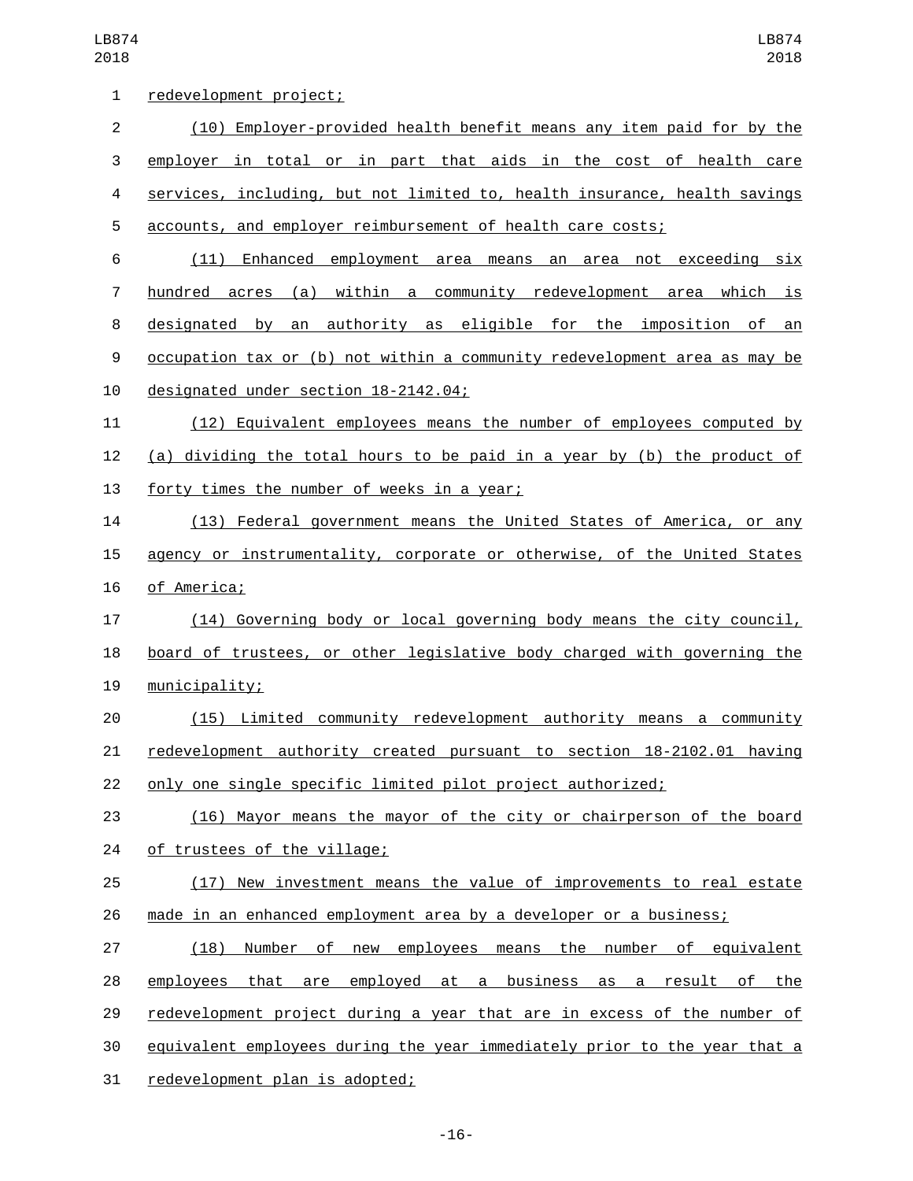redevelopment project;

(10) Employer-provided health benefit means any item paid for by the employer in total or in part that aids in the cost of health care services, including, but not limited to, health insurance, health savings accounts, and employer reimbursement of health care costs;

(11) Enhanced employment area means an area not exceeding six hundred acres (a) within a community redevelopment area which is designated by an authority as eligible for the imposition of an occupation tax or (b) not within a community redevelopment area as may be designated under section 18-2142.04;

(12) Equivalent employees means the number of employees computed by (a) dividing the total hours to be paid in a year by (b) the product of forty times the number of weeks in a year;

(13) Federal government means the United States of America, or any agency or instrumentality, corporate or otherwise, of the United States of America;

(14) Governing body or local governing body means the city council, board of trustees, or other legislative body charged with governing the municipality;

(15) Limited community redevelopment authority means a community redevelopment authority created pursuant to section 18-2102.01 having only one single specific limited pilot project authorized;

(16) Mayor means the mayor of the city or chairperson of the board of trustees of the village;

(17) New investment means the value of improvements to real estate made in an enhanced employment area by a developer or a business;

(18) Number of new employees means the number of equivalent employees that are employed at a business as a result of the redevelopment project during a year that are in excess of the number of equivalent employees during the year immediately prior to the year that a redevelopment plan is adopted;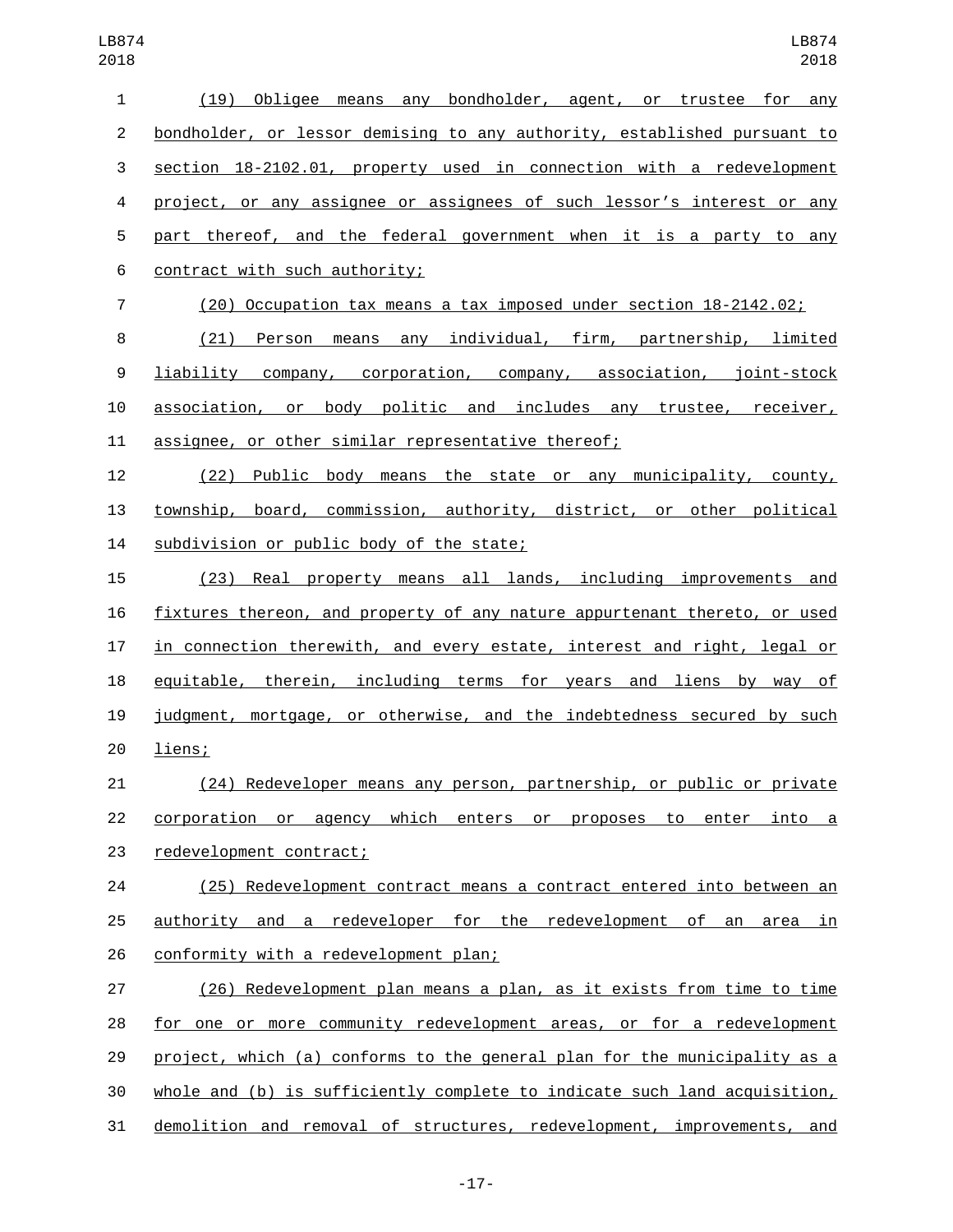(19) Obligee means any bondholder, agent, or trustee for any bondholder, or lessor demising to any authority, established pursuant to section 18-2102.01, property used in connection with a redevelopment project, or any assignee or assignees of such lessor's interest or any part thereof, and the federal government when it is a party to any contract with such authority;

(20) Occupation tax means a tax imposed under section 18-2142.02;

(21) Person means any individual, firm, partnership, limited liability company, corporation, company, association, joint-stock association, or body politic and includes any trustee, receiver, assignee, or other similar representative thereof;

(22) Public body means the state or any municipality, county, township, board, commission, authority, district, or other political subdivision or public body of the state;

(23) Real property means all lands, including improvements and fixtures thereon, and property of any nature appurtenant thereto, or used in connection therewith, and every estate, interest and right, legal or equitable, therein, including terms for years and liens by way of judgment, mortgage, or otherwise, and the indebtedness secured by such liens;

(24) Redeveloper means any person, partnership, or public or private corporation or agency which enters or proposes to enter into a redevelopment contract;

(25) Redevelopment contract means a contract entered into between an authority and a redeveloper for the redevelopment of an area in conformity with a redevelopment plan;

(26) Redevelopment plan means a plan, as it exists from time to time for one or more community redevelopment areas, or for a redevelopment project, which (a) conforms to the general plan for the municipality as a whole and (b) is sufficiently complete to indicate such land acquisition, demolition and removal of structures, redevelopment, improvements, and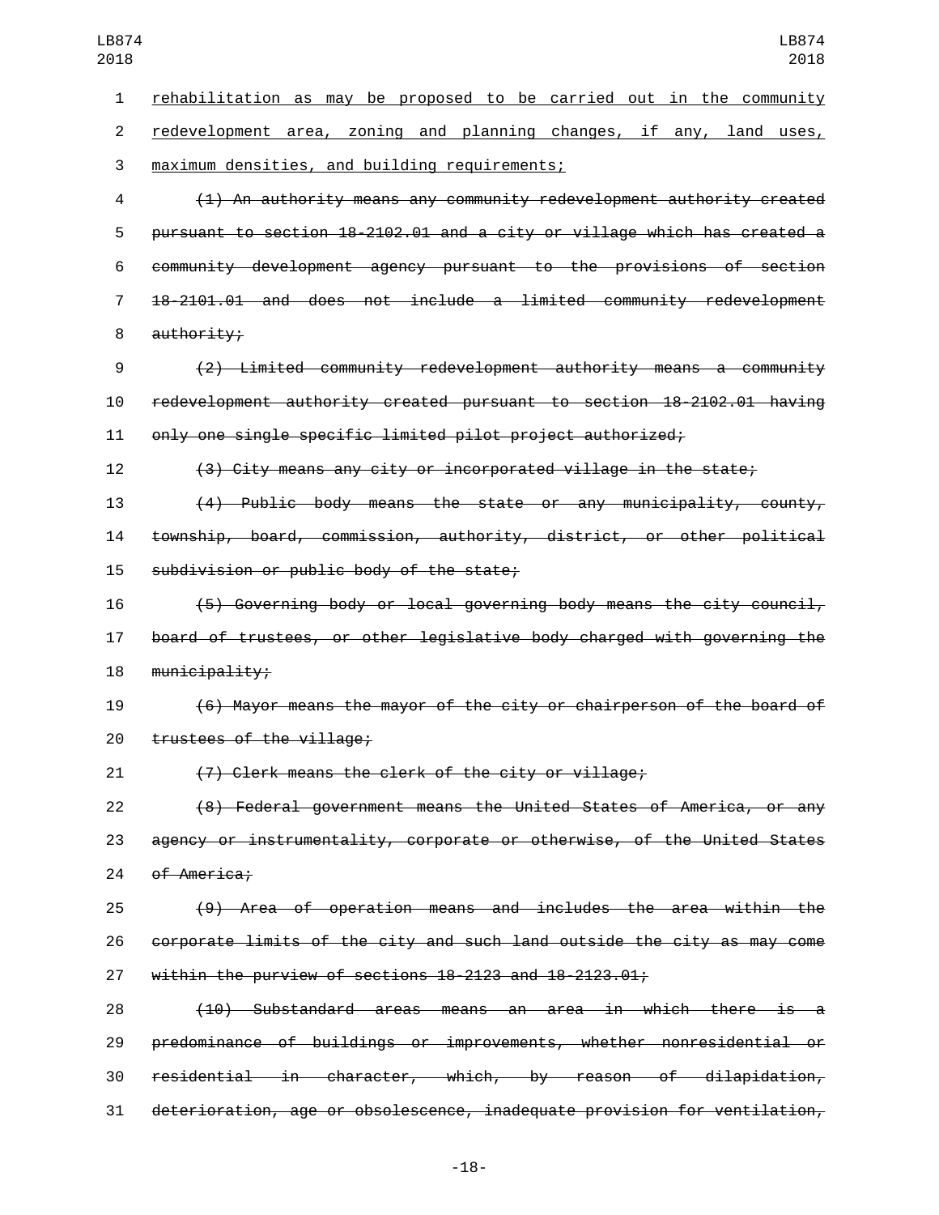rehabilitation as may be proposed to be carried out in the community redevelopment area, zoning and planning changes, if any, land uses, maximum densities, and building requirements;

~~(1) An authority means any community redevelopment authority created pursuant to section 18-2102.01 and a city or village which has created a community development agency pursuant to the provisions of section 18-2101.01 and does not include a limited community redevelopment authority;~~

~~(2) Limited community redevelopment authority means a community redevelopment authority created pursuant to section 18-2102.01 having only one single specific limited pilot project authorized;~~

~~(3) City means any city or incorporated village in the state;~~

~~(4) Public body means the state or any municipality, county, township, board, commission, authority, district, or other political subdivision or public body of the state;~~

~~(5) Governing body or local governing body means the city council, board of trustees, or other legislative body charged with governing the municipality;~~

~~(6) Mayor means the mayor of the city or chairperson of the board of trustees of the village;~~

~~(7) Clerk means the clerk of the city or village;~~

~~(8) Federal government means the United States of America, or any agency or instrumentality, corporate or otherwise, of the United States of America;~~

~~(9) Area of operation means and includes the area within the corporate limits of the city and such land outside the city as may come within the purview of sections 18-2123 and 18-2123.01;~~

~~(10) Substandard areas means an area in which there is a predominance of buildings or improvements, whether nonresidential or residential in character, which, by reason of dilapidation, deterioration, age or obsolescence, inadequate provision for ventilation,~~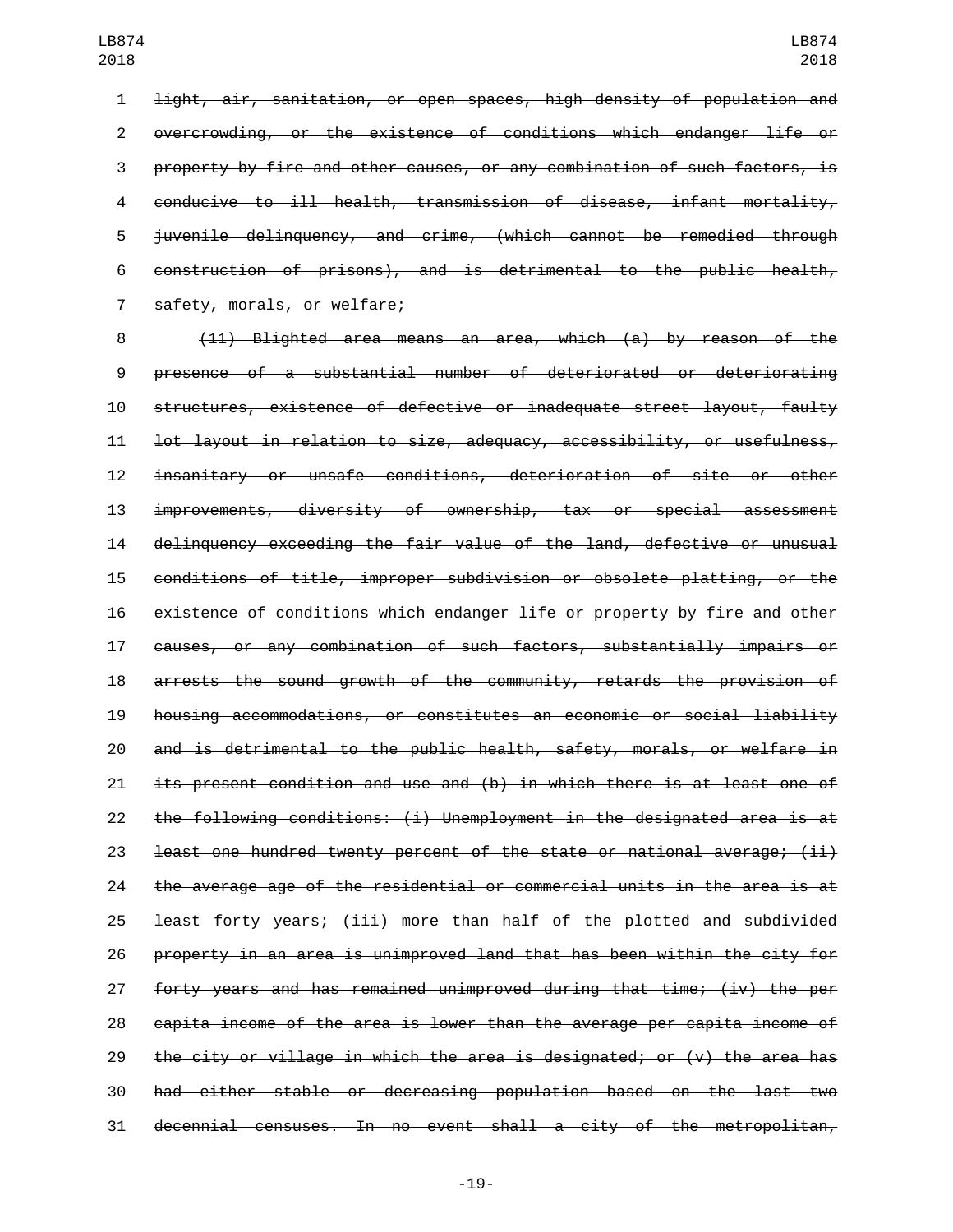~~light, air, sanitation, or open spaces, high density of population and overcrowding, or the existence of conditions which endanger life or property by fire and other causes, or any combination of such factors, is conducive to ill health, transmission of disease, infant mortality, juvenile delinquency, and crime, (which cannot be remedied through construction of prisons), and is detrimental to the public health, safety, morals, or welfare;~~

~~(11) Blighted area means an area, which (a) by reason of the presence of a substantial number of deteriorated or deteriorating structures, existence of defective or inadequate street layout, faulty lot layout in relation to size, adequacy, accessibility, or usefulness, insanitary or unsafe conditions, deterioration of site or other improvements, diversity of ownership, tax or special assessment delinquency exceeding the fair value of the land, defective or unusual conditions of title, improper subdivision or obsolete platting, or the existence of conditions which endanger life or property by fire and other causes, or any combination of such factors, substantially impairs or arrests the sound growth of the community, retards the provision of housing accommodations, or constitutes an economic or social liability and is detrimental to the public health, safety, morals, or welfare in its present condition and use and (b) in which there is at least one of the following conditions: (i) Unemployment in the designated area is at least one hundred twenty percent of the state or national average; (ii) the average age of the residential or commercial units in the area is at least forty years; (iii) more than half of the plotted and subdivided property in an area is unimproved land that has been within the city for forty years and has remained unimproved during that time; (iv) the per capita income of the area is lower than the average per capita income of the city or village in which the area is designated; or (v) the area has had either stable or decreasing population based on the last two decennial censuses. In no event shall a city of the metropolitan,~~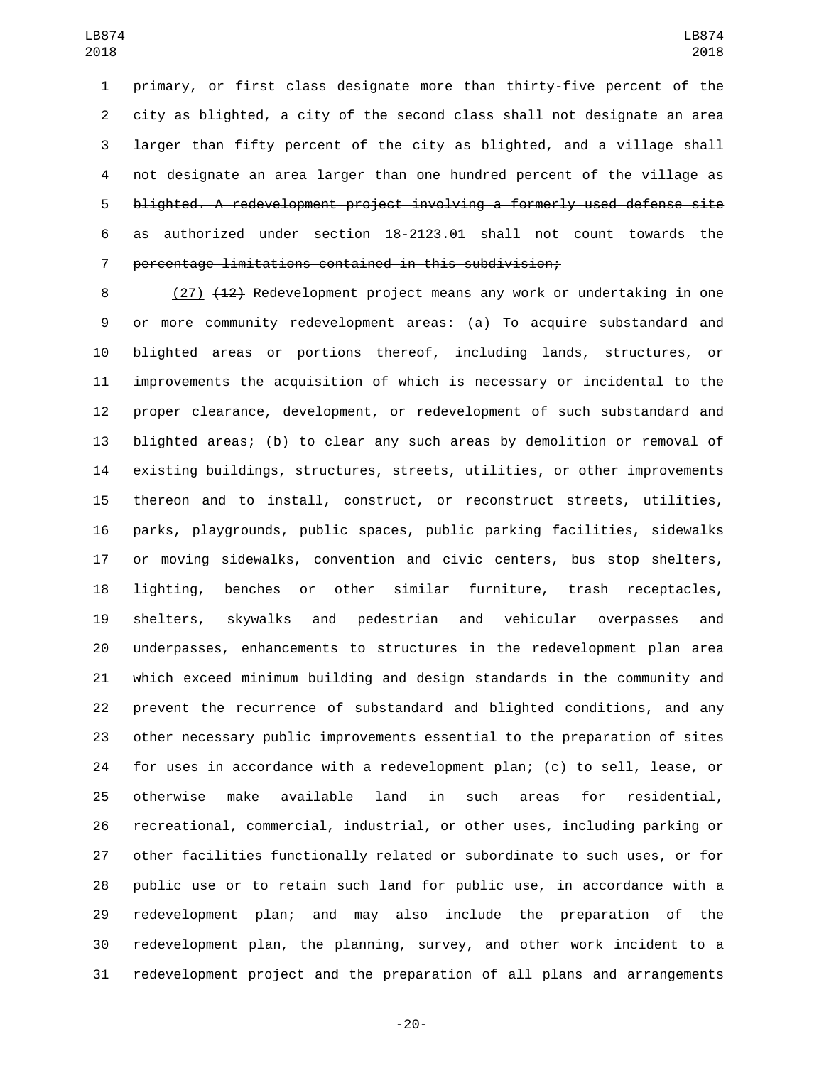~~primary, or first class designate more than thirty-five percent of the city as blighted, a city of the second class shall not designate an area larger than fifty percent of the city as blighted, and a village shall not designate an area larger than one hundred percent of the village as blighted. A redevelopment project involving a formerly used defense site as authorized under section 18-2123.01 shall not count towards the percentage limitations contained in this subdivision;~~

<u>(27)</u> ~~(12)~~ Redevelopment project means any work or undertaking in one or more community redevelopment areas: (a) To acquire substandard and blighted areas or portions thereof, including lands, structures, or improvements the acquisition of which is necessary or incidental to the proper clearance, development, or redevelopment of such substandard and blighted areas; (b) to clear any such areas by demolition or removal of existing buildings, structures, streets, utilities, or other improvements thereon and to install, construct, or reconstruct streets, utilities, parks, playgrounds, public spaces, public parking facilities, sidewalks or moving sidewalks, convention and civic centers, bus stop shelters, lighting, benches or other similar furniture, trash receptacles, shelters, skywalks and pedestrian and vehicular overpasses and underpasses, <u>enhancements to structures in the redevelopment plan area which exceed minimum building and design standards in the community and prevent the recurrence of substandard and blighted conditions,</u> and any other necessary public improvements essential to the preparation of sites for uses in accordance with a redevelopment plan; (c) to sell, lease, or otherwise make available land in such areas for residential, recreational, commercial, industrial, or other uses, including parking or other facilities functionally related or subordinate to such uses, or for public use or to retain such land for public use, in accordance with a redevelopment plan; and may also include the preparation of the redevelopment plan, the planning, survey, and other work incident to a redevelopment project and the preparation of all plans and arrangements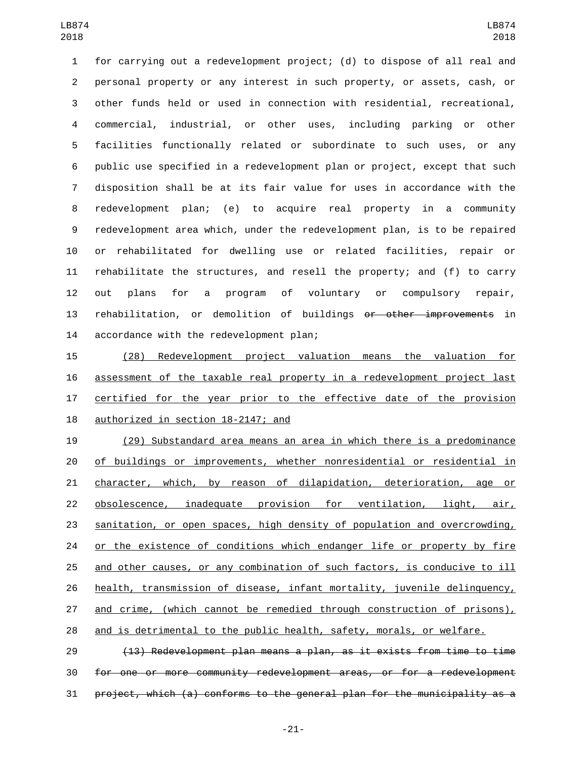for carrying out a redevelopment project; (d) to dispose of all real and personal property or any interest in such property, or assets, cash, or other funds held or used in connection with residential, recreational, commercial, industrial, or other uses, including parking or other facilities functionally related or subordinate to such uses, or any public use specified in a redevelopment plan or project, except that such disposition shall be at its fair value for uses in accordance with the redevelopment plan; (e) to acquire real property in a community redevelopment area which, under the redevelopment plan, is to be repaired or rehabilitated for dwelling use or related facilities, repair or rehabilitate the structures, and resell the property; and (f) to carry out plans for a program of voluntary or compulsory repair, rehabilitation, or demolition of buildings ~~or other improvements~~ in accordance with the redevelopment plan;

<u>(28) Redevelopment project valuation means the valuation for assessment of the taxable real property in a redevelopment project last certified for the year prior to the effective date of the provision authorized in section 18-2147; and</u>

<u>(29) Substandard area means an area in which there is a predominance of buildings or improvements, whether nonresidential or residential in character, which, by reason of dilapidation, deterioration, age or obsolescence, inadequate provision for ventilation, light, air, sanitation, or open spaces, high density of population and overcrowding, or the existence of conditions which endanger life or property by fire and other causes, or any combination of such factors, is conducive to ill health, transmission of disease, infant mortality, juvenile delinquency, and crime, (which cannot be remedied through construction of prisons), and is detrimental to the public health, safety, morals, or welfare.</u>

~~(13) Redevelopment plan means a plan, as it exists from time to time for one or more community redevelopment areas, or for a redevelopment project, which (a) conforms to the general plan for the municipality as a~~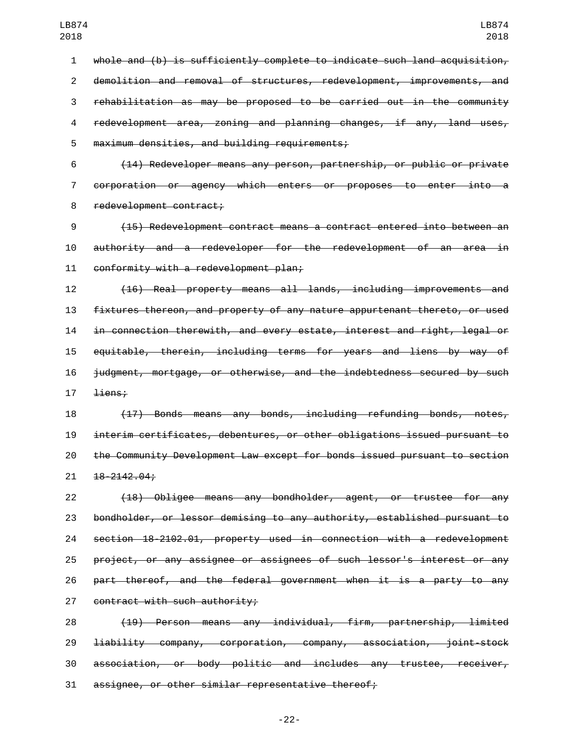~~whole and (b) is sufficiently complete to indicate such land acquisition, demolition and removal of structures, redevelopment, improvements, and rehabilitation as may be proposed to be carried out in the community redevelopment area, zoning and planning changes, if any, land uses, maximum densities, and building requirements;~~

~~(14) Redeveloper means any person, partnership, or public or private corporation or agency which enters or proposes to enter into a redevelopment contract;~~

~~(15) Redevelopment contract means a contract entered into between an authority and a redeveloper for the redevelopment of an area in conformity with a redevelopment plan;~~

~~(16) Real property means all lands, including improvements and fixtures thereon, and property of any nature appurtenant thereto, or used in connection therewith, and every estate, interest and right, legal or equitable, therein, including terms for years and liens by way of judgment, mortgage, or otherwise, and the indebtedness secured by such liens;~~

~~(17) Bonds means any bonds, including refunding bonds, notes, interim certificates, debentures, or other obligations issued pursuant to the Community Development Law except for bonds issued pursuant to section 18-2142.04;~~

~~(18) Obligee means any bondholder, agent, or trustee for any bondholder, or lessor demising to any authority, established pursuant to section 18-2102.01, property used in connection with a redevelopment project, or any assignee or assignees of such lessor's interest or any part thereof, and the federal government when it is a party to any contract with such authority;~~

~~(19) Person means any individual, firm, partnership, limited liability company, corporation, company, association, joint-stock association, or body politic and includes any trustee, receiver, assignee, or other similar representative thereof;~~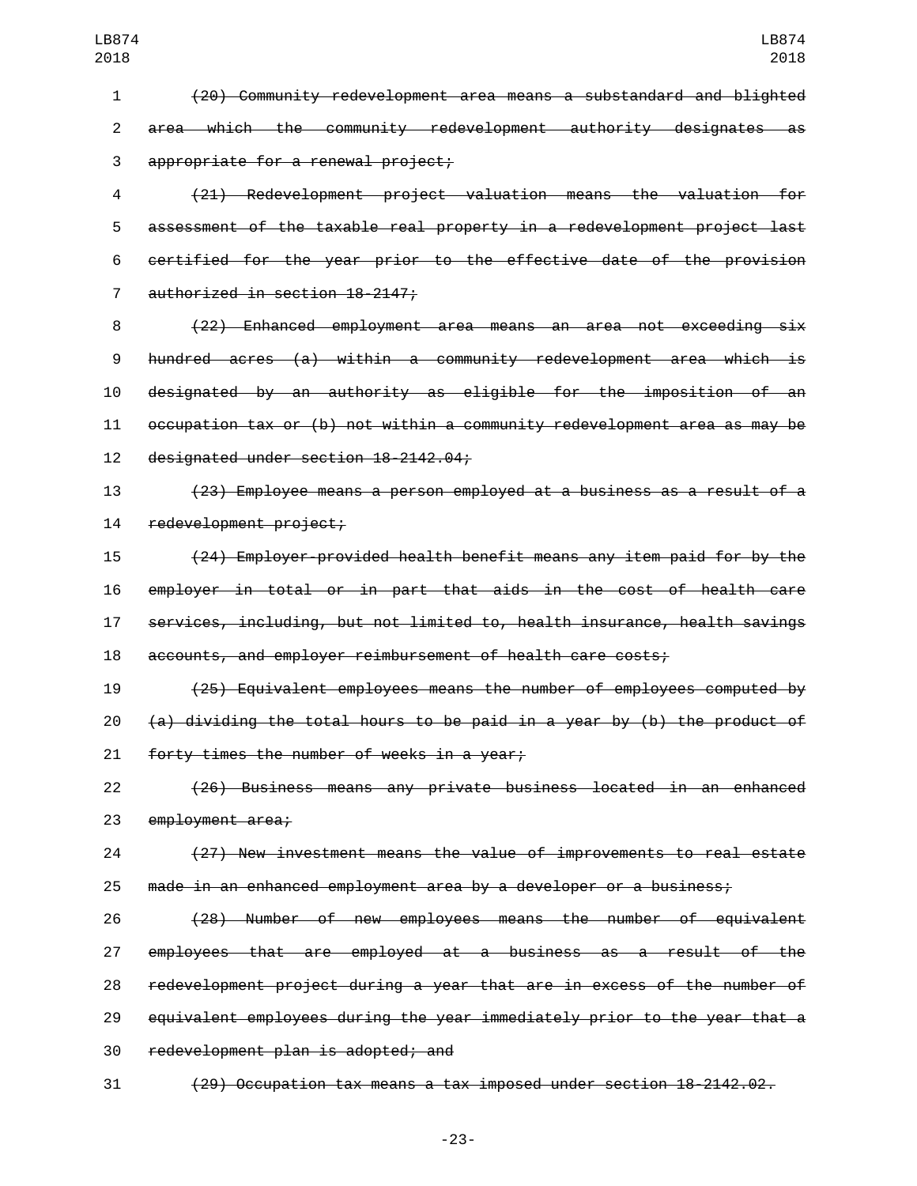~~(20) Community redevelopment area means a substandard and blighted area which the community redevelopment authority designates as appropriate for a renewal project;~~

~~(21) Redevelopment project valuation means the valuation for assessment of the taxable real property in a redevelopment project last certified for the year prior to the effective date of the provision authorized in section 18-2147;~~

~~(22) Enhanced employment area means an area not exceeding six hundred acres (a) within a community redevelopment area which is designated by an authority as eligible for the imposition of an occupation tax or (b) not within a community redevelopment area as may be designated under section 18-2142.04;~~

~~(23) Employee means a person employed at a business as a result of a redevelopment project;~~

~~(24) Employer-provided health benefit means any item paid for by the employer in total or in part that aids in the cost of health care services, including, but not limited to, health insurance, health savings accounts, and employer reimbursement of health care costs;~~

~~(25) Equivalent employees means the number of employees computed by (a) dividing the total hours to be paid in a year by (b) the product of forty times the number of weeks in a year;~~

~~(26) Business means any private business located in an enhanced employment area;~~

~~(27) New investment means the value of improvements to real estate made in an enhanced employment area by a developer or a business;~~

~~(28) Number of new employees means the number of equivalent employees that are employed at a business as a result of the redevelopment project during a year that are in excess of the number of equivalent employees during the year immediately prior to the year that a redevelopment plan is adopted; and~~

~~(29) Occupation tax means a tax imposed under section 18-2142.02.~~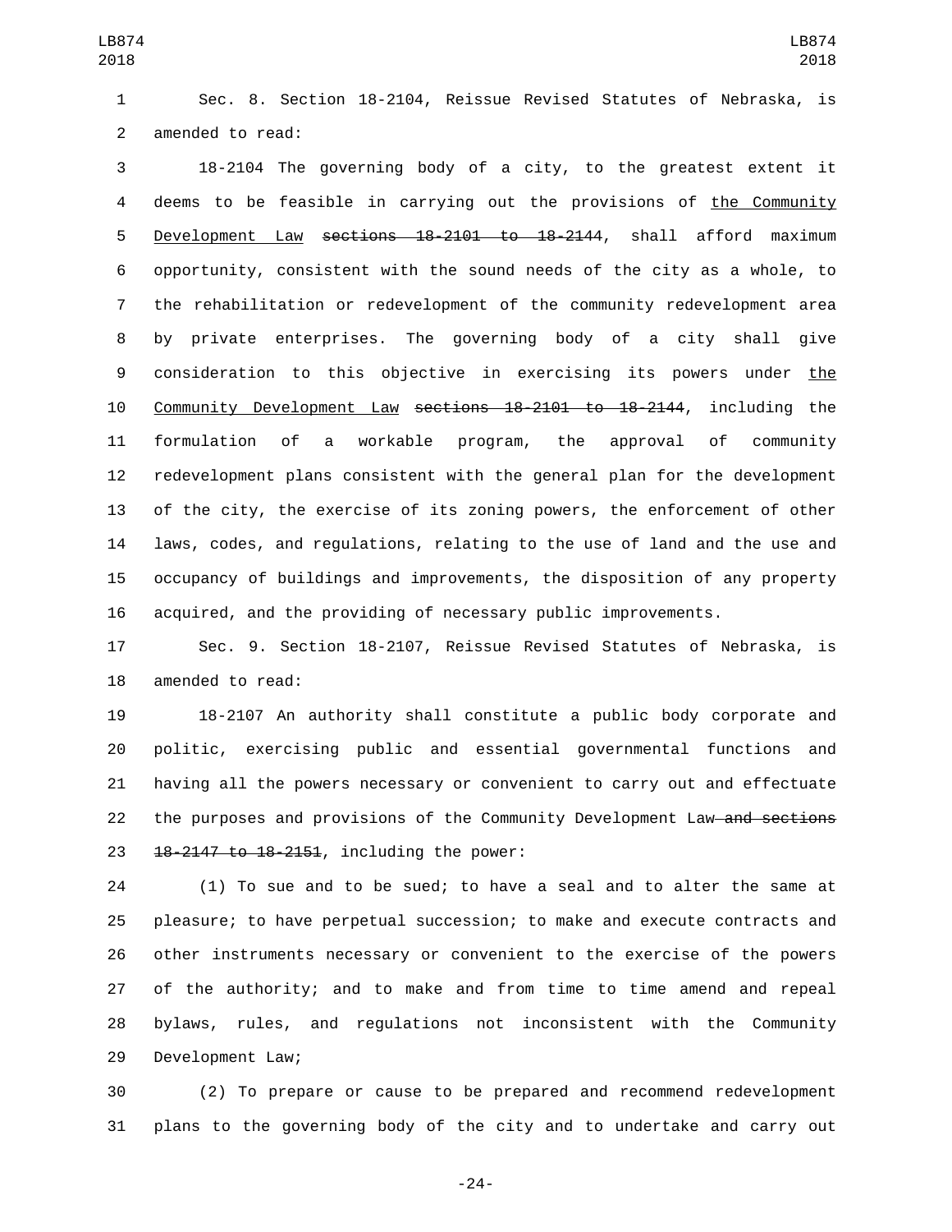Sec. 8. Section 18-2104, Reissue Revised Statutes of Nebraska, is amended to read:

18-2104 The governing body of a city, to the greatest extent it deems to be feasible in carrying out the provisions of <u>the Community Development Law</u> ~~sections 18-2101 to 18-2144~~, shall afford maximum opportunity, consistent with the sound needs of the city as a whole, to the rehabilitation or redevelopment of the community redevelopment area by private enterprises. The governing body of a city shall give consideration to this objective in exercising its powers under <u>the Community Development Law</u> ~~sections 18-2101 to 18-2144~~, including the formulation of a workable program, the approval of community redevelopment plans consistent with the general plan for the development of the city, the exercise of its zoning powers, the enforcement of other laws, codes, and regulations, relating to the use of land and the use and occupancy of buildings and improvements, the disposition of any property acquired, and the providing of necessary public improvements.

Sec. 9. Section 18-2107, Reissue Revised Statutes of Nebraska, is amended to read:

18-2107 An authority shall constitute a public body corporate and politic, exercising public and essential governmental functions and having all the powers necessary or convenient to carry out and effectuate the purposes and provisions of the Community Development Law ~~and sections 18-2147 to 18-2151~~, including the power:

(1) To sue and to be sued; to have a seal and to alter the same at pleasure; to have perpetual succession; to make and execute contracts and other instruments necessary or convenient to the exercise of the powers of the authority; and to make and from time to time amend and repeal bylaws, rules, and regulations not inconsistent with the Community Development Law;

(2) To prepare or cause to be prepared and recommend redevelopment plans to the governing body of the city and to undertake and carry out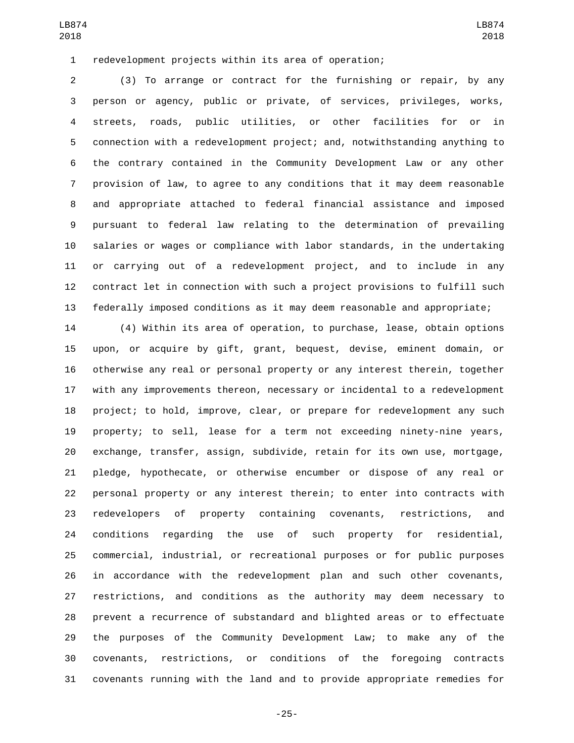redevelopment projects within its area of operation;

(3) To arrange or contract for the furnishing or repair, by any person or agency, public or private, of services, privileges, works, streets, roads, public utilities, or other facilities for or in connection with a redevelopment project; and, notwithstanding anything to the contrary contained in the Community Development Law or any other provision of law, to agree to any conditions that it may deem reasonable and appropriate attached to federal financial assistance and imposed pursuant to federal law relating to the determination of prevailing salaries or wages or compliance with labor standards, in the undertaking or carrying out of a redevelopment project, and to include in any contract let in connection with such a project provisions to fulfill such federally imposed conditions as it may deem reasonable and appropriate;

(4) Within its area of operation, to purchase, lease, obtain options upon, or acquire by gift, grant, bequest, devise, eminent domain, or otherwise any real or personal property or any interest therein, together with any improvements thereon, necessary or incidental to a redevelopment project; to hold, improve, clear, or prepare for redevelopment any such property; to sell, lease for a term not exceeding ninety-nine years, exchange, transfer, assign, subdivide, retain for its own use, mortgage, pledge, hypothecate, or otherwise encumber or dispose of any real or personal property or any interest therein; to enter into contracts with redevelopers of property containing covenants, restrictions, and conditions regarding the use of such property for residential, commercial, industrial, or recreational purposes or for public purposes in accordance with the redevelopment plan and such other covenants, restrictions, and conditions as the authority may deem necessary to prevent a recurrence of substandard and blighted areas or to effectuate the purposes of the Community Development Law; to make any of the covenants, restrictions, or conditions of the foregoing contracts covenants running with the land and to provide appropriate remedies for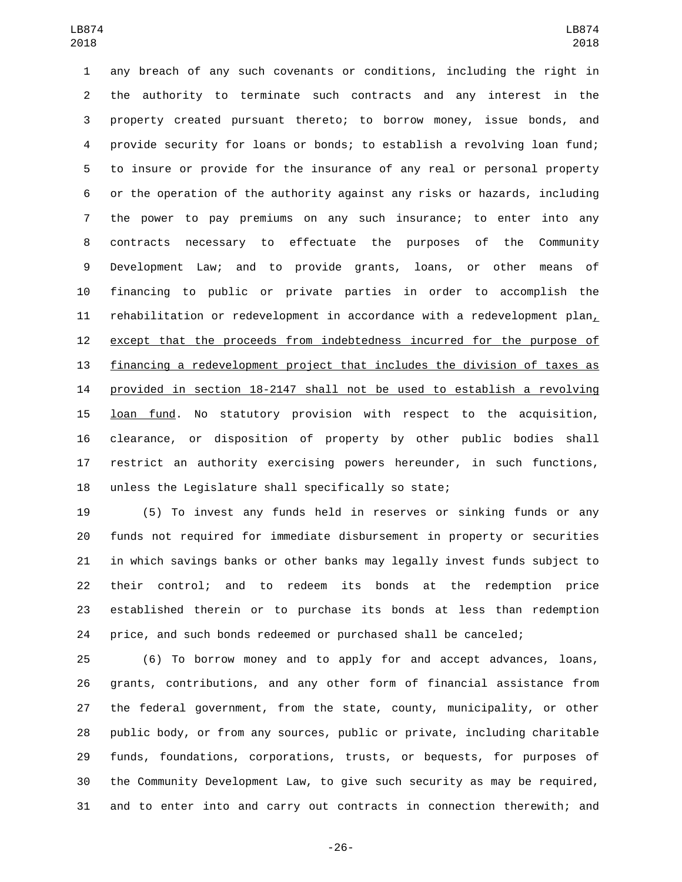any breach of any such covenants or conditions, including the right in the authority to terminate such contracts and any interest in the property created pursuant thereto; to borrow money, issue bonds, and provide security for loans or bonds; to establish a revolving loan fund; to insure or provide for the insurance of any real or personal property or the operation of the authority against any risks or hazards, including the power to pay premiums on any such insurance; to enter into any contracts necessary to effectuate the purposes of the Community Development Law; and to provide grants, loans, or other means of financing to public or private parties in order to accomplish the rehabilitation or redevelopment in accordance with a redevelopment plan, except that the proceeds from indebtedness incurred for the purpose of financing a redevelopment project that includes the division of taxes as provided in section 18-2147 shall not be used to establish a revolving loan fund. No statutory provision with respect to the acquisition, clearance, or disposition of property by other public bodies shall restrict an authority exercising powers hereunder, in such functions, unless the Legislature shall specifically so state;

(5) To invest any funds held in reserves or sinking funds or any funds not required for immediate disbursement in property or securities in which savings banks or other banks may legally invest funds subject to their control; and to redeem its bonds at the redemption price established therein or to purchase its bonds at less than redemption price, and such bonds redeemed or purchased shall be canceled;

(6) To borrow money and to apply for and accept advances, loans, grants, contributions, and any other form of financial assistance from the federal government, from the state, county, municipality, or other public body, or from any sources, public or private, including charitable funds, foundations, corporations, trusts, or bequests, for purposes of the Community Development Law, to give such security as may be required, and to enter into and carry out contracts in connection therewith; and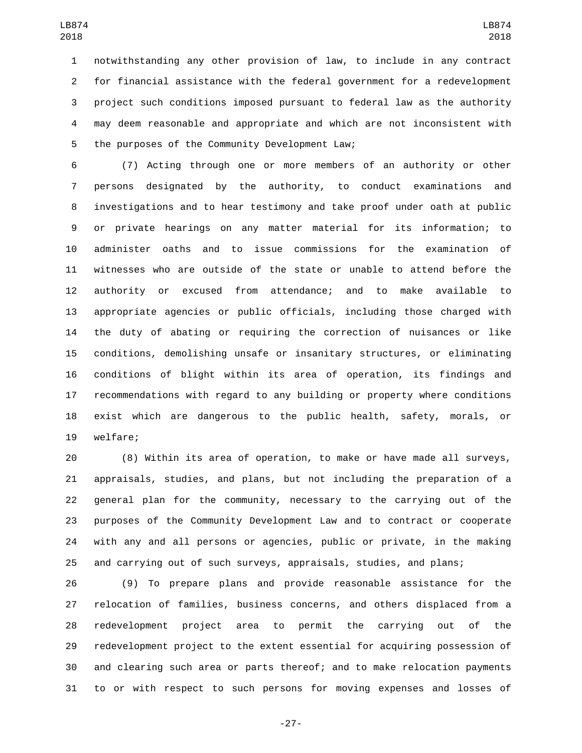notwithstanding any other provision of law, to include in any contract for financial assistance with the federal government for a redevelopment project such conditions imposed pursuant to federal law as the authority may deem reasonable and appropriate and which are not inconsistent with the purposes of the Community Development Law;

(7) Acting through one or more members of an authority or other persons designated by the authority, to conduct examinations and investigations and to hear testimony and take proof under oath at public or private hearings on any matter material for its information; to administer oaths and to issue commissions for the examination of witnesses who are outside of the state or unable to attend before the authority or excused from attendance; and to make available to appropriate agencies or public officials, including those charged with the duty of abating or requiring the correction of nuisances or like conditions, demolishing unsafe or insanitary structures, or eliminating conditions of blight within its area of operation, its findings and recommendations with regard to any building or property where conditions exist which are dangerous to the public health, safety, morals, or welfare;

(8) Within its area of operation, to make or have made all surveys, appraisals, studies, and plans, but not including the preparation of a general plan for the community, necessary to the carrying out of the purposes of the Community Development Law and to contract or cooperate with any and all persons or agencies, public or private, in the making and carrying out of such surveys, appraisals, studies, and plans;

(9) To prepare plans and provide reasonable assistance for the relocation of families, business concerns, and others displaced from a redevelopment project area to permit the carrying out of the redevelopment project to the extent essential for acquiring possession of and clearing such area or parts thereof; and to make relocation payments to or with respect to such persons for moving expenses and losses of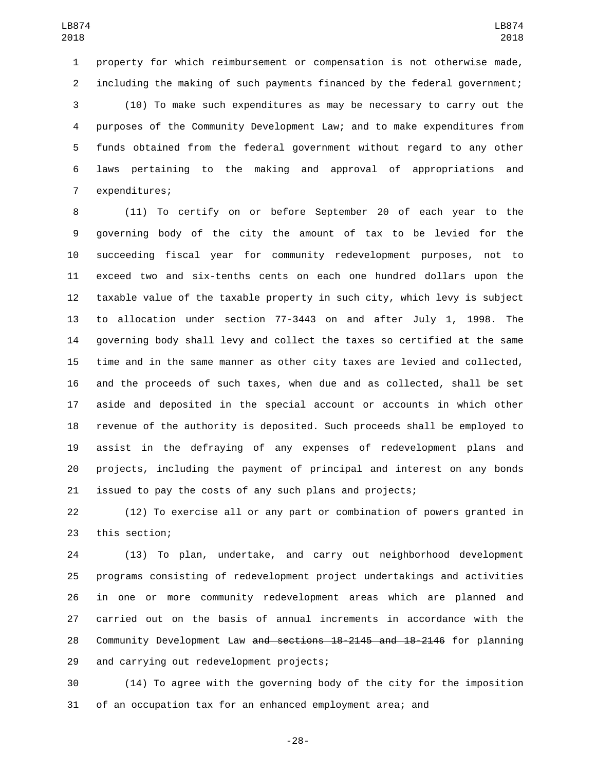property for which reimbursement or compensation is not otherwise made, including the making of such payments financed by the federal government;

(10) To make such expenditures as may be necessary to carry out the purposes of the Community Development Law; and to make expenditures from funds obtained from the federal government without regard to any other laws pertaining to the making and approval of appropriations and expenditures;

(11) To certify on or before September 20 of each year to the governing body of the city the amount of tax to be levied for the succeeding fiscal year for community redevelopment purposes, not to exceed two and six-tenths cents on each one hundred dollars upon the taxable value of the taxable property in such city, which levy is subject to allocation under section 77-3443 on and after July 1, 1998. The governing body shall levy and collect the taxes so certified at the same time and in the same manner as other city taxes are levied and collected, and the proceeds of such taxes, when due and as collected, shall be set aside and deposited in the special account or accounts in which other revenue of the authority is deposited. Such proceeds shall be employed to assist in the defraying of any expenses of redevelopment plans and projects, including the payment of principal and interest on any bonds issued to pay the costs of any such plans and projects;

(12) To exercise all or any part or combination of powers granted in this section;

(13) To plan, undertake, and carry out neighborhood development programs consisting of redevelopment project undertakings and activities in one or more community redevelopment areas which are planned and carried out on the basis of annual increments in accordance with the Community Development Law ~~and sections 18-2145 and 18-2146~~ for planning and carrying out redevelopment projects;

(14) To agree with the governing body of the city for the imposition of an occupation tax for an enhanced employment area; and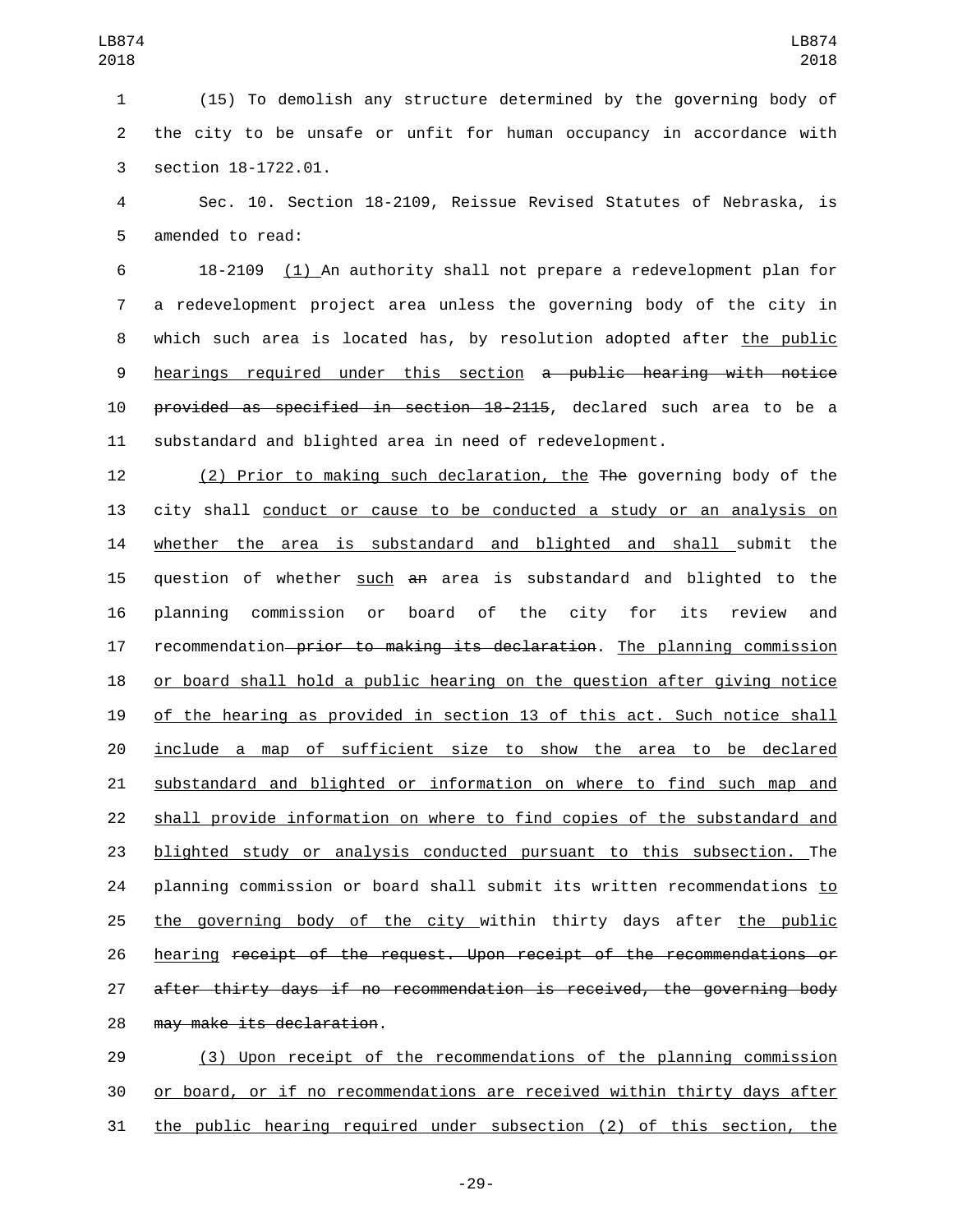(15) To demolish any structure determined by the governing body of the city to be unsafe or unfit for human occupancy in accordance with section 18-1722.01.

Sec. 10. Section 18-2109, Reissue Revised Statutes of Nebraska, is amended to read:

18-2109 <u>(1)</u> An authority shall not prepare a redevelopment plan for a redevelopment project area unless the governing body of the city in which such area is located has, by resolution adopted after <u>the public hearings required under this section</u> ~~a public hearing with notice provided as specified in section 18-2115~~, declared such area to be a substandard and blighted area in need of redevelopment.

<u>(2) Prior to making such declaration, the</u> ~~The~~ governing body of the city shall <u>conduct or cause to be conducted a study or an analysis on whether the area is substandard and blighted and shall</u> submit the question of whether <u>such</u> ~~an~~ area is substandard and blighted to the planning commission or board of the city for its review and recommendation~~ prior to making its declaration~~. <u>The planning commission or board shall hold a public hearing on the question after giving notice of the hearing as provided in section 13 of this act. Such notice shall include a map of sufficient size to show the area to be declared substandard and blighted or information on where to find such map and shall provide information on where to find copies of the substandard and blighted study or analysis conducted pursuant to this subsection.</u> The planning commission or board shall submit its written recommendations <u>to the governing body of the city</u> within thirty days after <u>the public hearing</u> ~~receipt of the request. Upon receipt of the recommendations or after thirty days if no recommendation is received, the governing body may make its declaration~~.

<u>(3) Upon receipt of the recommendations of the planning commission or board, or if no recommendations are received within thirty days after the public hearing required under subsection (2) of this section, the</u>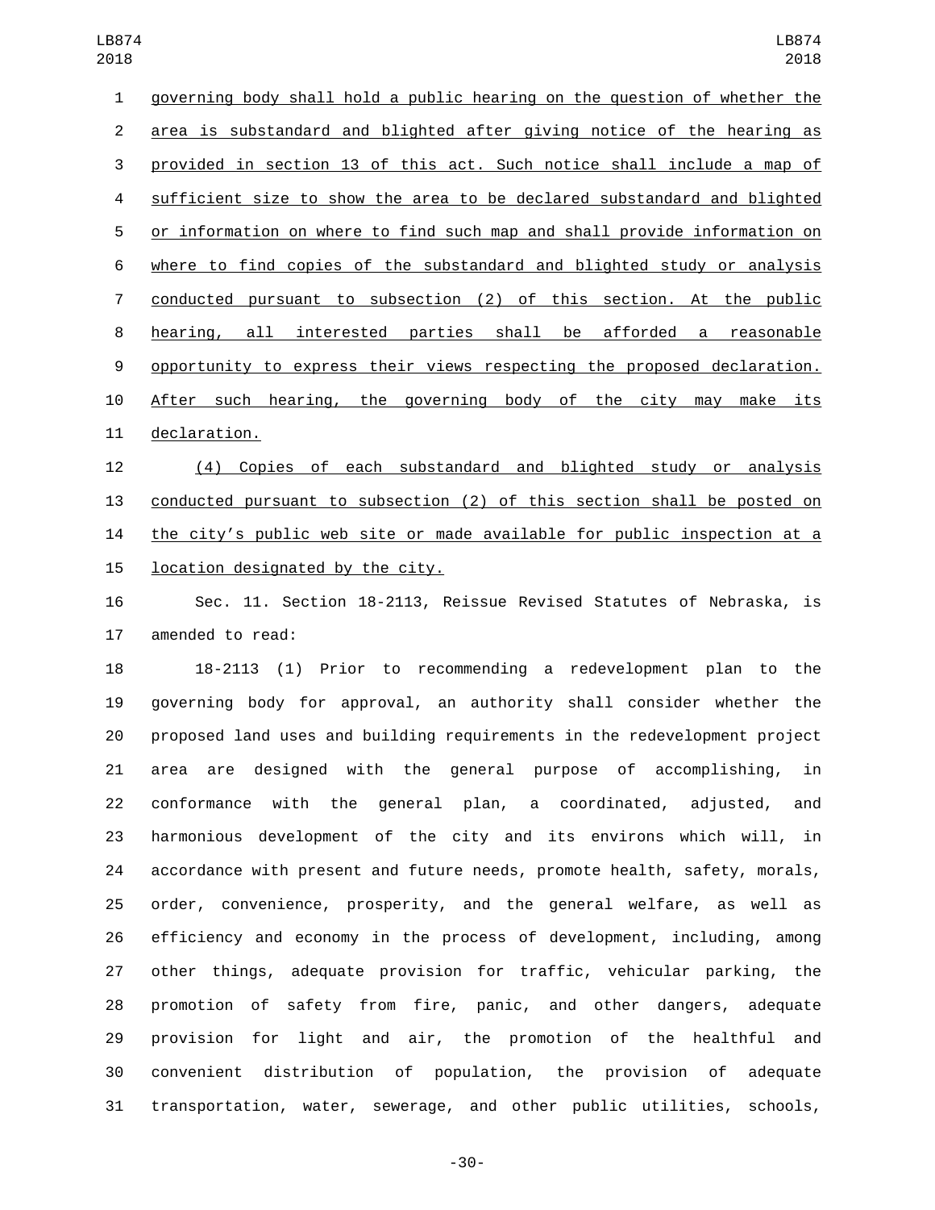governing body shall hold a public hearing on the question of whether the area is substandard and blighted after giving notice of the hearing as provided in section 13 of this act. Such notice shall include a map of sufficient size to show the area to be declared substandard and blighted or information on where to find such map and shall provide information on where to find copies of the substandard and blighted study or analysis conducted pursuant to subsection (2) of this section. At the public hearing, all interested parties shall be afforded a reasonable opportunity to express their views respecting the proposed declaration. After such hearing, the governing body of the city may make its declaration.

(4) Copies of each substandard and blighted study or analysis conducted pursuant to subsection (2) of this section shall be posted on the city's public web site or made available for public inspection at a location designated by the city.

Sec. 11. Section 18-2113, Reissue Revised Statutes of Nebraska, is amended to read:

18-2113 (1) Prior to recommending a redevelopment plan to the governing body for approval, an authority shall consider whether the proposed land uses and building requirements in the redevelopment project area are designed with the general purpose of accomplishing, in conformance with the general plan, a coordinated, adjusted, and harmonious development of the city and its environs which will, in accordance with present and future needs, promote health, safety, morals, order, convenience, prosperity, and the general welfare, as well as efficiency and economy in the process of development, including, among other things, adequate provision for traffic, vehicular parking, the promotion of safety from fire, panic, and other dangers, adequate provision for light and air, the promotion of the healthful and convenient distribution of population, the provision of adequate transportation, water, sewerage, and other public utilities, schools,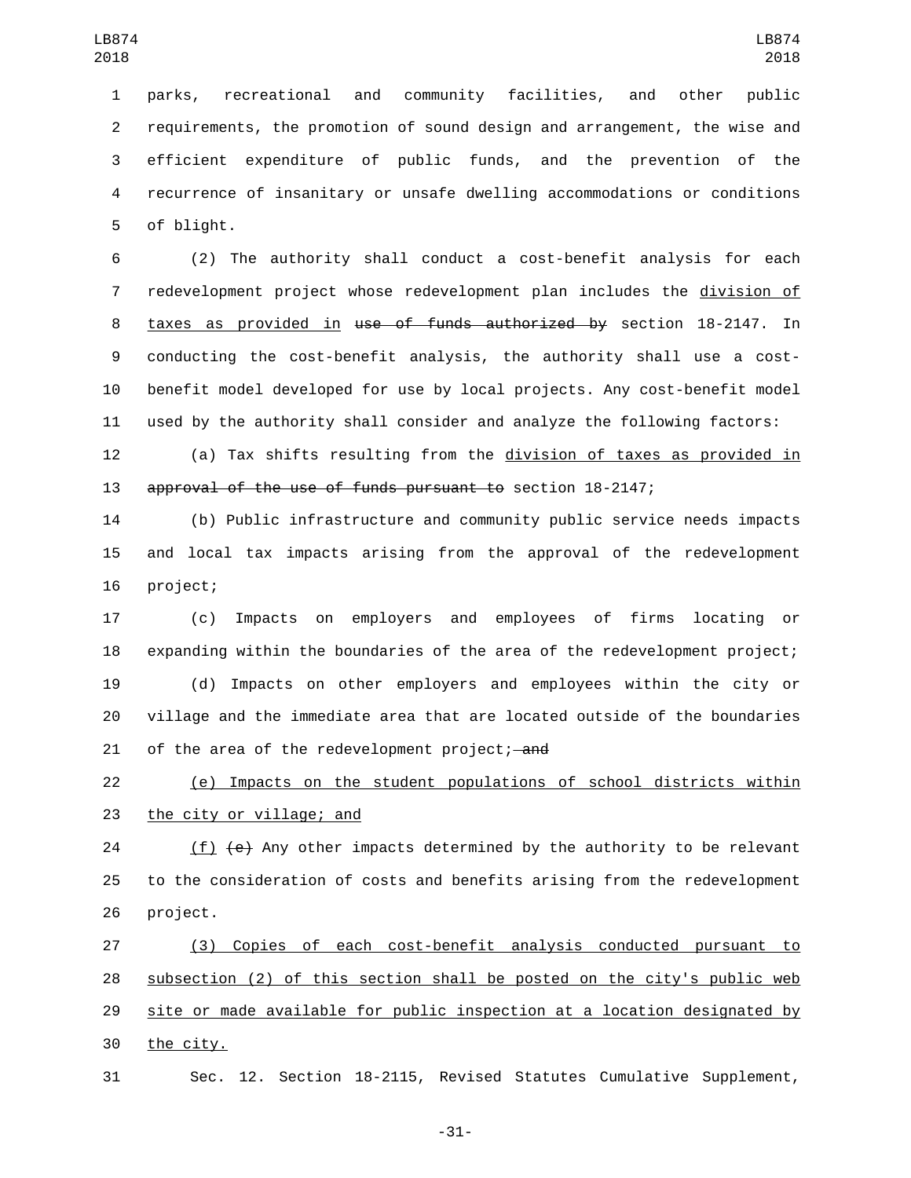parks, recreational and community facilities, and other public requirements, the promotion of sound design and arrangement, the wise and efficient expenditure of public funds, and the prevention of the recurrence of insanitary or unsafe dwelling accommodations or conditions of blight.

(2) The authority shall conduct a cost-benefit analysis for each redevelopment project whose redevelopment plan includes the division of taxes as provided in ~~use of funds authorized by~~ section 18-2147. In conducting the cost-benefit analysis, the authority shall use a cost-benefit model developed for use by local projects. Any cost-benefit model used by the authority shall consider and analyze the following factors:

(a) Tax shifts resulting from the division of taxes as provided in ~~approval of the use of funds pursuant to~~ section 18-2147;

(b) Public infrastructure and community public service needs impacts and local tax impacts arising from the approval of the redevelopment project;

(c) Impacts on employers and employees of firms locating or expanding within the boundaries of the area of the redevelopment project;

(d) Impacts on other employers and employees within the city or village and the immediate area that are located outside of the boundaries of the area of the redevelopment project; ~~and~~

(e) Impacts on the student populations of school districts within the city or village; and

(f) ~~(e)~~ Any other impacts determined by the authority to be relevant to the consideration of costs and benefits arising from the redevelopment project.

(3) Copies of each cost-benefit analysis conducted pursuant to subsection (2) of this section shall be posted on the city's public web site or made available for public inspection at a location designated by the city.

Sec. 12. Section 18-2115, Revised Statutes Cumulative Supplement,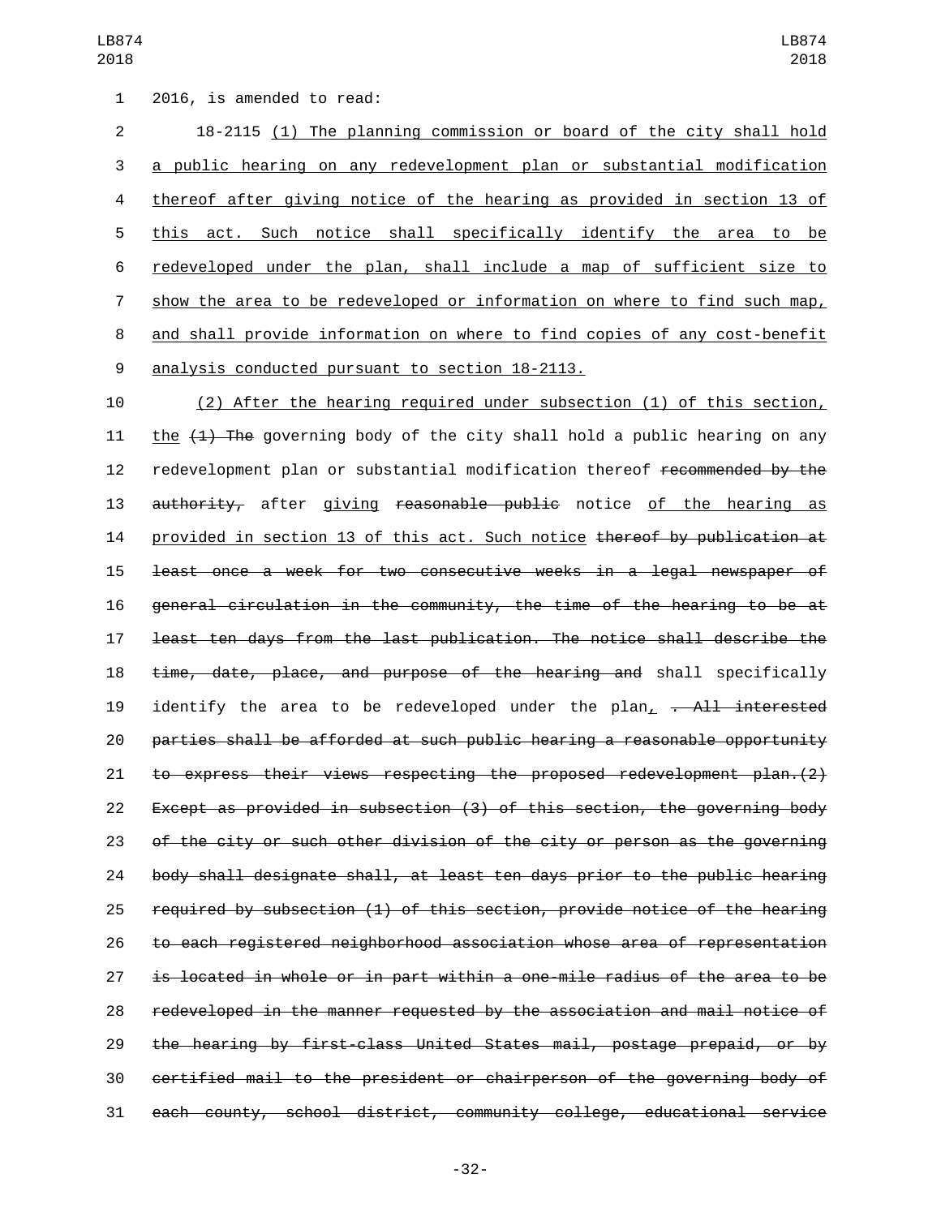2016, is amended to read:

18-2115 <u>(1) The planning commission or board of the city shall hold a public hearing on any redevelopment plan or substantial modification thereof after giving notice of the hearing as provided in section 13 of this act. Such notice shall specifically identify the area to be redeveloped under the plan, shall include a map of sufficient size to show the area to be redeveloped or information on where to find such map, and shall provide information on where to find copies of any cost-benefit analysis conducted pursuant to section 18-2113.</u>

<u>(2) After the hearing required under subsection (1) of this section, the</u> ~~(1) The~~ governing body of the city shall hold a public hearing on any redevelopment plan or substantial modification thereof ~~recommended by the authority,~~ after <u>giving</u> ~~reasonable public~~ notice <u>of the hearing as provided in section 13 of this act. Such notice</u> ~~thereof by publication at least once a week for two consecutive weeks in a legal newspaper of general circulation in the community, the time of the hearing to be at least ten days from the last publication. The notice shall describe the time, date, place, and purpose of the hearing and~~ shall specifically identify the area to be redeveloped under the plan<u>,</u> ~~. All interested parties shall be afforded at such public hearing a reasonable opportunity to express their views respecting the proposed redevelopment plan.(2) Except as provided in subsection (3) of this section, the governing body of the city or such other division of the city or person as the governing body shall designate shall, at least ten days prior to the public hearing required by subsection (1) of this section, provide notice of the hearing to each registered neighborhood association whose area of representation is located in whole or in part within a one-mile radius of the area to be redeveloped in the manner requested by the association and mail notice of the hearing by first-class United States mail, postage prepaid, or by certified mail to the president or chairperson of the governing body of each county, school district, community college, educational service~~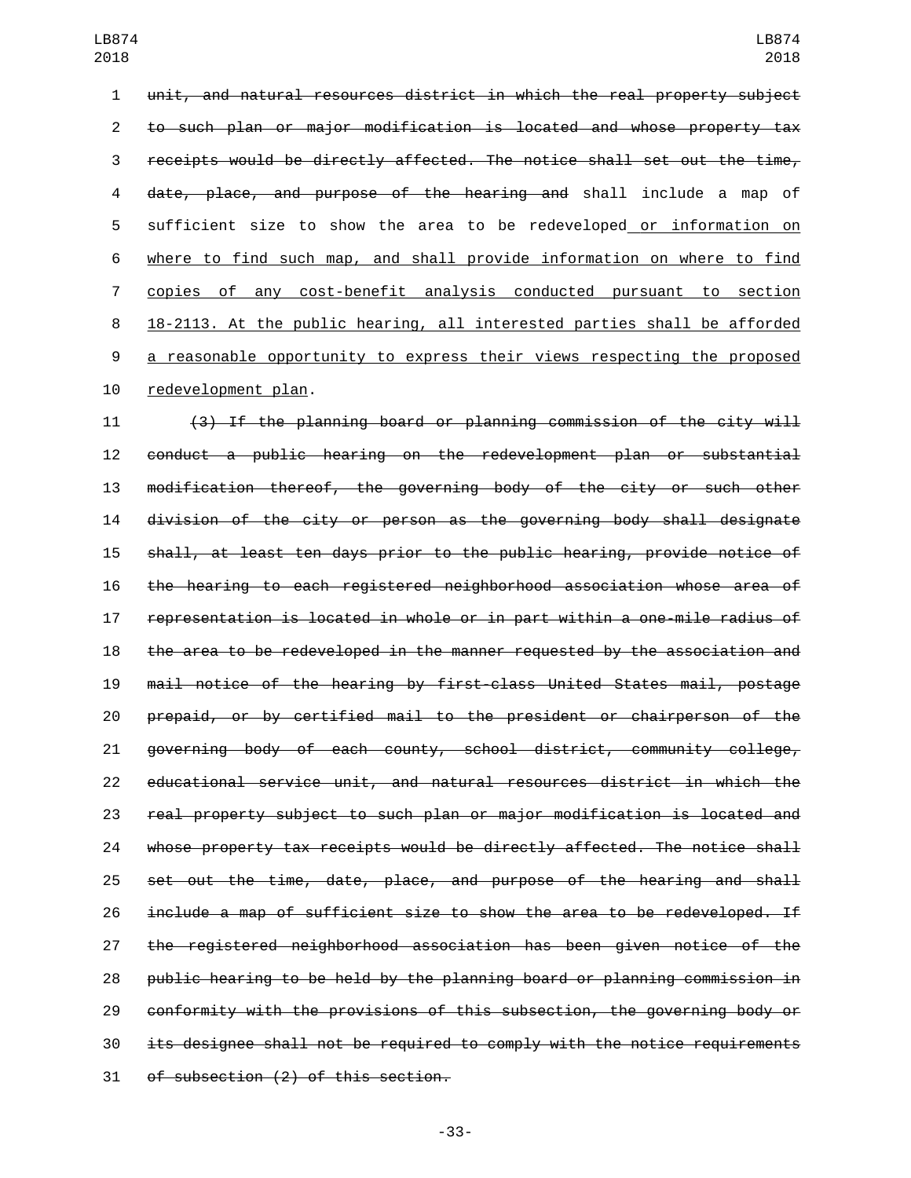~~unit, and natural resources district in which the real property subject to such plan or major modification is located and whose property tax receipts would be directly affected. The notice shall set out the time, date, place, and purpose of the hearing and~~ shall include a map of sufficient size to show the area to be redeveloped<u> or information on where to find such map, and shall provide information on where to find copies of any cost-benefit analysis conducted pursuant to section 18-2113. At the public hearing, all interested parties shall be afforded a reasonable opportunity to express their views respecting the proposed redevelopment plan</u>.

~~(3) If the planning board or planning commission of the city will conduct a public hearing on the redevelopment plan or substantial modification thereof, the governing body of the city or such other division of the city or person as the governing body shall designate shall, at least ten days prior to the public hearing, provide notice of the hearing to each registered neighborhood association whose area of representation is located in whole or in part within a one-mile radius of the area to be redeveloped in the manner requested by the association and mail notice of the hearing by first-class United States mail, postage prepaid, or by certified mail to the president or chairperson of the governing body of each county, school district, community college, educational service unit, and natural resources district in which the real property subject to such plan or major modification is located and whose property tax receipts would be directly affected. The notice shall set out the time, date, place, and purpose of the hearing and shall include a map of sufficient size to show the area to be redeveloped. If the registered neighborhood association has been given notice of the public hearing to be held by the planning board or planning commission in conformity with the provisions of this subsection, the governing body or its designee shall not be required to comply with the notice requirements of subsection (2) of this section.~~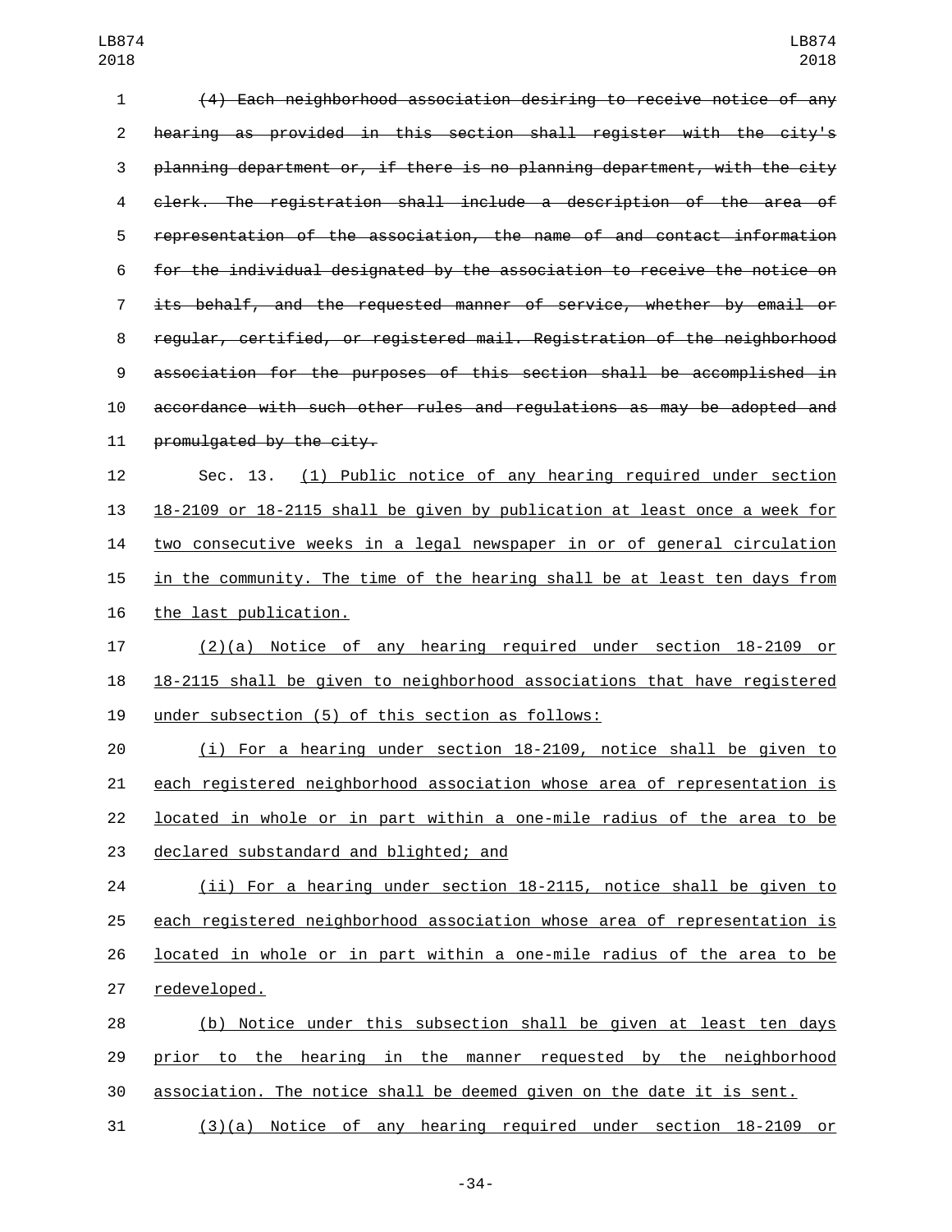~~(4) Each neighborhood association desiring to receive notice of any hearing as provided in this section shall register with the city's planning department or, if there is no planning department, with the city clerk. The registration shall include a description of the area of representation of the association, the name of and contact information for the individual designated by the association to receive the notice on its behalf, and the requested manner of service, whether by email or regular, certified, or registered mail. Registration of the neighborhood association for the purposes of this section shall be accomplished in accordance with such other rules and regulations as may be adopted and promulgated by the city.~~

Sec. 13. (1) Public notice of any hearing required under section 18-2109 or 18-2115 shall be given by publication at least once a week for two consecutive weeks in a legal newspaper in or of general circulation in the community. The time of the hearing shall be at least ten days from the last publication.

(2)(a) Notice of any hearing required under section 18-2109 or 18-2115 shall be given to neighborhood associations that have registered under subsection (5) of this section as follows:

(i) For a hearing under section 18-2109, notice shall be given to each registered neighborhood association whose area of representation is located in whole or in part within a one-mile radius of the area to be declared substandard and blighted; and

(ii) For a hearing under section 18-2115, notice shall be given to each registered neighborhood association whose area of representation is located in whole or in part within a one-mile radius of the area to be redeveloped.

(b) Notice under this subsection shall be given at least ten days prior to the hearing in the manner requested by the neighborhood association. The notice shall be deemed given on the date it is sent.

(3)(a) Notice of any hearing required under section 18-2109 or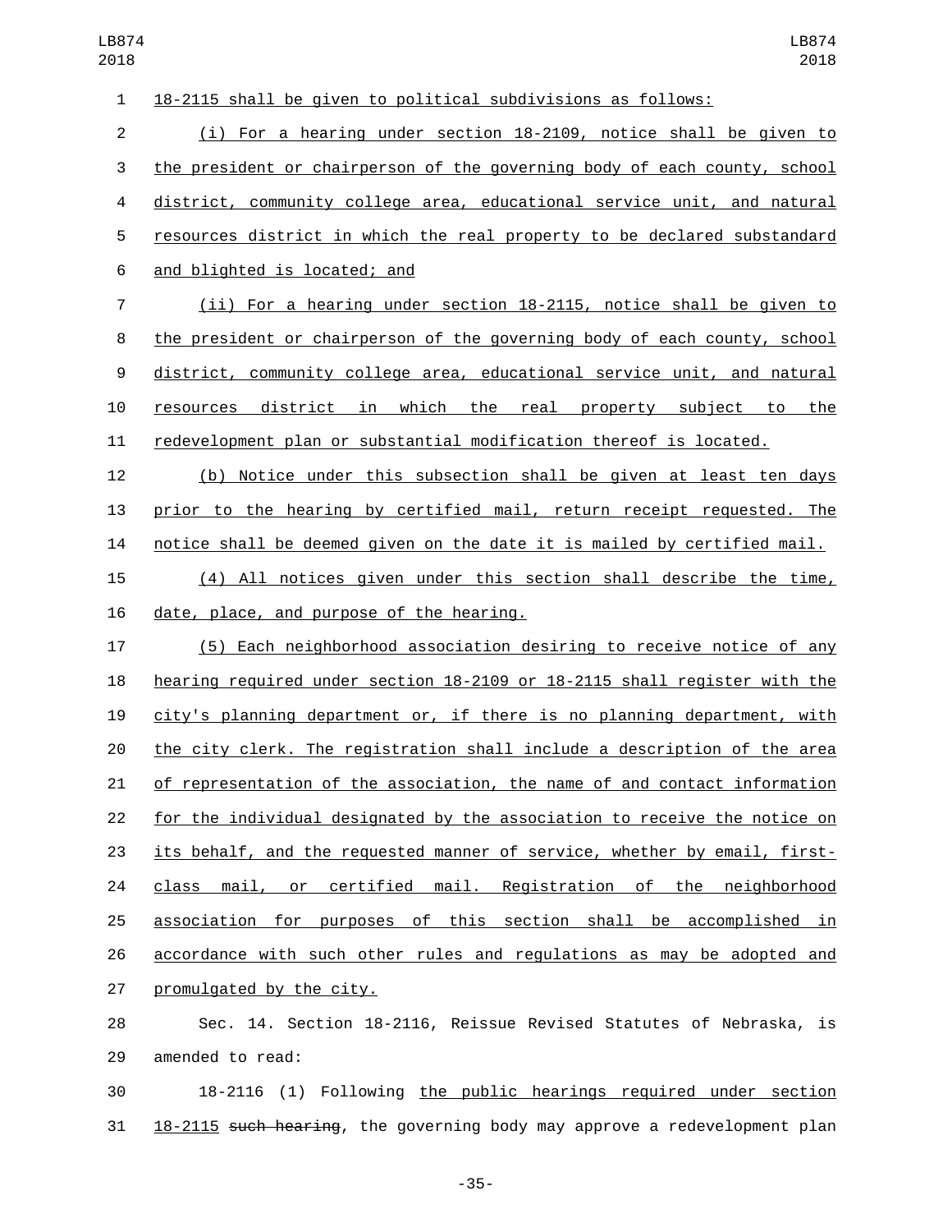18-2115 shall be given to political subdivisions as follows:

(i) For a hearing under section 18-2109, notice shall be given to the president or chairperson of the governing body of each county, school district, community college area, educational service unit, and natural resources district in which the real property to be declared substandard and blighted is located; and

(ii) For a hearing under section 18-2115, notice shall be given to the president or chairperson of the governing body of each county, school district, community college area, educational service unit, and natural resources district in which the real property subject to the redevelopment plan or substantial modification thereof is located.

(b) Notice under this subsection shall be given at least ten days prior to the hearing by certified mail, return receipt requested. The notice shall be deemed given on the date it is mailed by certified mail.

(4) All notices given under this section shall describe the time, date, place, and purpose of the hearing.

(5) Each neighborhood association desiring to receive notice of any hearing required under section 18-2109 or 18-2115 shall register with the city's planning department or, if there is no planning department, with the city clerk. The registration shall include a description of the area of representation of the association, the name of and contact information for the individual designated by the association to receive the notice on its behalf, and the requested manner of service, whether by email, first-class mail, or certified mail. Registration of the neighborhood association for purposes of this section shall be accomplished in accordance with such other rules and regulations as may be adopted and promulgated by the city.

Sec. 14. Section 18-2116, Reissue Revised Statutes of Nebraska, is amended to read:

18-2116 (1) Following the public hearings required under section 18-2115 ~~such hearing~~, the governing body may approve a redevelopment plan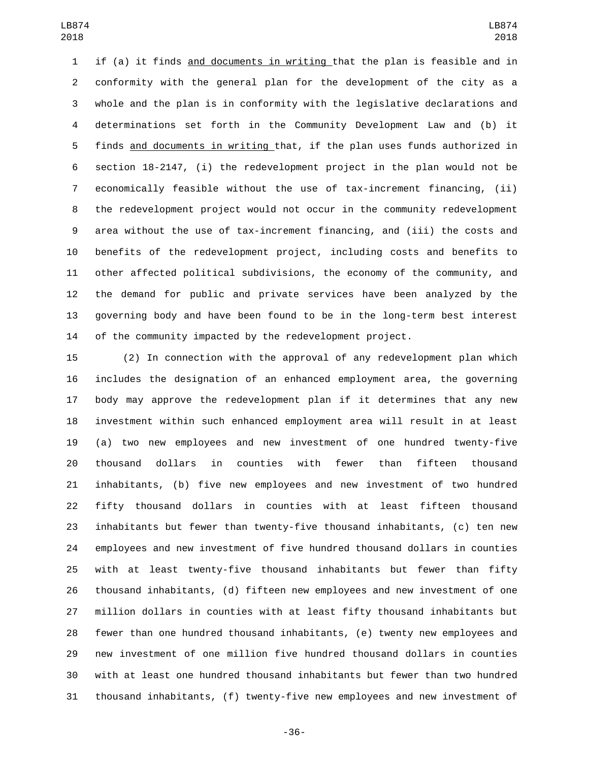if (a) it finds <u>and documents in writing</u> that the plan is feasible and in conformity with the general plan for the development of the city as a whole and the plan is in conformity with the legislative declarations and determinations set forth in the Community Development Law and (b) it finds <u>and documents in writing</u> that, if the plan uses funds authorized in section 18-2147, (i) the redevelopment project in the plan would not be economically feasible without the use of tax-increment financing, (ii) the redevelopment project would not occur in the community redevelopment area without the use of tax-increment financing, and (iii) the costs and benefits of the redevelopment project, including costs and benefits to other affected political subdivisions, the economy of the community, and the demand for public and private services have been analyzed by the governing body and have been found to be in the long-term best interest of the community impacted by the redevelopment project.

(2) In connection with the approval of any redevelopment plan which includes the designation of an enhanced employment area, the governing body may approve the redevelopment plan if it determines that any new investment within such enhanced employment area will result in at least (a) two new employees and new investment of one hundred twenty-five thousand dollars in counties with fewer than fifteen thousand inhabitants, (b) five new employees and new investment of two hundred fifty thousand dollars in counties with at least fifteen thousand inhabitants but fewer than twenty-five thousand inhabitants, (c) ten new employees and new investment of five hundred thousand dollars in counties with at least twenty-five thousand inhabitants but fewer than fifty thousand inhabitants, (d) fifteen new employees and new investment of one million dollars in counties with at least fifty thousand inhabitants but fewer than one hundred thousand inhabitants, (e) twenty new employees and new investment of one million five hundred thousand dollars in counties with at least one hundred thousand inhabitants but fewer than two hundred thousand inhabitants, (f) twenty-five new employees and new investment of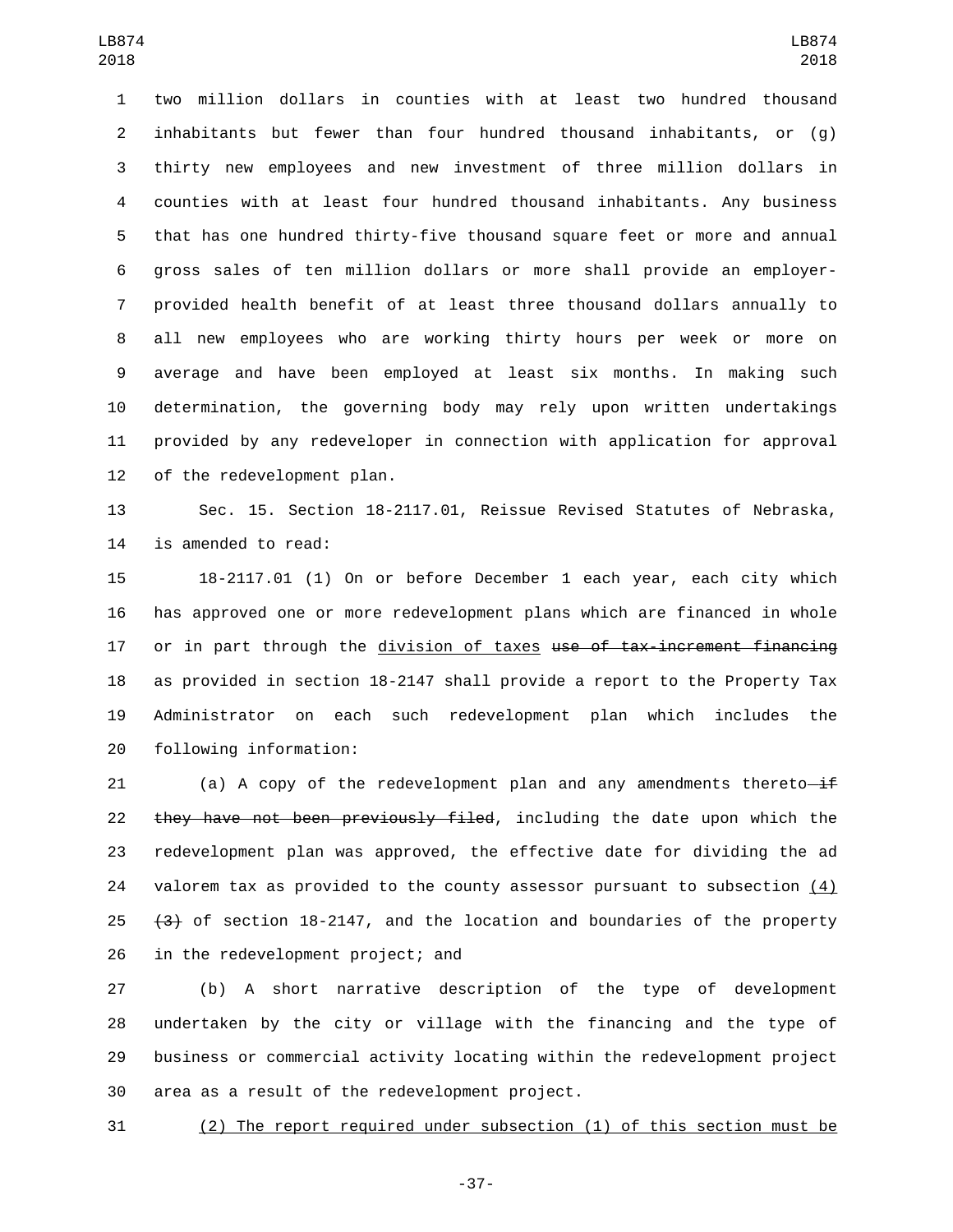two million dollars in counties with at least two hundred thousand inhabitants but fewer than four hundred thousand inhabitants, or (g) thirty new employees and new investment of three million dollars in counties with at least four hundred thousand inhabitants. Any business that has one hundred thirty-five thousand square feet or more and annual gross sales of ten million dollars or more shall provide an employer-provided health benefit of at least three thousand dollars annually to all new employees who are working thirty hours per week or more on average and have been employed at least six months. In making such determination, the governing body may rely upon written undertakings provided by any redeveloper in connection with application for approval of the redevelopment plan.

Sec. 15. Section 18-2117.01, Reissue Revised Statutes of Nebraska, is amended to read:

18-2117.01 (1) On or before December 1 each year, each city which has approved one or more redevelopment plans which are financed in whole or in part through the <u>division of taxes</u> ~~use of tax-increment financing~~ as provided in section 18-2147 shall provide a report to the Property Tax Administrator on each such redevelopment plan which includes the following information:

(a) A copy of the redevelopment plan and any amendments thereto ~~if they have not been previously filed~~, including the date upon which the redevelopment plan was approved, the effective date for dividing the ad valorem tax as provided to the county assessor pursuant to subsection <u>(4)</u> ~~(3)~~ of section 18-2147, and the location and boundaries of the property in the redevelopment project; and

(b) A short narrative description of the type of development undertaken by the city or village with the financing and the type of business or commercial activity locating within the redevelopment project area as a result of the redevelopment project.

<u>(2) The report required under subsection (1) of this section must be</u>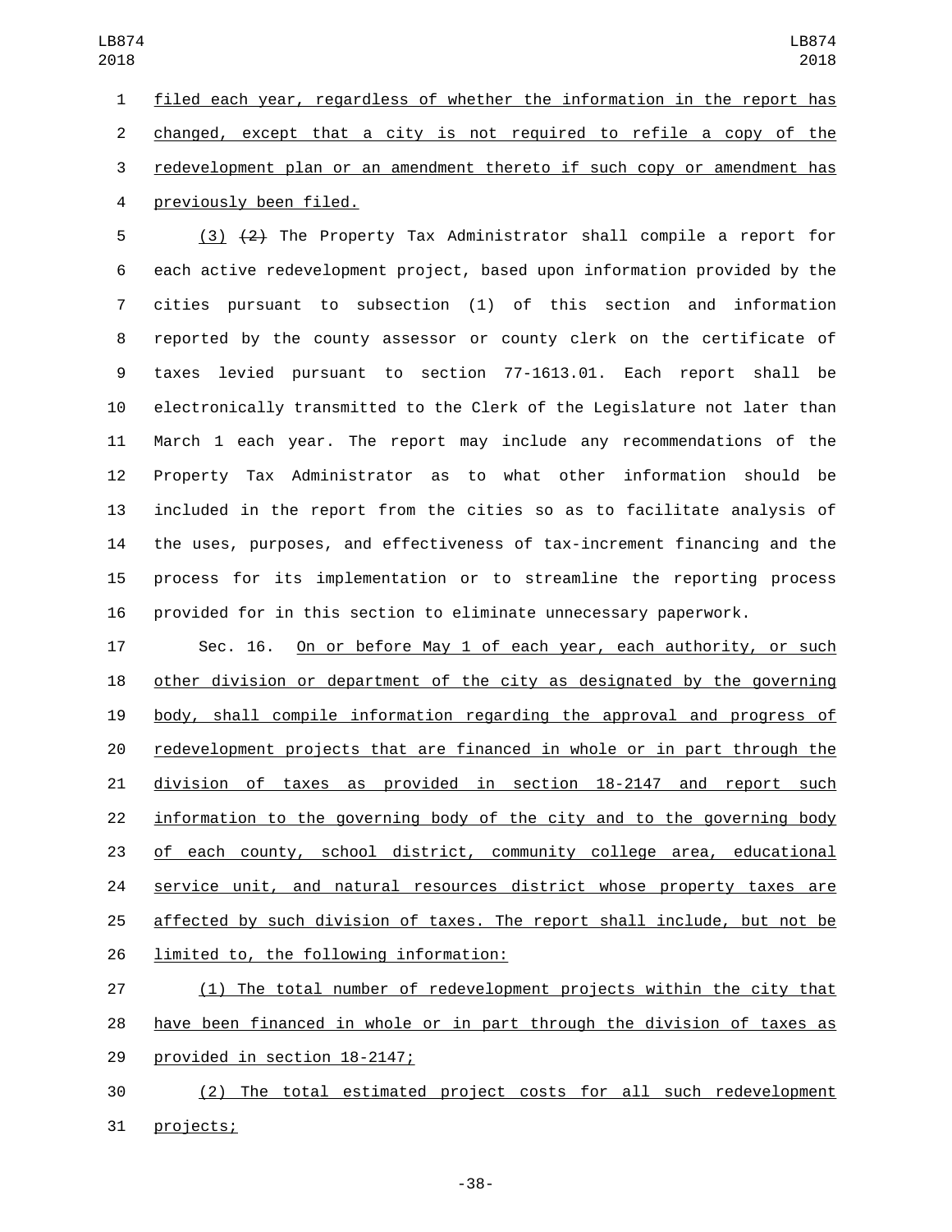filed each year, regardless of whether the information in the report has changed, except that a city is not required to refile a copy of the redevelopment plan or an amendment thereto if such copy or amendment has previously been filed.

(3) ~~(2)~~ The Property Tax Administrator shall compile a report for each active redevelopment project, based upon information provided by the cities pursuant to subsection (1) of this section and information reported by the county assessor or county clerk on the certificate of taxes levied pursuant to section 77-1613.01. Each report shall be electronically transmitted to the Clerk of the Legislature not later than March 1 each year. The report may include any recommendations of the Property Tax Administrator as to what other information should be included in the report from the cities so as to facilitate analysis of the uses, purposes, and effectiveness of tax-increment financing and the process for its implementation or to streamline the reporting process provided for in this section to eliminate unnecessary paperwork.

Sec. 16. On or before May 1 of each year, each authority, or such other division or department of the city as designated by the governing body, shall compile information regarding the approval and progress of redevelopment projects that are financed in whole or in part through the division of taxes as provided in section 18-2147 and report such information to the governing body of the city and to the governing body of each county, school district, community college area, educational service unit, and natural resources district whose property taxes are affected by such division of taxes. The report shall include, but not be limited to, the following information:

(1) The total number of redevelopment projects within the city that have been financed in whole or in part through the division of taxes as provided in section 18-2147;

(2) The total estimated project costs for all such redevelopment projects;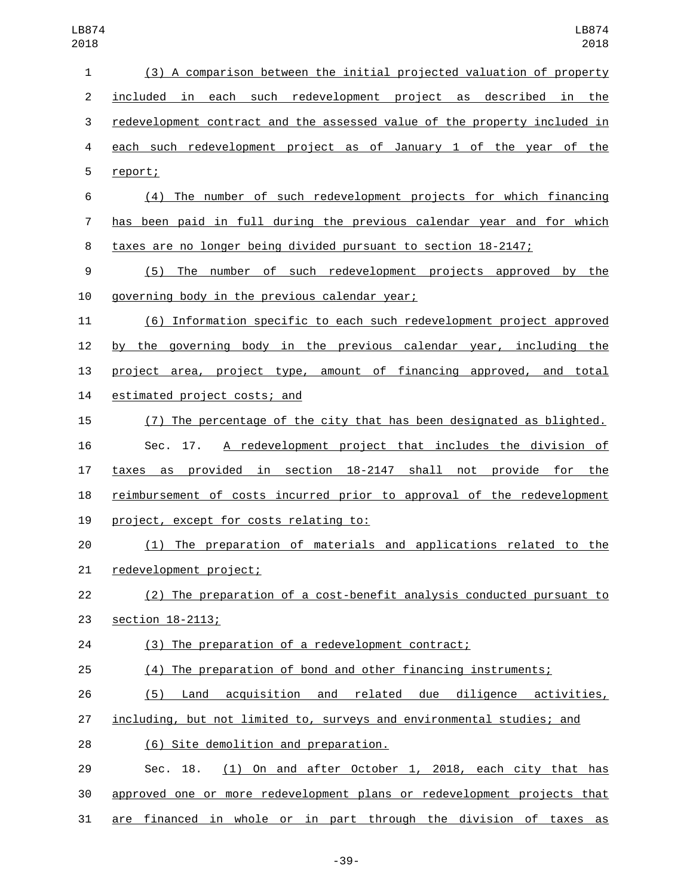(3) A comparison between the initial projected valuation of property included in each such redevelopment project as described in the redevelopment contract and the assessed value of the property included in each such redevelopment project as of January 1 of the year of the report;

(4) The number of such redevelopment projects for which financing has been paid in full during the previous calendar year and for which taxes are no longer being divided pursuant to section 18-2147;

(5) The number of such redevelopment projects approved by the governing body in the previous calendar year;

(6) Information specific to each such redevelopment project approved by the governing body in the previous calendar year, including the project area, project type, amount of financing approved, and total estimated project costs; and

(7) The percentage of the city that has been designated as blighted.

Sec. 17. A redevelopment project that includes the division of taxes as provided in section 18-2147 shall not provide for the reimbursement of costs incurred prior to approval of the redevelopment project, except for costs relating to:

(1) The preparation of materials and applications related to the redevelopment project;

(2) The preparation of a cost-benefit analysis conducted pursuant to section 18-2113;

(3) The preparation of a redevelopment contract;

(4) The preparation of bond and other financing instruments;

(5) Land acquisition and related due diligence activities, including, but not limited to, surveys and environmental studies; and

(6) Site demolition and preparation.

Sec. 18. (1) On and after October 1, 2018, each city that has approved one or more redevelopment plans or redevelopment projects that are financed in whole or in part through the division of taxes as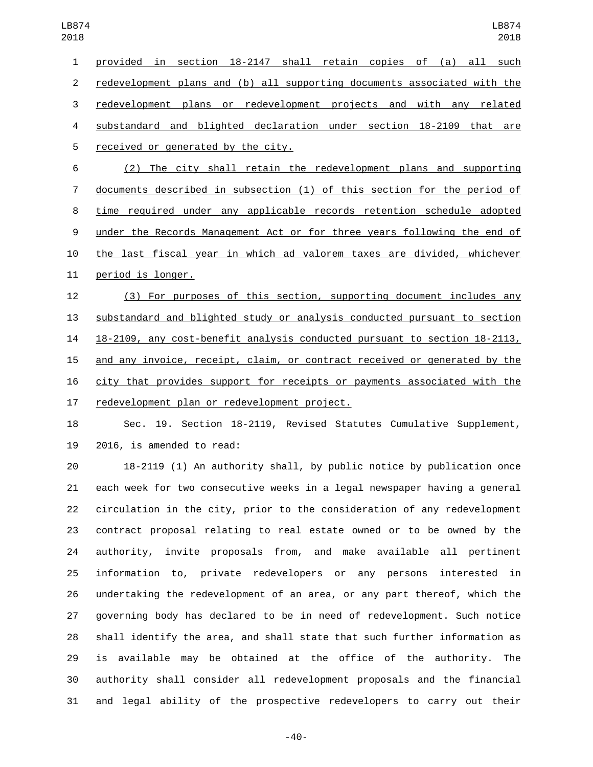provided in section 18-2147 shall retain copies of (a) all such redevelopment plans and (b) all supporting documents associated with the redevelopment plans or redevelopment projects and with any related substandard and blighted declaration under section 18-2109 that are received or generated by the city.

(2) The city shall retain the redevelopment plans and supporting documents described in subsection (1) of this section for the period of time required under any applicable records retention schedule adopted under the Records Management Act or for three years following the end of the last fiscal year in which ad valorem taxes are divided, whichever period is longer.

(3) For purposes of this section, supporting document includes any substandard and blighted study or analysis conducted pursuant to section 18-2109, any cost-benefit analysis conducted pursuant to section 18-2113, and any invoice, receipt, claim, or contract received or generated by the city that provides support for receipts or payments associated with the redevelopment plan or redevelopment project.

Sec. 19. Section 18-2119, Revised Statutes Cumulative Supplement, 2016, is amended to read:

18-2119 (1) An authority shall, by public notice by publication once each week for two consecutive weeks in a legal newspaper having a general circulation in the city, prior to the consideration of any redevelopment contract proposal relating to real estate owned or to be owned by the authority, invite proposals from, and make available all pertinent information to, private redevelopers or any persons interested in undertaking the redevelopment of an area, or any part thereof, which the governing body has declared to be in need of redevelopment. Such notice shall identify the area, and shall state that such further information as is available may be obtained at the office of the authority. The authority shall consider all redevelopment proposals and the financial and legal ability of the prospective redevelopers to carry out their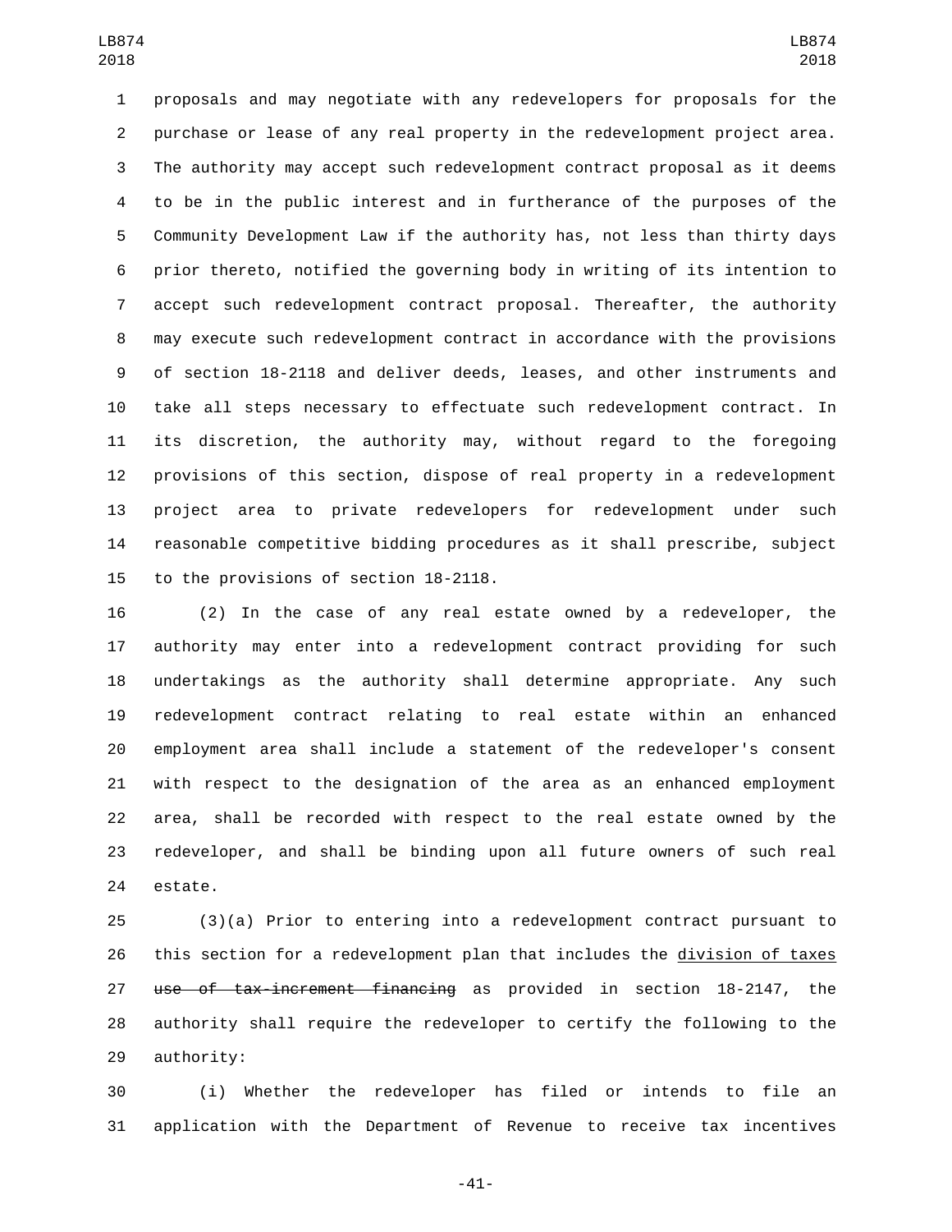proposals and may negotiate with any redevelopers for proposals for the purchase or lease of any real property in the redevelopment project area. The authority may accept such redevelopment contract proposal as it deems to be in the public interest and in furtherance of the purposes of the Community Development Law if the authority has, not less than thirty days prior thereto, notified the governing body in writing of its intention to accept such redevelopment contract proposal. Thereafter, the authority may execute such redevelopment contract in accordance with the provisions of section 18-2118 and deliver deeds, leases, and other instruments and take all steps necessary to effectuate such redevelopment contract. In its discretion, the authority may, without regard to the foregoing provisions of this section, dispose of real property in a redevelopment project area to private redevelopers for redevelopment under such reasonable competitive bidding procedures as it shall prescribe, subject to the provisions of section 18-2118.

(2) In the case of any real estate owned by a redeveloper, the authority may enter into a redevelopment contract providing for such undertakings as the authority shall determine appropriate. Any such redevelopment contract relating to real estate within an enhanced employment area shall include a statement of the redeveloper's consent with respect to the designation of the area as an enhanced employment area, shall be recorded with respect to the real estate owned by the redeveloper, and shall be binding upon all future owners of such real estate.

(3)(a) Prior to entering into a redevelopment contract pursuant to this section for a redevelopment plan that includes the <u>division of taxes</u> ~~use of tax-increment financing~~ as provided in section 18-2147, the authority shall require the redeveloper to certify the following to the authority:

(i) Whether the redeveloper has filed or intends to file an application with the Department of Revenue to receive tax incentives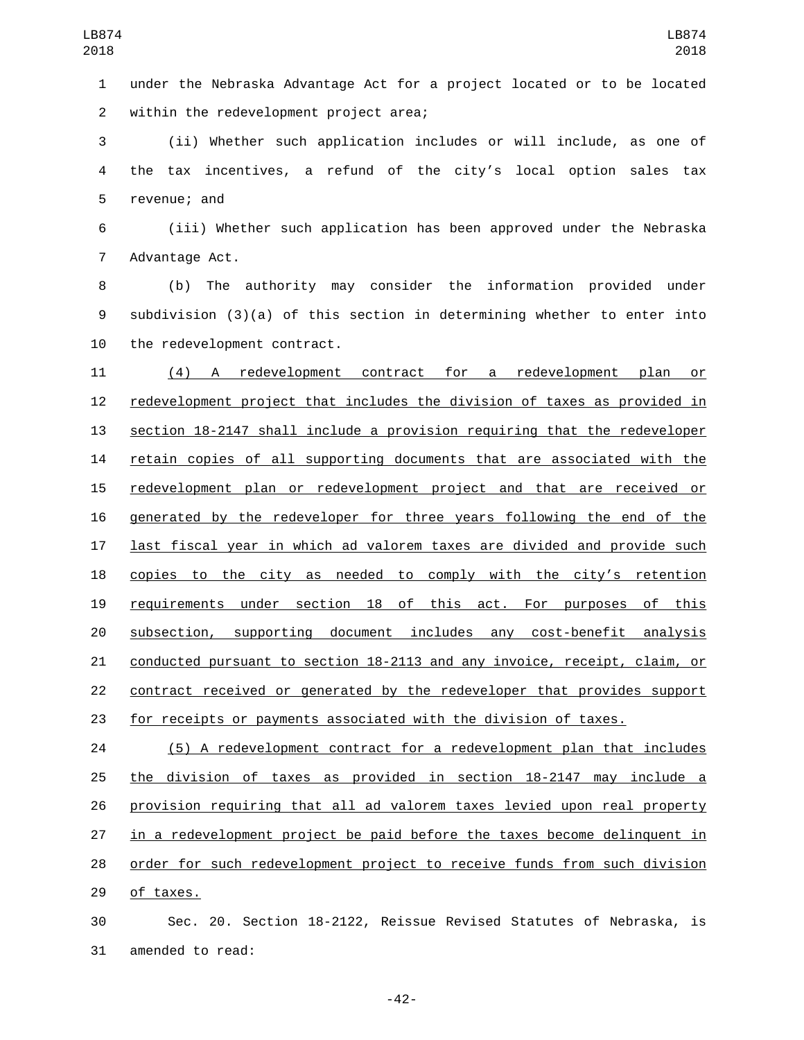under the Nebraska Advantage Act for a project located or to be located within the redevelopment project area;

(ii) Whether such application includes or will include, as one of the tax incentives, a refund of the city's local option sales tax revenue; and

(iii) Whether such application has been approved under the Nebraska Advantage Act.

(b) The authority may consider the information provided under subdivision (3)(a) of this section in determining whether to enter into the redevelopment contract.

(4) A redevelopment contract for a redevelopment plan or redevelopment project that includes the division of taxes as provided in section 18-2147 shall include a provision requiring that the redeveloper retain copies of all supporting documents that are associated with the redevelopment plan or redevelopment project and that are received or generated by the redeveloper for three years following the end of the last fiscal year in which ad valorem taxes are divided and provide such copies to the city as needed to comply with the city's retention requirements under section 18 of this act. For purposes of this subsection, supporting document includes any cost-benefit analysis conducted pursuant to section 18-2113 and any invoice, receipt, claim, or contract received or generated by the redeveloper that provides support for receipts or payments associated with the division of taxes.

(5) A redevelopment contract for a redevelopment plan that includes the division of taxes as provided in section 18-2147 may include a provision requiring that all ad valorem taxes levied upon real property in a redevelopment project be paid before the taxes become delinquent in order for such redevelopment project to receive funds from such division of taxes.

Sec. 20. Section 18-2122, Reissue Revised Statutes of Nebraska, is amended to read: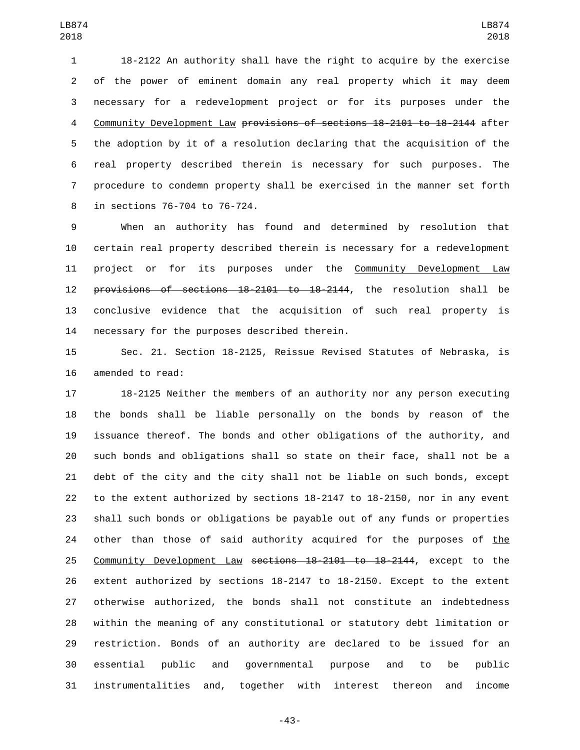18-2122 An authority shall have the right to acquire by the exercise of the power of eminent domain any real property which it may deem necessary for a redevelopment project or for its purposes under the <u>Community Development Law</u> ~~provisions of sections 18-2101 to 18-2144~~ after the adoption by it of a resolution declaring that the acquisition of the real property described therein is necessary for such purposes. The procedure to condemn property shall be exercised in the manner set forth in sections 76-704 to 76-724.

When an authority has found and determined by resolution that certain real property described therein is necessary for a redevelopment project or for its purposes under the <u>Community Development Law</u> ~~provisions of sections 18-2101 to 18-2144~~, the resolution shall be conclusive evidence that the acquisition of such real property is necessary for the purposes described therein.

Sec. 21. Section 18-2125, Reissue Revised Statutes of Nebraska, is amended to read:

18-2125 Neither the members of an authority nor any person executing the bonds shall be liable personally on the bonds by reason of the issuance thereof. The bonds and other obligations of the authority, and such bonds and obligations shall so state on their face, shall not be a debt of the city and the city shall not be liable on such bonds, except to the extent authorized by sections 18-2147 to 18-2150, nor in any event shall such bonds or obligations be payable out of any funds or properties other than those of said authority acquired for the purposes of <u>the Community Development Law</u> ~~sections 18-2101 to 18-2144~~, except to the extent authorized by sections 18-2147 to 18-2150. Except to the extent otherwise authorized, the bonds shall not constitute an indebtedness within the meaning of any constitutional or statutory debt limitation or restriction. Bonds of an authority are declared to be issued for an essential public and governmental purpose and to be public instrumentalities and, together with interest thereon and income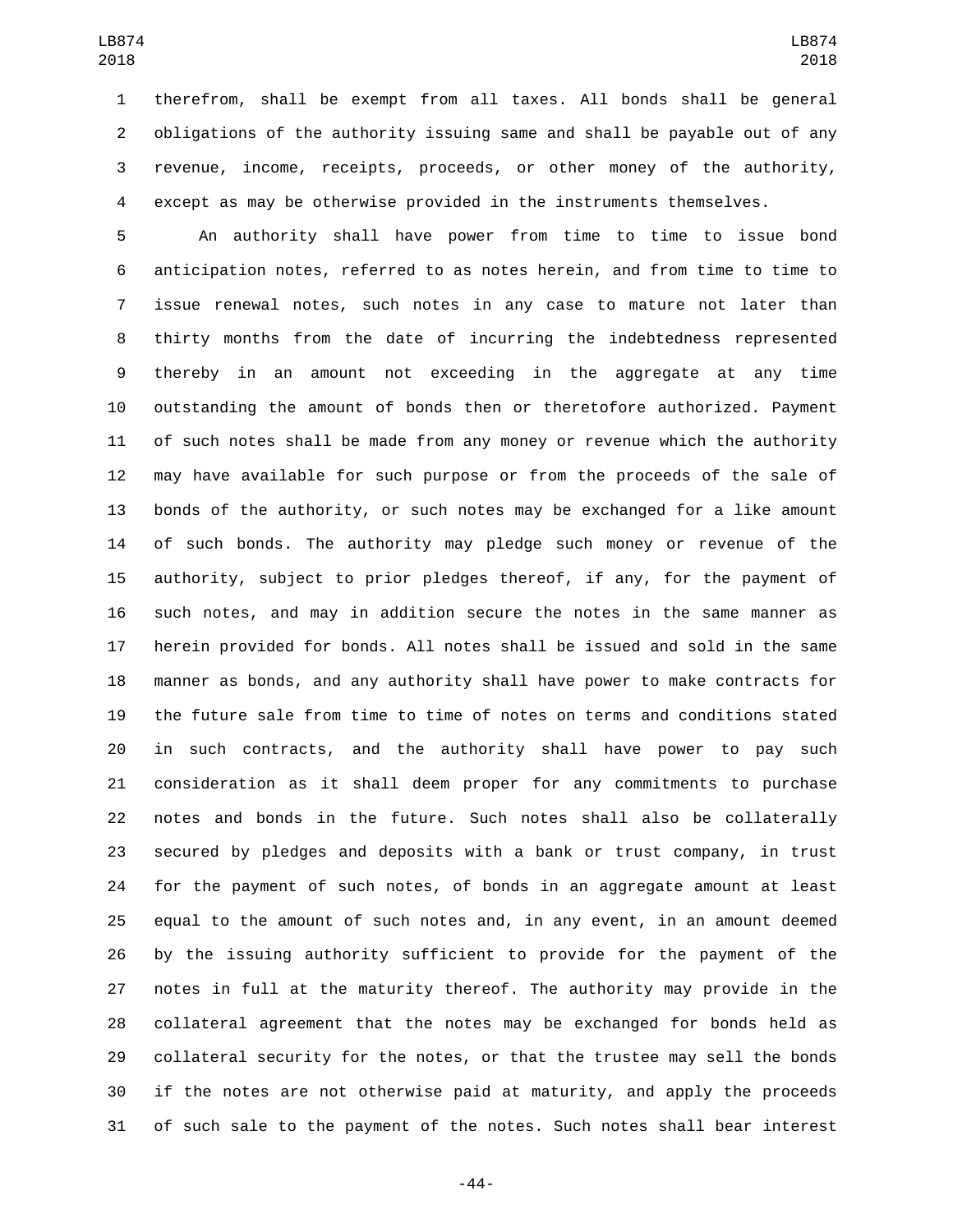therefrom, shall be exempt from all taxes. All bonds shall be general obligations of the authority issuing same and shall be payable out of any revenue, income, receipts, proceeds, or other money of the authority, except as may be otherwise provided in the instruments themselves.

An authority shall have power from time to time to issue bond anticipation notes, referred to as notes herein, and from time to time to issue renewal notes, such notes in any case to mature not later than thirty months from the date of incurring the indebtedness represented thereby in an amount not exceeding in the aggregate at any time outstanding the amount of bonds then or theretofore authorized. Payment of such notes shall be made from any money or revenue which the authority may have available for such purpose or from the proceeds of the sale of bonds of the authority, or such notes may be exchanged for a like amount of such bonds. The authority may pledge such money or revenue of the authority, subject to prior pledges thereof, if any, for the payment of such notes, and may in addition secure the notes in the same manner as herein provided for bonds. All notes shall be issued and sold in the same manner as bonds, and any authority shall have power to make contracts for the future sale from time to time of notes on terms and conditions stated in such contracts, and the authority shall have power to pay such consideration as it shall deem proper for any commitments to purchase notes and bonds in the future. Such notes shall also be collaterally secured by pledges and deposits with a bank or trust company, in trust for the payment of such notes, of bonds in an aggregate amount at least equal to the amount of such notes and, in any event, in an amount deemed by the issuing authority sufficient to provide for the payment of the notes in full at the maturity thereof. The authority may provide in the collateral agreement that the notes may be exchanged for bonds held as collateral security for the notes, or that the trustee may sell the bonds if the notes are not otherwise paid at maturity, and apply the proceeds of such sale to the payment of the notes. Such notes shall bear interest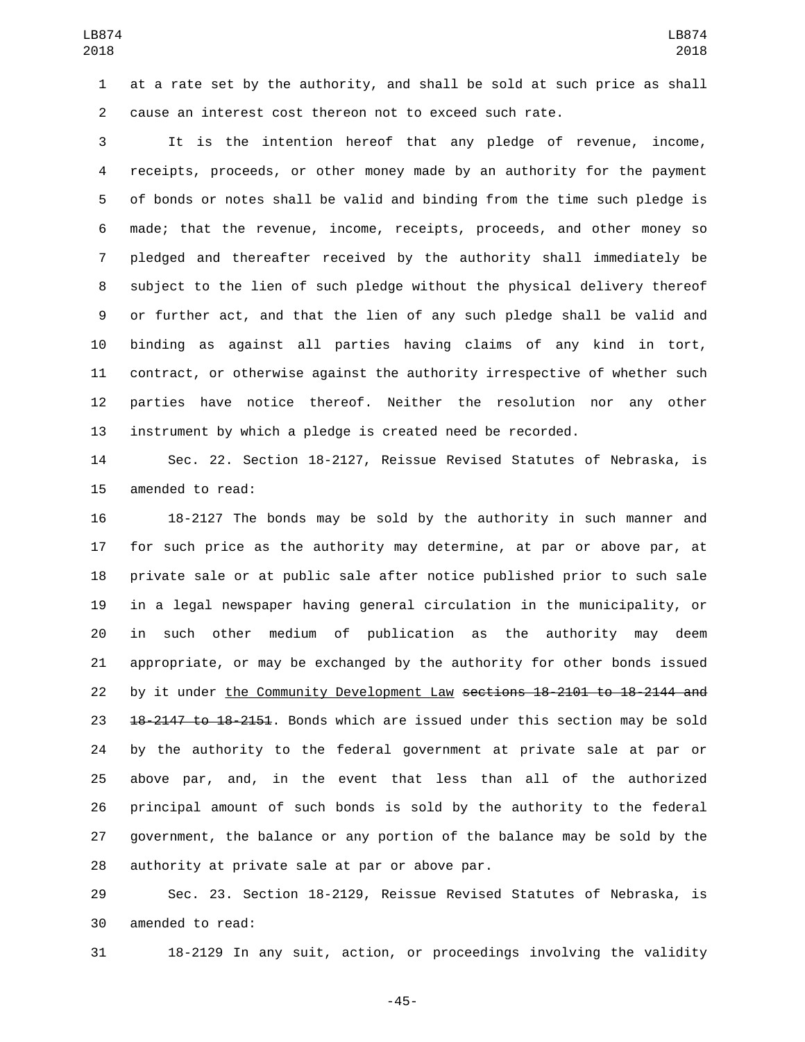at a rate set by the authority, and shall be sold at such price as shall cause an interest cost thereon not to exceed such rate.

It is the intention hereof that any pledge of revenue, income, receipts, proceeds, or other money made by an authority for the payment of bonds or notes shall be valid and binding from the time such pledge is made; that the revenue, income, receipts, proceeds, and other money so pledged and thereafter received by the authority shall immediately be subject to the lien of such pledge without the physical delivery thereof or further act, and that the lien of any such pledge shall be valid and binding as against all parties having claims of any kind in tort, contract, or otherwise against the authority irrespective of whether such parties have notice thereof. Neither the resolution nor any other instrument by which a pledge is created need be recorded.

Sec. 22. Section 18-2127, Reissue Revised Statutes of Nebraska, is amended to read:

18-2127 The bonds may be sold by the authority in such manner and for such price as the authority may determine, at par or above par, at private sale or at public sale after notice published prior to such sale in a legal newspaper having general circulation in the municipality, or in such other medium of publication as the authority may deem appropriate, or may be exchanged by the authority for other bonds issued by it under <u>the Community Development Law</u> ~~sections 18-2101 to 18-2144 and 18-2147 to 18-2151~~. Bonds which are issued under this section may be sold by the authority to the federal government at private sale at par or above par, and, in the event that less than all of the authorized principal amount of such bonds is sold by the authority to the federal government, the balance or any portion of the balance may be sold by the authority at private sale at par or above par.

Sec. 23. Section 18-2129, Reissue Revised Statutes of Nebraska, is amended to read:

18-2129 In any suit, action, or proceedings involving the validity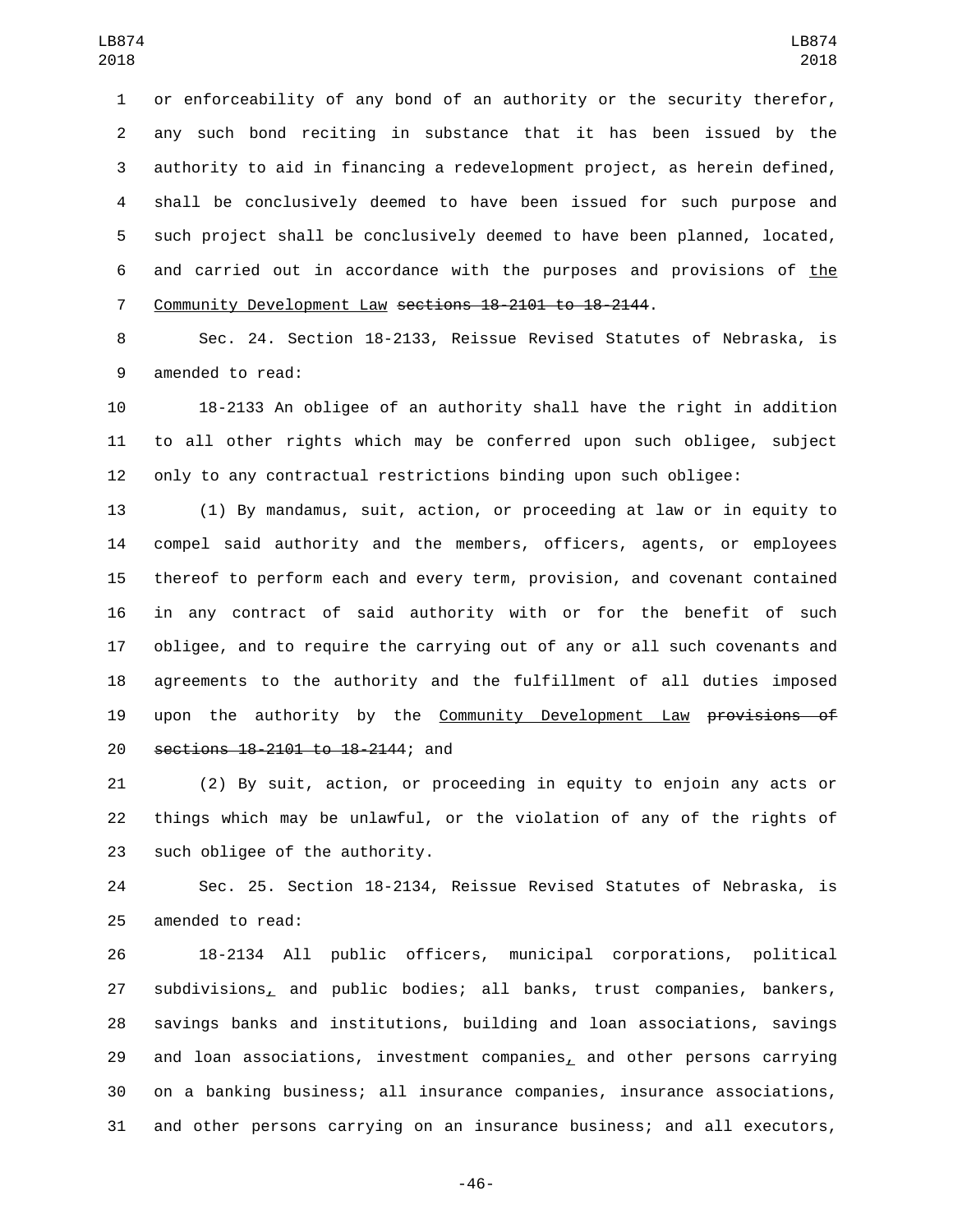or enforceability of any bond of an authority or the security therefor, any such bond reciting in substance that it has been issued by the authority to aid in financing a redevelopment project, as herein defined, shall be conclusively deemed to have been issued for such purpose and such project shall be conclusively deemed to have been planned, located, and carried out in accordance with the purposes and provisions of the Community Development Law ~~sections 18-2101 to 18-2144~~.

Sec. 24. Section 18-2133, Reissue Revised Statutes of Nebraska, is amended to read:

18-2133 An obligee of an authority shall have the right in addition to all other rights which may be conferred upon such obligee, subject only to any contractual restrictions binding upon such obligee:

(1) By mandamus, suit, action, or proceeding at law or in equity to compel said authority and the members, officers, agents, or employees thereof to perform each and every term, provision, and covenant contained in any contract of said authority with or for the benefit of such obligee, and to require the carrying out of any or all such covenants and agreements to the authority and the fulfillment of all duties imposed upon the authority by the Community Development Law ~~provisions of sections 18-2101 to 18-2144~~; and

(2) By suit, action, or proceeding in equity to enjoin any acts or things which may be unlawful, or the violation of any of the rights of such obligee of the authority.

Sec. 25. Section 18-2134, Reissue Revised Statutes of Nebraska, is amended to read:

18-2134 All public officers, municipal corporations, political subdivisions, and public bodies; all banks, trust companies, bankers, savings banks and institutions, building and loan associations, savings and loan associations, investment companies, and other persons carrying on a banking business; all insurance companies, insurance associations, and other persons carrying on an insurance business; and all executors,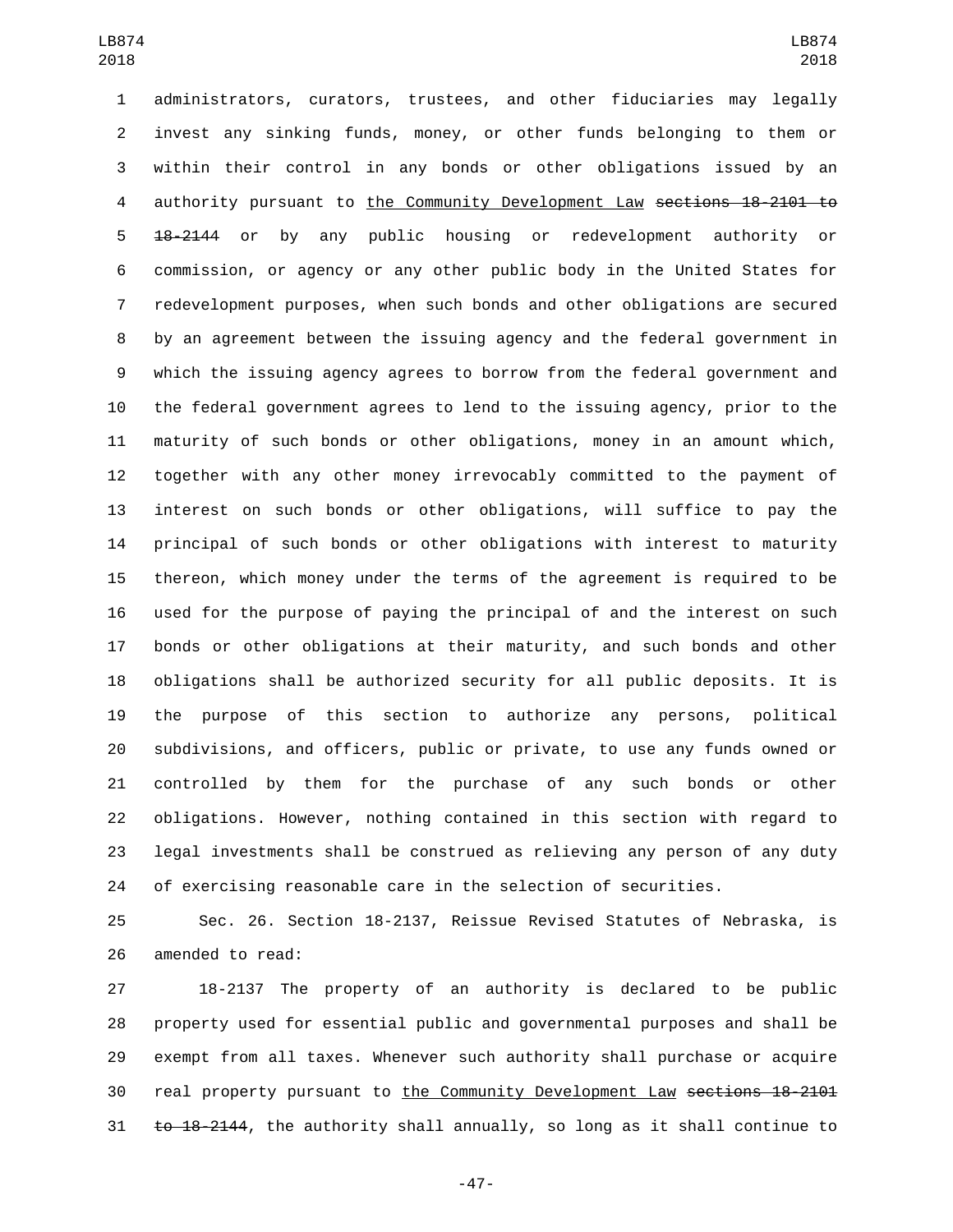administrators, curators, trustees, and other fiduciaries may legally invest any sinking funds, money, or other funds belonging to them or within their control in any bonds or other obligations issued by an authority pursuant to <u>the Community Development Law</u> ~~sections 18-2101 to 18-2144~~ or by any public housing or redevelopment authority or commission, or agency or any other public body in the United States for redevelopment purposes, when such bonds and other obligations are secured by an agreement between the issuing agency and the federal government in which the issuing agency agrees to borrow from the federal government and the federal government agrees to lend to the issuing agency, prior to the maturity of such bonds or other obligations, money in an amount which, together with any other money irrevocably committed to the payment of interest on such bonds or other obligations, will suffice to pay the principal of such bonds or other obligations with interest to maturity thereon, which money under the terms of the agreement is required to be used for the purpose of paying the principal of and the interest on such bonds or other obligations at their maturity, and such bonds and other obligations shall be authorized security for all public deposits. It is the purpose of this section to authorize any persons, political subdivisions, and officers, public or private, to use any funds owned or controlled by them for the purchase of any such bonds or other obligations. However, nothing contained in this section with regard to legal investments shall be construed as relieving any person of any duty of exercising reasonable care in the selection of securities.

Sec. 26. Section 18-2137, Reissue Revised Statutes of Nebraska, is amended to read:

18-2137 The property of an authority is declared to be public property used for essential public and governmental purposes and shall be exempt from all taxes. Whenever such authority shall purchase or acquire real property pursuant to <u>the Community Development Law</u> ~~sections 18-2101 to 18-2144~~, the authority shall annually, so long as it shall continue to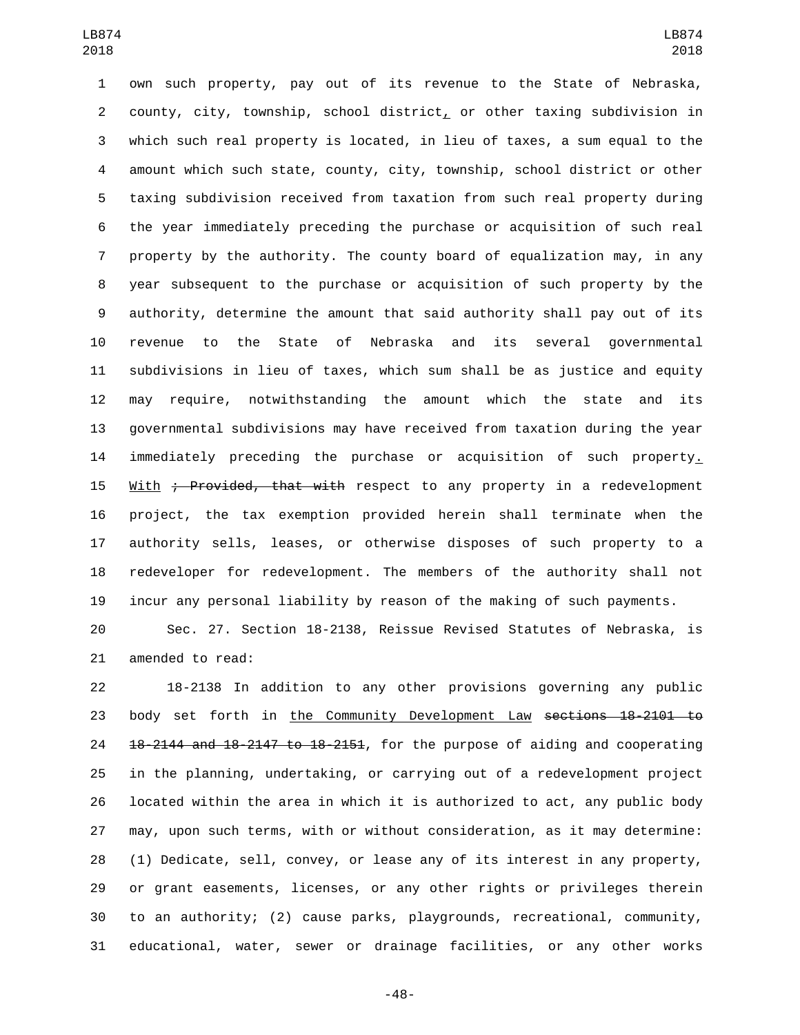own such property, pay out of its revenue to the State of Nebraska, county, city, township, school district, or other taxing subdivision in which such real property is located, in lieu of taxes, a sum equal to the amount which such state, county, city, township, school district or other taxing subdivision received from taxation from such real property during the year immediately preceding the purchase or acquisition of such real property by the authority. The county board of equalization may, in any year subsequent to the purchase or acquisition of such property by the authority, determine the amount that said authority shall pay out of its revenue to the State of Nebraska and its several governmental subdivisions in lieu of taxes, which sum shall be as justice and equity may require, notwithstanding the amount which the state and its governmental subdivisions may have received from taxation during the year immediately preceding the purchase or acquisition of such property. With ~~; Provided, that with~~ respect to any property in a redevelopment project, the tax exemption provided herein shall terminate when the authority sells, leases, or otherwise disposes of such property to a redeveloper for redevelopment. The members of the authority shall not incur any personal liability by reason of the making of such payments.

Sec. 27. Section 18-2138, Reissue Revised Statutes of Nebraska, is amended to read:

18-2138 In addition to any other provisions governing any public body set forth in the Community Development Law ~~sections 18-2101 to 18-2144 and 18-2147 to 18-2151~~, for the purpose of aiding and cooperating in the planning, undertaking, or carrying out of a redevelopment project located within the area in which it is authorized to act, any public body may, upon such terms, with or without consideration, as it may determine: (1) Dedicate, sell, convey, or lease any of its interest in any property, or grant easements, licenses, or any other rights or privileges therein to an authority; (2) cause parks, playgrounds, recreational, community, educational, water, sewer or drainage facilities, or any other works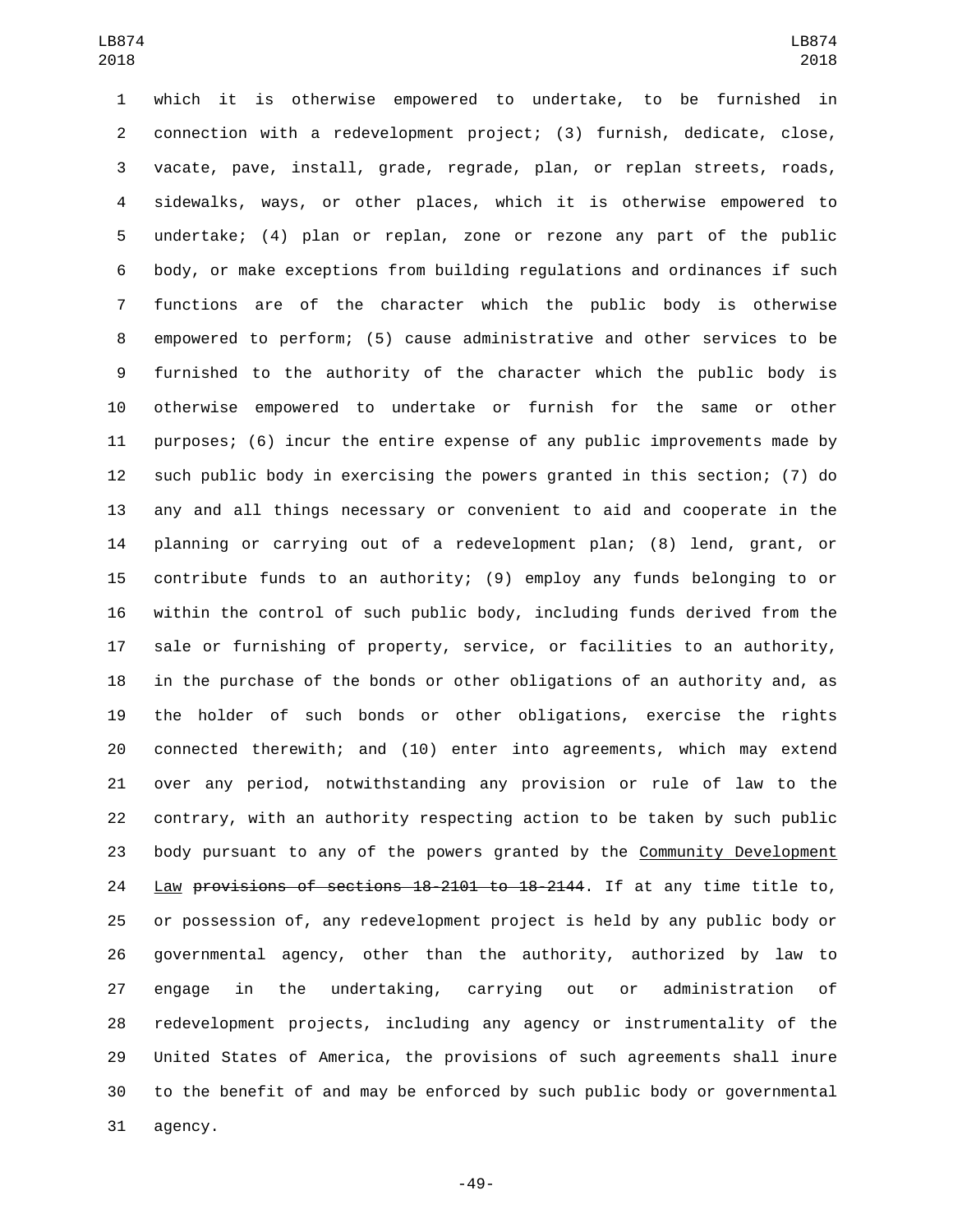which it is otherwise empowered to undertake, to be furnished in connection with a redevelopment project; (3) furnish, dedicate, close, vacate, pave, install, grade, regrade, plan, or replan streets, roads, sidewalks, ways, or other places, which it is otherwise empowered to undertake; (4) plan or replan, zone or rezone any part of the public body, or make exceptions from building regulations and ordinances if such functions are of the character which the public body is otherwise empowered to perform; (5) cause administrative and other services to be furnished to the authority of the character which the public body is otherwise empowered to undertake or furnish for the same or other purposes; (6) incur the entire expense of any public improvements made by such public body in exercising the powers granted in this section; (7) do any and all things necessary or convenient to aid and cooperate in the planning or carrying out of a redevelopment plan; (8) lend, grant, or contribute funds to an authority; (9) employ any funds belonging to or within the control of such public body, including funds derived from the sale or furnishing of property, service, or facilities to an authority, in the purchase of the bonds or other obligations of an authority and, as the holder of such bonds or other obligations, exercise the rights connected therewith; and (10) enter into agreements, which may extend over any period, notwithstanding any provision or rule of law to the contrary, with an authority respecting action to be taken by such public body pursuant to any of the powers granted by the Community Development Law ~~provisions of sections 18-2101 to 18-2144~~. If at any time title to, or possession of, any redevelopment project is held by any public body or governmental agency, other than the authority, authorized by law to engage in the undertaking, carrying out or administration of redevelopment projects, including any agency or instrumentality of the United States of America, the provisions of such agreements shall inure to the benefit of and may be enforced by such public body or governmental agency.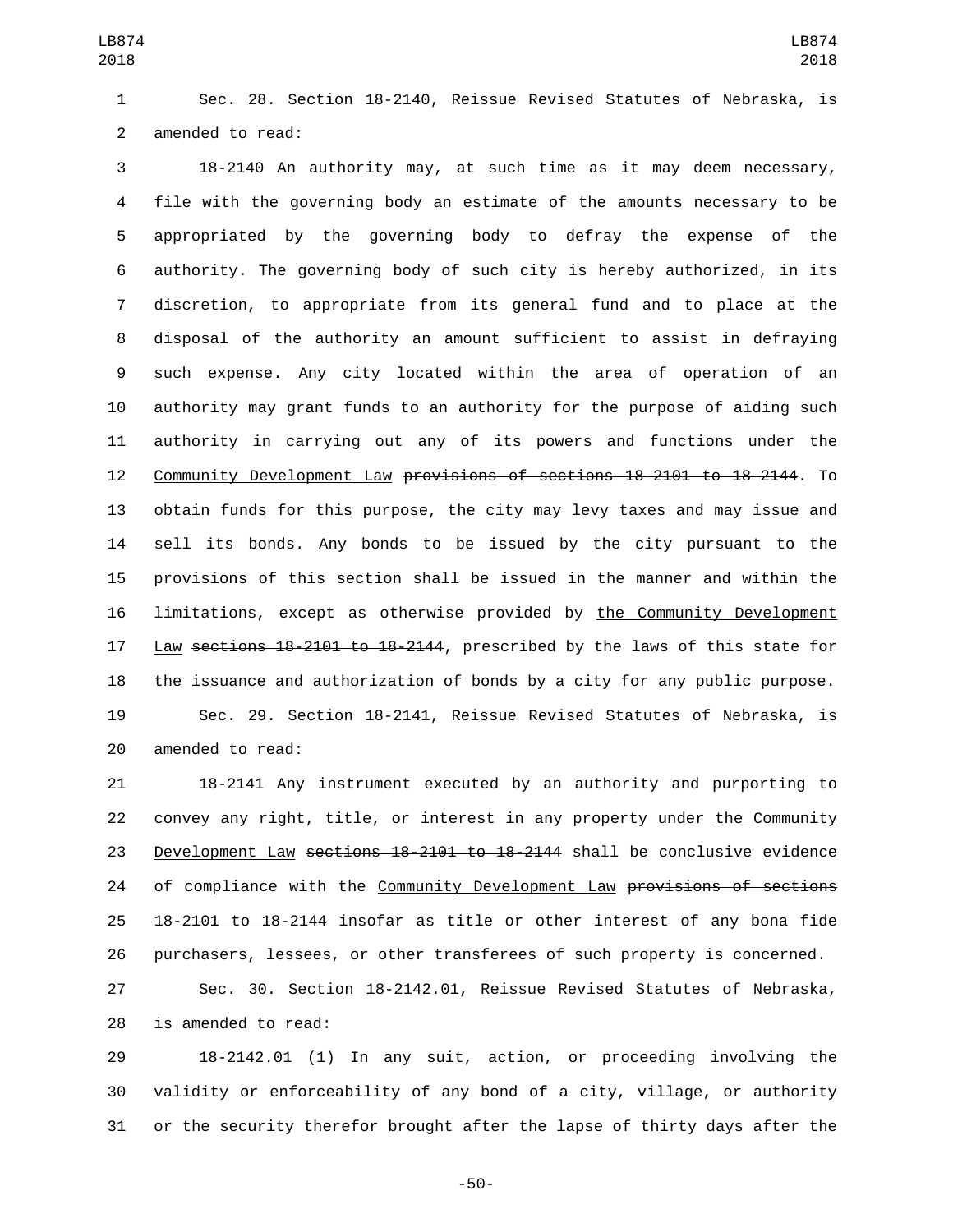Sec. 28. Section 18-2140, Reissue Revised Statutes of Nebraska, is amended to read:

18-2140 An authority may, at such time as it may deem necessary, file with the governing body an estimate of the amounts necessary to be appropriated by the governing body to defray the expense of the authority. The governing body of such city is hereby authorized, in its discretion, to appropriate from its general fund and to place at the disposal of the authority an amount sufficient to assist in defraying such expense. Any city located within the area of operation of an authority may grant funds to an authority for the purpose of aiding such authority in carrying out any of its powers and functions under the Community Development Law ~~provisions of sections 18-2101 to 18-2144~~. To obtain funds for this purpose, the city may levy taxes and may issue and sell its bonds. Any bonds to be issued by the city pursuant to the provisions of this section shall be issued in the manner and within the limitations, except as otherwise provided by the Community Development Law ~~sections 18-2101 to 18-2144~~, prescribed by the laws of this state for the issuance and authorization of bonds by a city for any public purpose.

Sec. 29. Section 18-2141, Reissue Revised Statutes of Nebraska, is amended to read:

18-2141 Any instrument executed by an authority and purporting to convey any right, title, or interest in any property under the Community Development Law ~~sections 18-2101 to 18-2144~~ shall be conclusive evidence of compliance with the Community Development Law ~~provisions of sections 18-2101 to 18-2144~~ insofar as title or other interest of any bona fide purchasers, lessees, or other transferees of such property is concerned.

Sec. 30. Section 18-2142.01, Reissue Revised Statutes of Nebraska, is amended to read:

18-2142.01 (1) In any suit, action, or proceeding involving the validity or enforceability of any bond of a city, village, or authority or the security therefor brought after the lapse of thirty days after the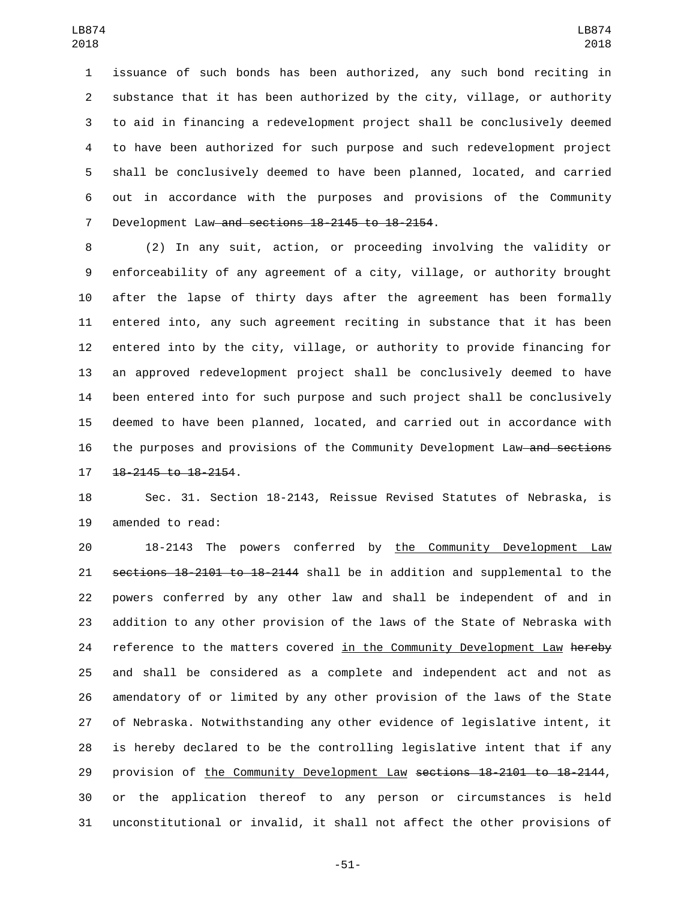issuance of such bonds has been authorized, any such bond reciting in substance that it has been authorized by the city, village, or authority to aid in financing a redevelopment project shall be conclusively deemed to have been authorized for such purpose and such redevelopment project shall be conclusively deemed to have been planned, located, and carried out in accordance with the purposes and provisions of the Community Development Law ~~and sections 18-2145 to 18-2154~~.

(2) In any suit, action, or proceeding involving the validity or enforceability of any agreement of a city, village, or authority brought after the lapse of thirty days after the agreement has been formally entered into, any such agreement reciting in substance that it has been entered into by the city, village, or authority to provide financing for an approved redevelopment project shall be conclusively deemed to have been entered into for such purpose and such project shall be conclusively deemed to have been planned, located, and carried out in accordance with the purposes and provisions of the Community Development Law ~~and sections 18-2145 to 18-2154~~.

Sec. 31. Section 18-2143, Reissue Revised Statutes of Nebraska, is amended to read:

18-2143 The powers conferred by <u>the Community Development Law</u> ~~sections 18-2101 to 18-2144~~ shall be in addition and supplemental to the powers conferred by any other law and shall be independent of and in addition to any other provision of the laws of the State of Nebraska with reference to the matters covered <u>in the Community Development Law</u> ~~hereby~~ and shall be considered as a complete and independent act and not as amendatory of or limited by any other provision of the laws of the State of Nebraska. Notwithstanding any other evidence of legislative intent, it is hereby declared to be the controlling legislative intent that if any provision of <u>the Community Development Law</u> ~~sections 18-2101 to 18-2144~~, or the application thereof to any person or circumstances is held unconstitutional or invalid, it shall not affect the other provisions of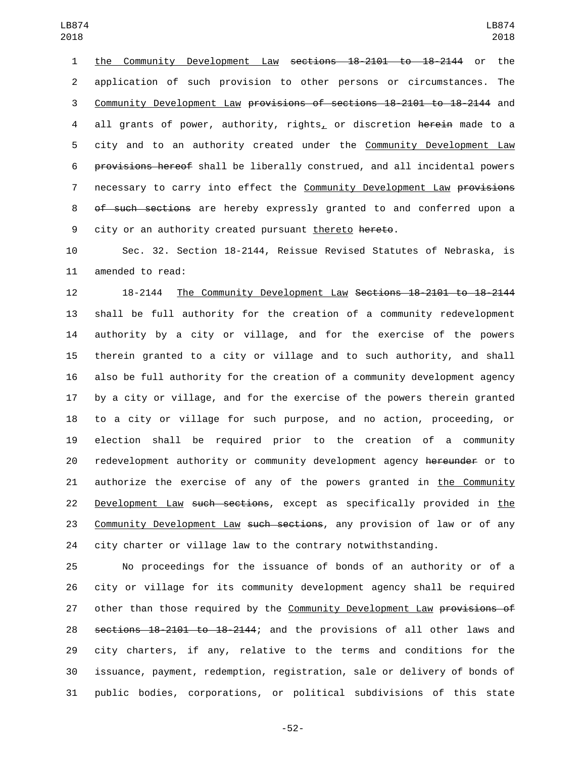the Community Development Law ~~sections 18-2101 to 18-2144~~ or the application of such provision to other persons or circumstances. The Community Development Law ~~provisions of sections 18-2101 to 18-2144~~ and all grants of power, authority, rights, or discretion ~~herein~~ made to a city and to an authority created under the Community Development Law ~~provisions hereof~~ shall be liberally construed, and all incidental powers necessary to carry into effect the Community Development Law ~~provisions of such sections~~ are hereby expressly granted to and conferred upon a city or an authority created pursuant thereto ~~hereto~~.

Sec. 32. Section 18-2144, Reissue Revised Statutes of Nebraska, is amended to read:

18-2144 The Community Development Law ~~Sections 18-2101 to 18-2144~~ shall be full authority for the creation of a community redevelopment authority by a city or village, and for the exercise of the powers therein granted to a city or village and to such authority, and shall also be full authority for the creation of a community development agency by a city or village, and for the exercise of the powers therein granted to a city or village for such purpose, and no action, proceeding, or election shall be required prior to the creation of a community redevelopment authority or community development agency ~~hereunder~~ or to authorize the exercise of any of the powers granted in the Community Development Law ~~such sections~~, except as specifically provided in the Community Development Law ~~such sections~~, any provision of law or of any city charter or village law to the contrary notwithstanding.

No proceedings for the issuance of bonds of an authority or of a city or village for its community development agency shall be required other than those required by the Community Development Law ~~provisions of sections 18-2101 to 18-2144~~; and the provisions of all other laws and city charters, if any, relative to the terms and conditions for the issuance, payment, redemption, registration, sale or delivery of bonds of public bodies, corporations, or political subdivisions of this state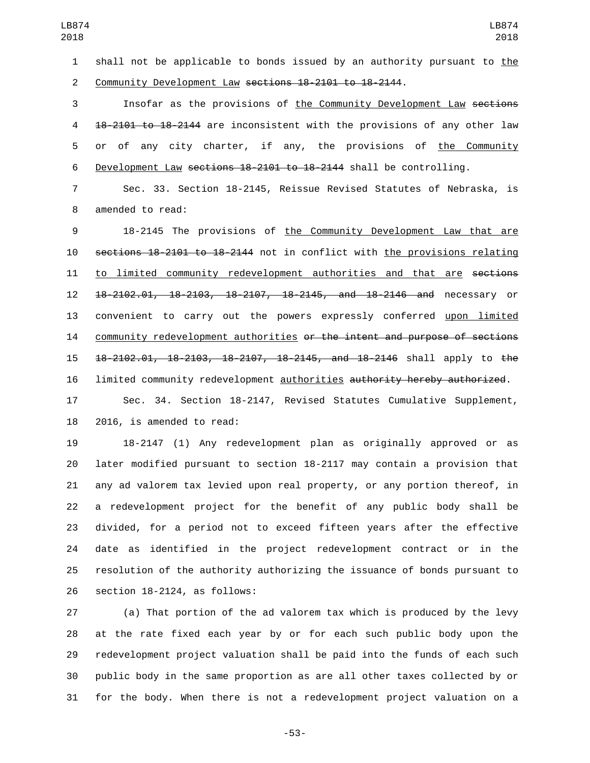shall not be applicable to bonds issued by an authority pursuant to the Community Development Law ~~sections 18-2101 to 18-2144~~.

Insofar as the provisions of the Community Development Law ~~sections 18-2101 to 18-2144~~ are inconsistent with the provisions of any other law or of any city charter, if any, the provisions of the Community Development Law ~~sections 18-2101 to 18-2144~~ shall be controlling.

Sec. 33. Section 18-2145, Reissue Revised Statutes of Nebraska, is amended to read:

18-2145 The provisions of the Community Development Law that are ~~sections 18-2101 to 18-2144~~ not in conflict with the provisions relating to limited community redevelopment authorities and that are ~~sections 18-2102.01, 18-2103, 18-2107, 18-2145, and 18-2146 and~~ necessary or convenient to carry out the powers expressly conferred upon limited community redevelopment authorities ~~or the intent and purpose of sections 18-2102.01, 18-2103, 18-2107, 18-2145, and 18-2146~~ shall apply to ~~the~~ limited community redevelopment authorities ~~authority hereby authorized~~.

Sec. 34. Section 18-2147, Revised Statutes Cumulative Supplement, 2016, is amended to read:

18-2147 (1) Any redevelopment plan as originally approved or as later modified pursuant to section 18-2117 may contain a provision that any ad valorem tax levied upon real property, or any portion thereof, in a redevelopment project for the benefit of any public body shall be divided, for a period not to exceed fifteen years after the effective date as identified in the project redevelopment contract or in the resolution of the authority authorizing the issuance of bonds pursuant to section 18-2124, as follows:

(a) That portion of the ad valorem tax which is produced by the levy at the rate fixed each year by or for each such public body upon the redevelopment project valuation shall be paid into the funds of each such public body in the same proportion as are all other taxes collected by or for the body. When there is not a redevelopment project valuation on a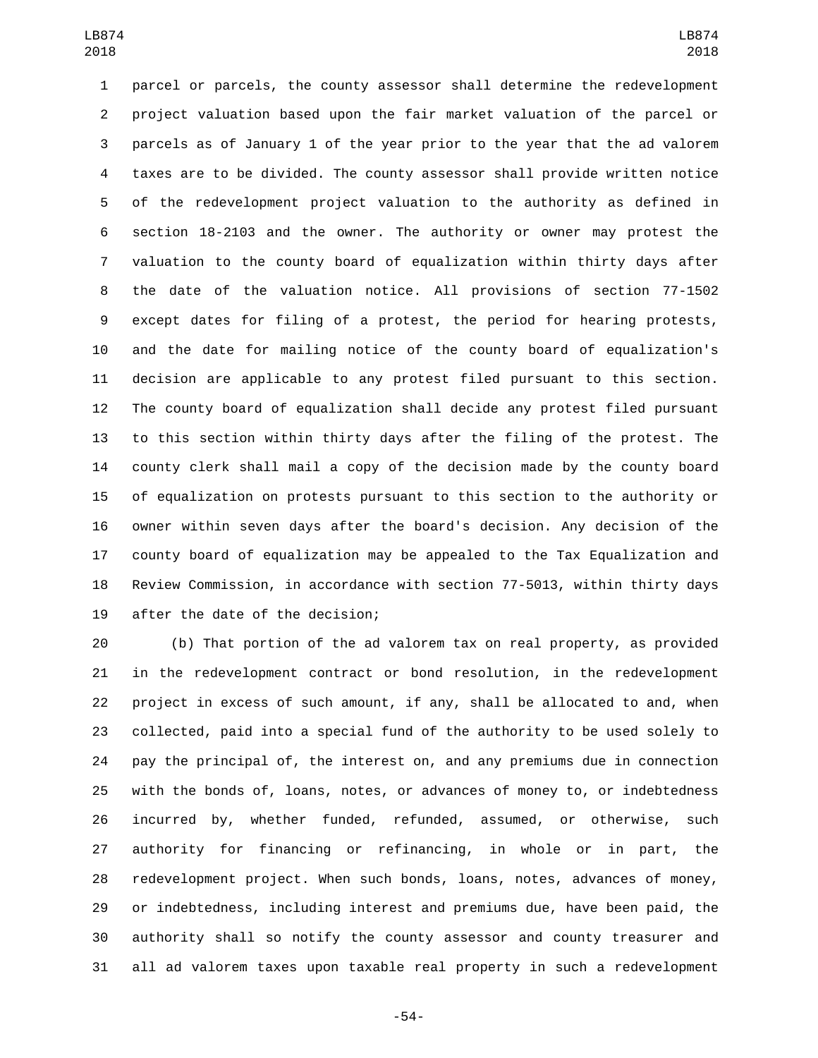parcel or parcels, the county assessor shall determine the redevelopment project valuation based upon the fair market valuation of the parcel or parcels as of January 1 of the year prior to the year that the ad valorem taxes are to be divided. The county assessor shall provide written notice of the redevelopment project valuation to the authority as defined in section 18-2103 and the owner. The authority or owner may protest the valuation to the county board of equalization within thirty days after the date of the valuation notice. All provisions of section 77-1502 except dates for filing of a protest, the period for hearing protests, and the date for mailing notice of the county board of equalization's decision are applicable to any protest filed pursuant to this section. The county board of equalization shall decide any protest filed pursuant to this section within thirty days after the filing of the protest. The county clerk shall mail a copy of the decision made by the county board of equalization on protests pursuant to this section to the authority or owner within seven days after the board's decision. Any decision of the county board of equalization may be appealed to the Tax Equalization and Review Commission, in accordance with section 77-5013, within thirty days after the date of the decision;

(b) That portion of the ad valorem tax on real property, as provided in the redevelopment contract or bond resolution, in the redevelopment project in excess of such amount, if any, shall be allocated to and, when collected, paid into a special fund of the authority to be used solely to pay the principal of, the interest on, and any premiums due in connection with the bonds of, loans, notes, or advances of money to, or indebtedness incurred by, whether funded, refunded, assumed, or otherwise, such authority for financing or refinancing, in whole or in part, the redevelopment project. When such bonds, loans, notes, advances of money, or indebtedness, including interest and premiums due, have been paid, the authority shall so notify the county assessor and county treasurer and all ad valorem taxes upon taxable real property in such a redevelopment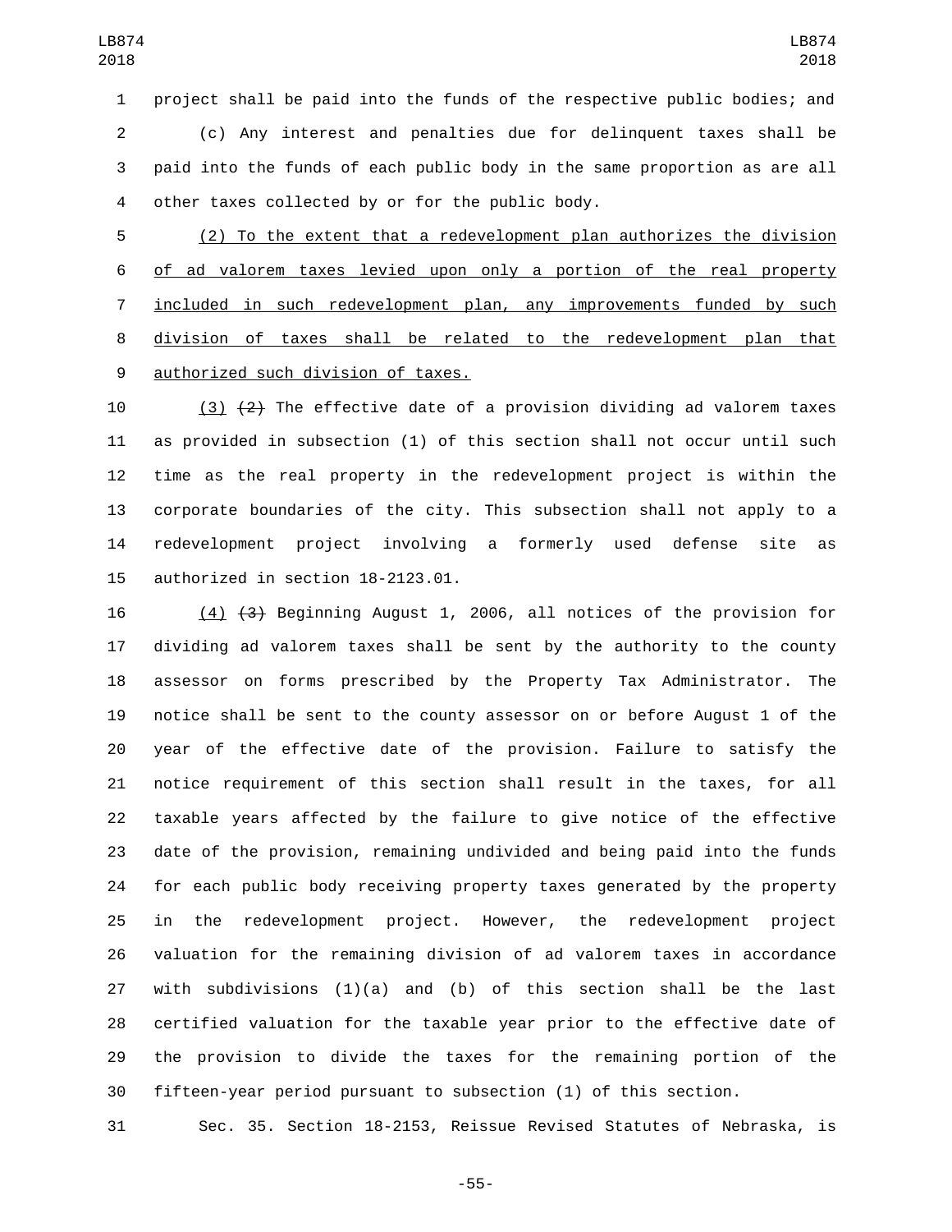project shall be paid into the funds of the respective public bodies; and

(c) Any interest and penalties due for delinquent taxes shall be paid into the funds of each public body in the same proportion as are all other taxes collected by or for the public body.

<u>(2) To the extent that a redevelopment plan authorizes the division of ad valorem taxes levied upon only a portion of the real property included in such redevelopment plan, any improvements funded by such division of taxes shall be related to the redevelopment plan that authorized such division of taxes.</u>

<u>(3)</u> ~~(2)~~ The effective date of a provision dividing ad valorem taxes as provided in subsection (1) of this section shall not occur until such time as the real property in the redevelopment project is within the corporate boundaries of the city. This subsection shall not apply to a redevelopment project involving a formerly used defense site as authorized in section 18-2123.01.

<u>(4)</u> ~~(3)~~ Beginning August 1, 2006, all notices of the provision for dividing ad valorem taxes shall be sent by the authority to the county assessor on forms prescribed by the Property Tax Administrator. The notice shall be sent to the county assessor on or before August 1 of the year of the effective date of the provision. Failure to satisfy the notice requirement of this section shall result in the taxes, for all taxable years affected by the failure to give notice of the effective date of the provision, remaining undivided and being paid into the funds for each public body receiving property taxes generated by the property in the redevelopment project. However, the redevelopment project valuation for the remaining division of ad valorem taxes in accordance with subdivisions (1)(a) and (b) of this section shall be the last certified valuation for the taxable year prior to the effective date of the provision to divide the taxes for the remaining portion of the fifteen-year period pursuant to subsection (1) of this section.

Sec. 35. Section 18-2153, Reissue Revised Statutes of Nebraska, is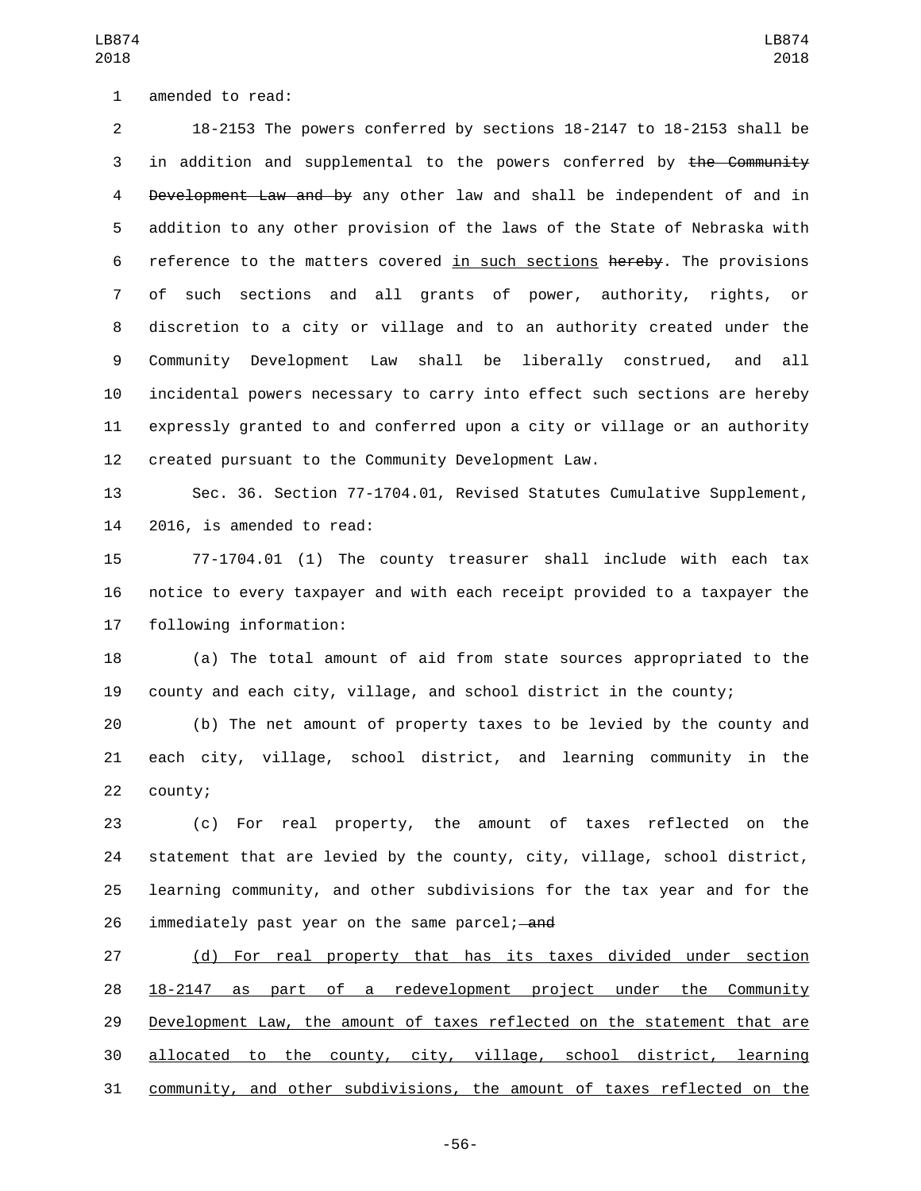amended to read:

18-2153 The powers conferred by sections 18-2147 to 18-2153 shall be in addition and supplemental to the powers conferred by ~~the Community Development Law and by~~ any other law and shall be independent of and in addition to any other provision of the laws of the State of Nebraska with reference to the matters covered <u>in such sections</u> ~~hereby~~. The provisions of such sections and all grants of power, authority, rights, or discretion to a city or village and to an authority created under the Community Development Law shall be liberally construed, and all incidental powers necessary to carry into effect such sections are hereby expressly granted to and conferred upon a city or village or an authority created pursuant to the Community Development Law.

Sec. 36. Section 77-1704.01, Revised Statutes Cumulative Supplement, 2016, is amended to read:

77-1704.01 (1) The county treasurer shall include with each tax notice to every taxpayer and with each receipt provided to a taxpayer the following information:

(a) The total amount of aid from state sources appropriated to the county and each city, village, and school district in the county;

(b) The net amount of property taxes to be levied by the county and each city, village, school district, and learning community in the county;

(c) For real property, the amount of taxes reflected on the statement that are levied by the county, city, village, school district, learning community, and other subdivisions for the tax year and for the immediately past year on the same parcel;~~ and~~

<u>(d) For real property that has its taxes divided under section 18-2147 as part of a redevelopment project under the Community Development Law, the amount of taxes reflected on the statement that are allocated to the county, city, village, school district, learning community, and other subdivisions, the amount of taxes reflected on the</u>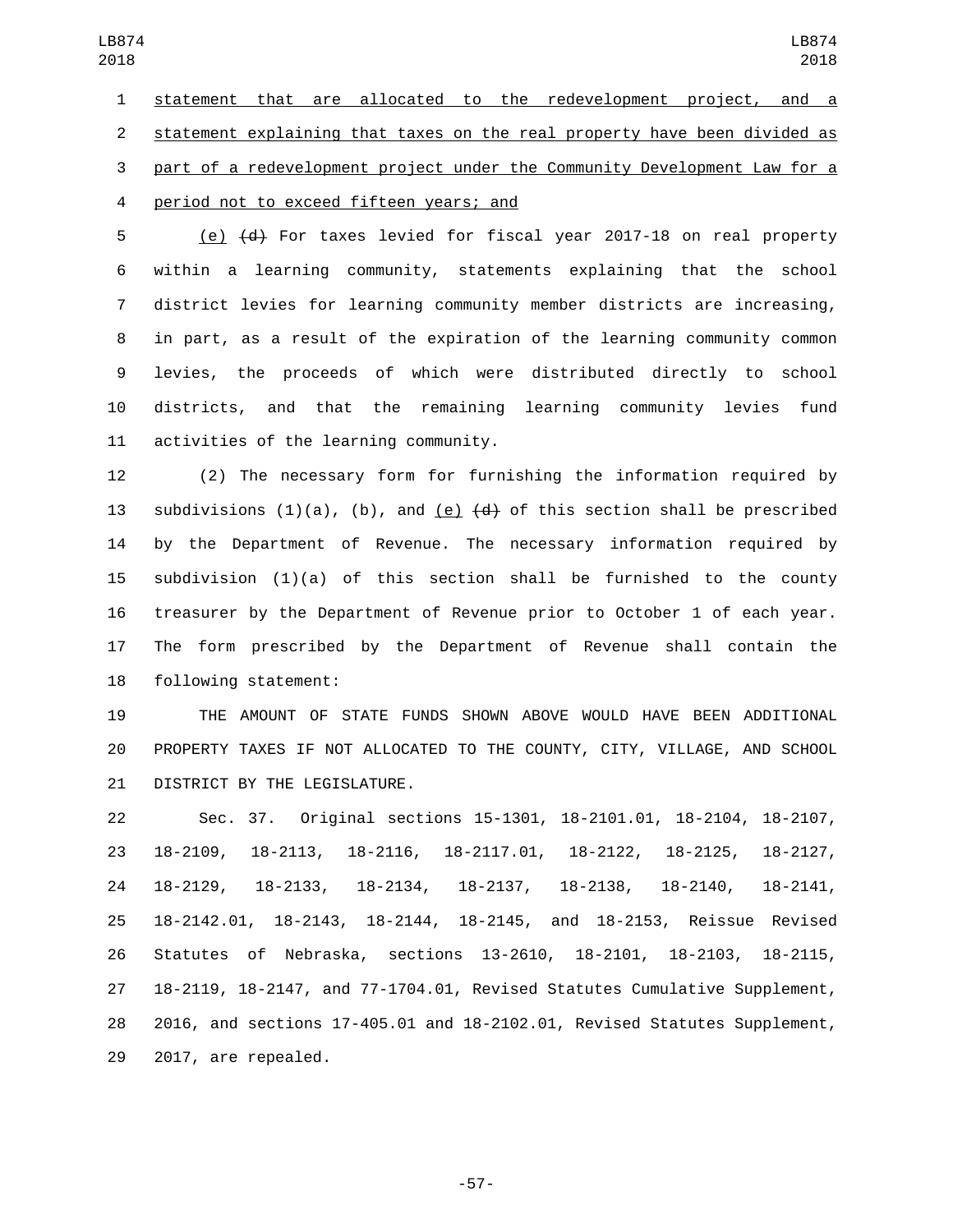statement that are allocated to the redevelopment project, and a statement explaining that taxes on the real property have been divided as part of a redevelopment project under the Community Development Law for a period not to exceed fifteen years; and

(e) ~~(d)~~ For taxes levied for fiscal year 2017-18 on real property within a learning community, statements explaining that the school district levies for learning community member districts are increasing, in part, as a result of the expiration of the learning community common levies, the proceeds of which were distributed directly to school districts, and that the remaining learning community levies fund activities of the learning community.

(2) The necessary form for furnishing the information required by subdivisions (1)(a), (b), and (e) ~~(d)~~ of this section shall be prescribed by the Department of Revenue. The necessary information required by subdivision (1)(a) of this section shall be furnished to the county treasurer by the Department of Revenue prior to October 1 of each year. The form prescribed by the Department of Revenue shall contain the following statement:

THE AMOUNT OF STATE FUNDS SHOWN ABOVE WOULD HAVE BEEN ADDITIONAL PROPERTY TAXES IF NOT ALLOCATED TO THE COUNTY, CITY, VILLAGE, AND SCHOOL DISTRICT BY THE LEGISLATURE.

Sec. 37. Original sections 15-1301, 18-2101.01, 18-2104, 18-2107, 18-2109, 18-2113, 18-2116, 18-2117.01, 18-2122, 18-2125, 18-2127, 18-2129, 18-2133, 18-2134, 18-2137, 18-2138, 18-2140, 18-2141, 18-2142.01, 18-2143, 18-2144, 18-2145, and 18-2153, Reissue Revised Statutes of Nebraska, sections 13-2610, 18-2101, 18-2103, 18-2115, 18-2119, 18-2147, and 77-1704.01, Revised Statutes Cumulative Supplement, 2016, and sections 17-405.01 and 18-2102.01, Revised Statutes Supplement, 2017, are repealed.